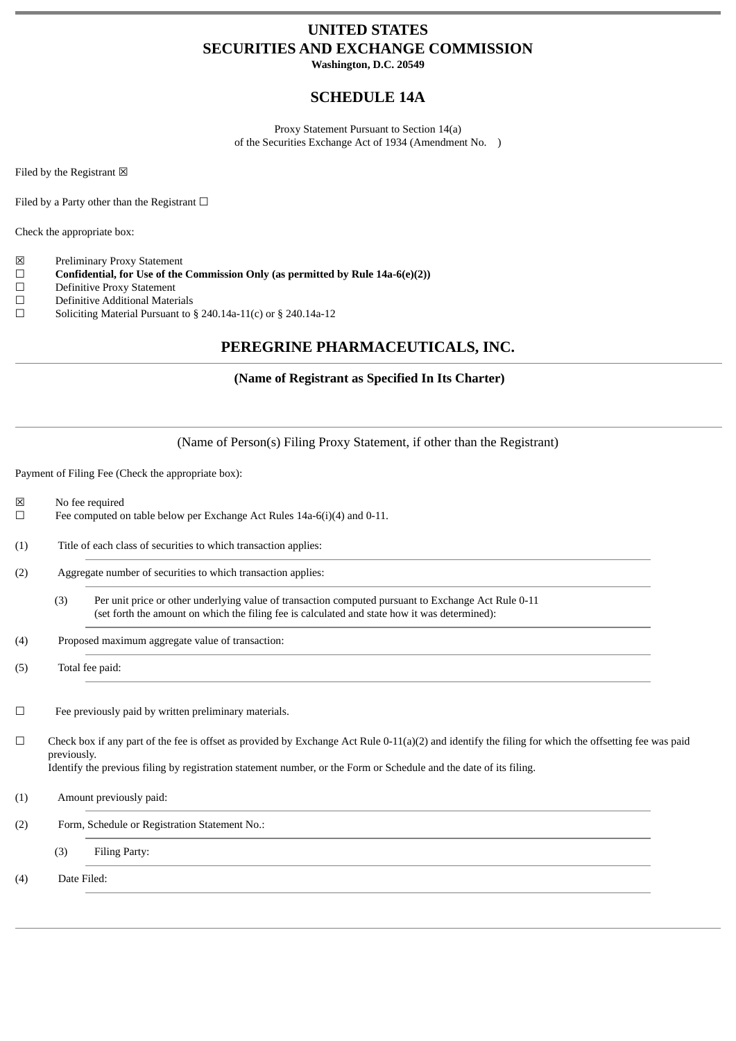# UNITED STATES
# SECURITIES AND EXCHANGE COMMISSION

**Washington, D.C. 20549**

## SCHEDULE 14A

Proxy Statement Pursuant to Section 14(a)
of the Securities Exchange Act of 1934 (Amendment No.  )

Filed by the Registrant ☒

Filed by a Party other than the Registrant ☐

Check the appropriate box:

☒ Preliminary Proxy Statement
☐ **Confidential, for Use of the Commission Only (as permitted by Rule 14a-6(e)(2))**
☐ Definitive Proxy Statement
☐ Definitive Additional Materials
☐ Soliciting Material Pursuant to § 240.14a-11(c) or § 240.14a-12

## PEREGRINE PHARMACEUTICALS, INC.

**(Name of Registrant as Specified In Its Charter)**

(Name of Person(s) Filing Proxy Statement, if other than the Registrant)

Payment of Filing Fee (Check the appropriate box):

☒ No fee required
☐ Fee computed on table below per Exchange Act Rules 14a-6(i)(4) and 0-11.

(1) Title of each class of securities to which transaction applies:

(2) Aggregate number of securities to which transaction applies:

(3) Per unit price or other underlying value of transaction computed pursuant to Exchange Act Rule 0-11 (set forth the amount on which the filing fee is calculated and state how it was determined):

(4) Proposed maximum aggregate value of transaction:

(5) Total fee paid:

☐ Fee previously paid by written preliminary materials.

☐ Check box if any part of the fee is offset as provided by Exchange Act Rule 0-11(a)(2) and identify the filing for which the offsetting fee was paid previously.
Identify the previous filing by registration statement number, or the Form or Schedule and the date of its filing.

(1) Amount previously paid:

(2) Form, Schedule or Registration Statement No.:

(3) Filing Party:

(4) Date Filed: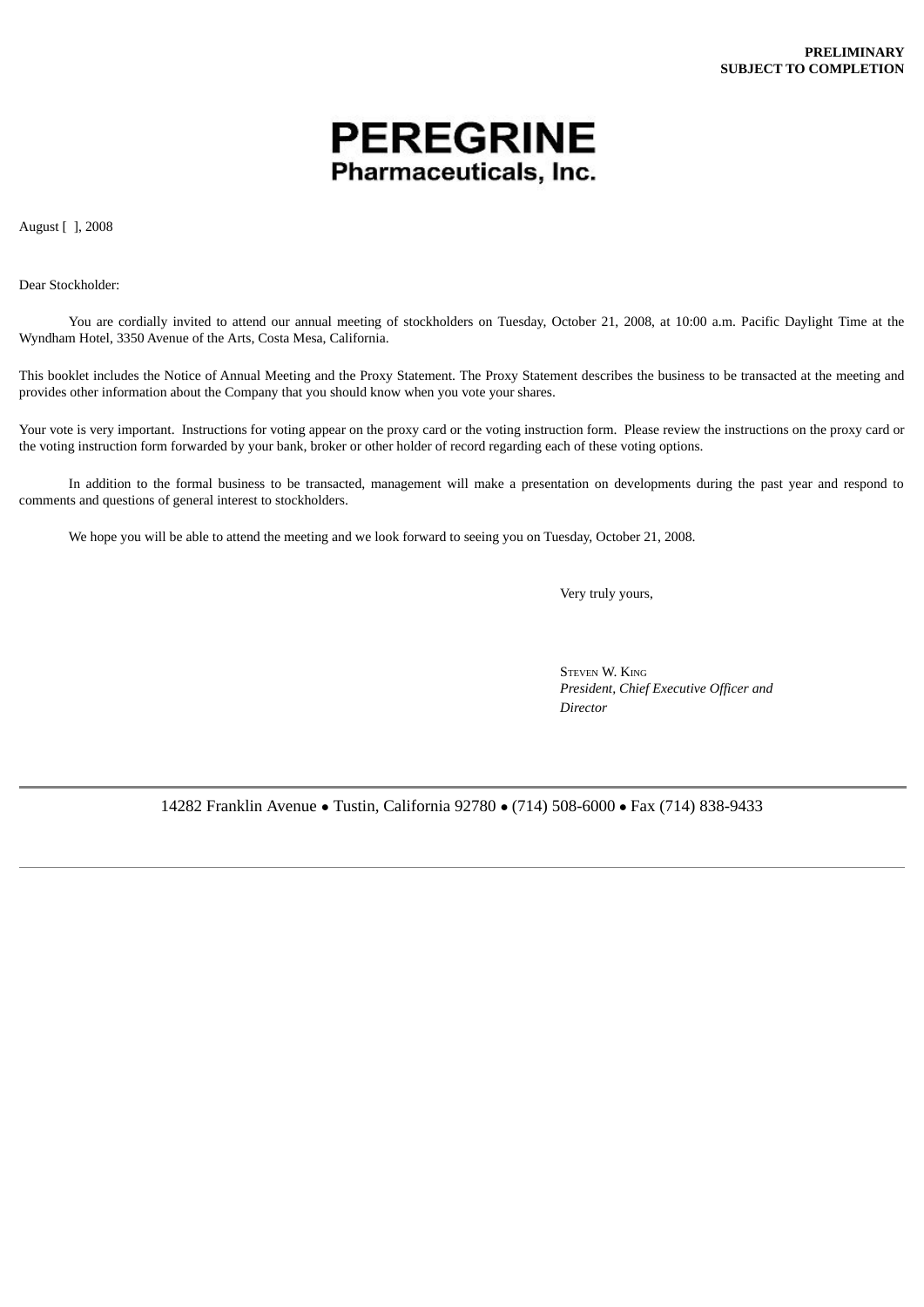**PRELIMINARY**
**SUBJECT TO COMPLETION**

**PEREGRINE**
**Pharmaceuticals, Inc.**

August [ ], 2008

Dear Stockholder:

You are cordially invited to attend our annual meeting of stockholders on Tuesday, October 21, 2008, at 10:00 a.m. Pacific Daylight Time at the Wyndham Hotel, 3350 Avenue of the Arts, Costa Mesa, California.

This booklet includes the Notice of Annual Meeting and the Proxy Statement. The Proxy Statement describes the business to be transacted at the meeting and provides other information about the Company that you should know when you vote your shares.

Your vote is very important. Instructions for voting appear on the proxy card or the voting instruction form. Please review the instructions on the proxy card or the voting instruction form forwarded by your bank, broker or other holder of record regarding each of these voting options.

In addition to the formal business to be transacted, management will make a presentation on developments during the past year and respond to comments and questions of general interest to stockholders.

We hope you will be able to attend the meeting and we look forward to seeing you on Tuesday, October 21, 2008.

Very truly yours,

STEVEN W. KING
*President, Chief Executive Officer and Director*

14282 Franklin Avenue • Tustin, California 92780 • (714) 508-6000 • Fax (714) 838-9433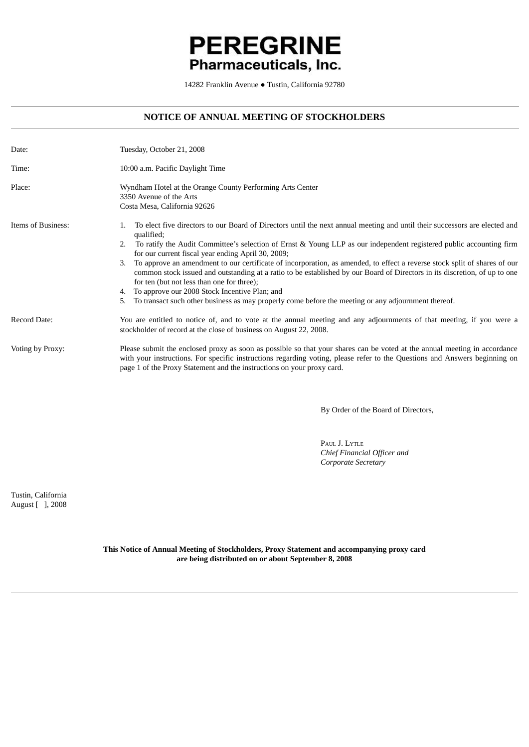# PEREGRINE
## Pharmaceuticals, Inc.

14282 Franklin Avenue ● Tustin, California 92780

## NOTICE OF ANNUAL MEETING OF STOCKHOLDERS

| | |
|---|---|
| Date: | Tuesday, October 21, 2008 |
| Time: | 10:00 a.m. Pacific Daylight Time |
| Place: | Wyndham Hotel at the Orange County Performing Arts Center<br>3350 Avenue of the Arts<br>Costa Mesa, California 92626 |
| Items of Business: | 1. To elect five directors to our Board of Directors until the next annual meeting and until their successors are elected and qualified;<br>2. To ratify the Audit Committee's selection of Ernst & Young LLP as our independent registered public accounting firm for our current fiscal year ending April 30, 2009;<br>3. To approve an amendment to our certificate of incorporation, as amended, to effect a reverse stock split of shares of our common stock issued and outstanding at a ratio to be established by our Board of Directors in its discretion, of up to one for ten (but not less than one for three);<br>4. To approve our 2008 Stock Incentive Plan; and<br>5. To transact such other business as may properly come before the meeting or any adjournment thereof. |
| Record Date: | You are entitled to notice of, and to vote at the annual meeting and any adjournments of that meeting, if you were a stockholder of record at the close of business on August 22, 2008. |
| Voting by Proxy: | Please submit the enclosed proxy as soon as possible so that your shares can be voted at the annual meeting in accordance with your instructions. For specific instructions regarding voting, please refer to the Questions and Answers beginning on page 1 of the Proxy Statement and the instructions on your proxy card. |

By Order of the Board of Directors,

PAUL J. LYTLE
*Chief Financial Officer and*
*Corporate Secretary*

Tustin, California
August [ ], 2008

**This Notice of Annual Meeting of Stockholders, Proxy Statement and accompanying proxy card are being distributed on or about September 8, 2008**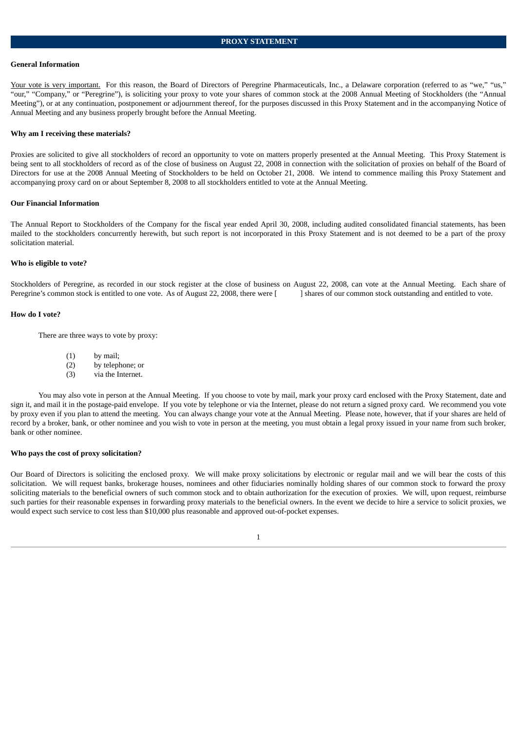# PROXY STATEMENT

## General Information

Your vote is very important. For this reason, the Board of Directors of Peregrine Pharmaceuticals, Inc., a Delaware corporation (referred to as "we," "us," "our," "Company," or "Peregrine"), is soliciting your proxy to vote your shares of common stock at the 2008 Annual Meeting of Stockholders (the "Annual Meeting"), or at any continuation, postponement or adjournment thereof, for the purposes discussed in this Proxy Statement and in the accompanying Notice of Annual Meeting and any business properly brought before the Annual Meeting.

## Why am I receiving these materials?

Proxies are solicited to give all stockholders of record an opportunity to vote on matters properly presented at the Annual Meeting. This Proxy Statement is being sent to all stockholders of record as of the close of business on August 22, 2008 in connection with the solicitation of proxies on behalf of the Board of Directors for use at the 2008 Annual Meeting of Stockholders to be held on October 21, 2008. We intend to commence mailing this Proxy Statement and accompanying proxy card on or about September 8, 2008 to all stockholders entitled to vote at the Annual Meeting.

## Our Financial Information

The Annual Report to Stockholders of the Company for the fiscal year ended April 30, 2008, including audited consolidated financial statements, has been mailed to the stockholders concurrently herewith, but such report is not incorporated in this Proxy Statement and is not deemed to be a part of the proxy solicitation material.

## Who is eligible to vote?

Stockholders of Peregrine, as recorded in our stock register at the close of business on August 22, 2008, can vote at the Annual Meeting. Each share of Peregrine's common stock is entitled to one vote. As of August 22, 2008, there were [ ] shares of our common stock outstanding and entitled to vote.

## How do I vote?

There are three ways to vote by proxy:

(1) by mail;
(2) by telephone; or
(3) via the Internet.

You may also vote in person at the Annual Meeting. If you choose to vote by mail, mark your proxy card enclosed with the Proxy Statement, date and sign it, and mail it in the postage-paid envelope. If you vote by telephone or via the Internet, please do not return a signed proxy card. We recommend you vote by proxy even if you plan to attend the meeting. You can always change your vote at the Annual Meeting. Please note, however, that if your shares are held of record by a broker, bank, or other nominee and you wish to vote in person at the meeting, you must obtain a legal proxy issued in your name from such broker, bank or other nominee.

## Who pays the cost of proxy solicitation?

Our Board of Directors is soliciting the enclosed proxy. We will make proxy solicitations by electronic or regular mail and we will bear the costs of this solicitation. We will request banks, brokerage houses, nominees and other fiduciaries nominally holding shares of our common stock to forward the proxy soliciting materials to the beneficial owners of such common stock and to obtain authorization for the execution of proxies. We will, upon request, reimburse such parties for their reasonable expenses in forwarding proxy materials to the beneficial owners. In the event we decide to hire a service to solicit proxies, we would expect such service to cost less than $10,000 plus reasonable and approved out-of-pocket expenses.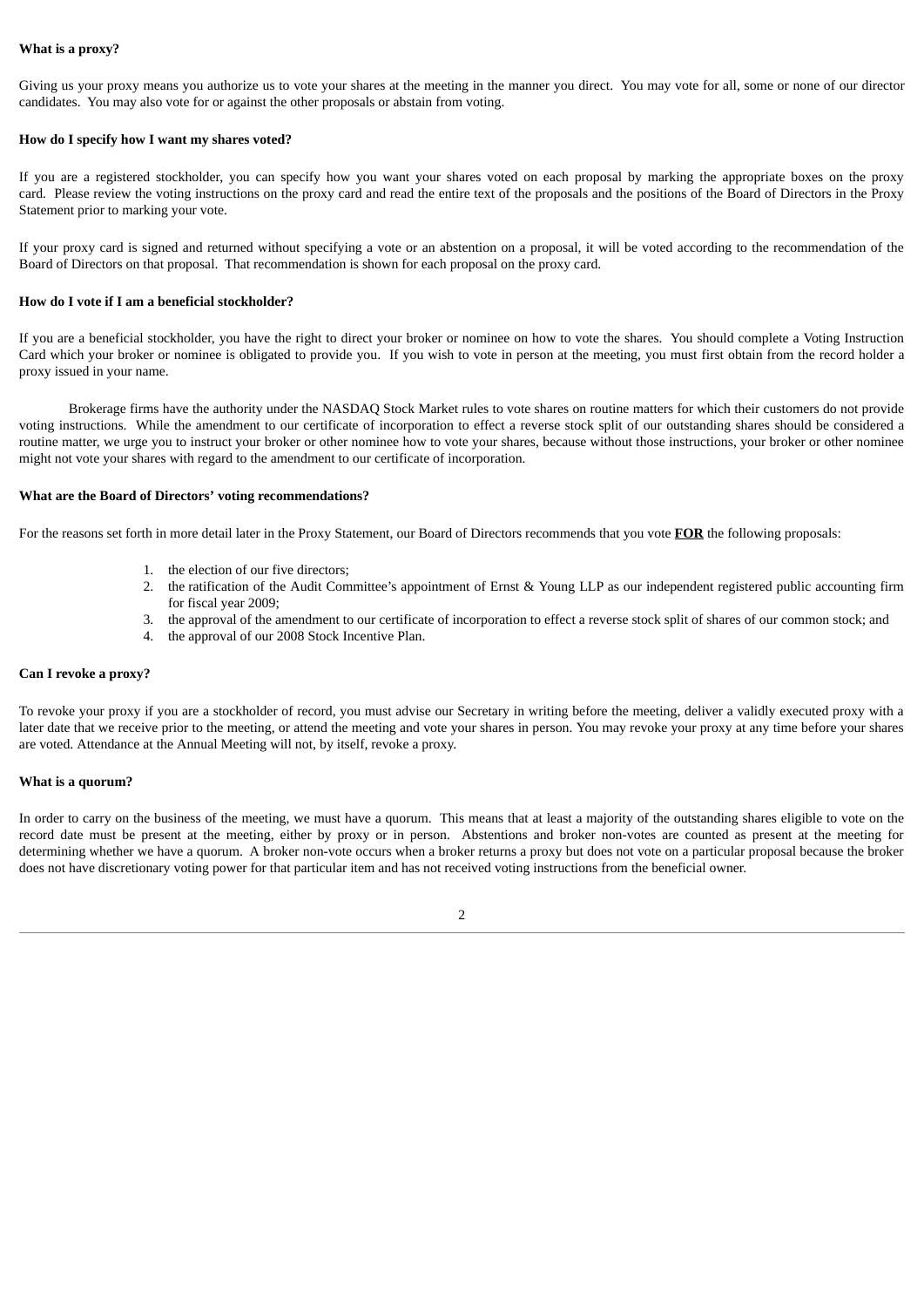**What is a proxy?**

Giving us your proxy means you authorize us to vote your shares at the meeting in the manner you direct. You may vote for all, some or none of our director candidates. You may also vote for or against the other proposals or abstain from voting.

**How do I specify how I want my shares voted?**

If you are a registered stockholder, you can specify how you want your shares voted on each proposal by marking the appropriate boxes on the proxy card. Please review the voting instructions on the proxy card and read the entire text of the proposals and the positions of the Board of Directors in the Proxy Statement prior to marking your vote.

If your proxy card is signed and returned without specifying a vote or an abstention on a proposal, it will be voted according to the recommendation of the Board of Directors on that proposal. That recommendation is shown for each proposal on the proxy card.

**How do I vote if I am a beneficial stockholder?**

If you are a beneficial stockholder, you have the right to direct your broker or nominee on how to vote the shares. You should complete a Voting Instruction Card which your broker or nominee is obligated to provide you. If you wish to vote in person at the meeting, you must first obtain from the record holder a proxy issued in your name.

Brokerage firms have the authority under the NASDAQ Stock Market rules to vote shares on routine matters for which their customers do not provide voting instructions. While the amendment to our certificate of incorporation to effect a reverse stock split of our outstanding shares should be considered a routine matter, we urge you to instruct your broker or other nominee how to vote your shares, because without those instructions, your broker or other nominee might not vote your shares with regard to the amendment to our certificate of incorporation.

**What are the Board of Directors' voting recommendations?**

For the reasons set forth in more detail later in the Proxy Statement, our Board of Directors recommends that you vote **FOR** the following proposals:

1. the election of our five directors;
2. the ratification of the Audit Committee's appointment of Ernst & Young LLP as our independent registered public accounting firm for fiscal year 2009;
3. the approval of the amendment to our certificate of incorporation to effect a reverse stock split of shares of our common stock; and
4. the approval of our 2008 Stock Incentive Plan.

**Can I revoke a proxy?**

To revoke your proxy if you are a stockholder of record, you must advise our Secretary in writing before the meeting, deliver a validly executed proxy with a later date that we receive prior to the meeting, or attend the meeting and vote your shares in person. You may revoke your proxy at any time before your shares are voted. Attendance at the Annual Meeting will not, by itself, revoke a proxy.

**What is a quorum?**

In order to carry on the business of the meeting, we must have a quorum. This means that at least a majority of the outstanding shares eligible to vote on the record date must be present at the meeting, either by proxy or in person. Abstentions and broker non-votes are counted as present at the meeting for determining whether we have a quorum. A broker non-vote occurs when a broker returns a proxy but does not vote on a particular proposal because the broker does not have discretionary voting power for that particular item and has not received voting instructions from the beneficial owner.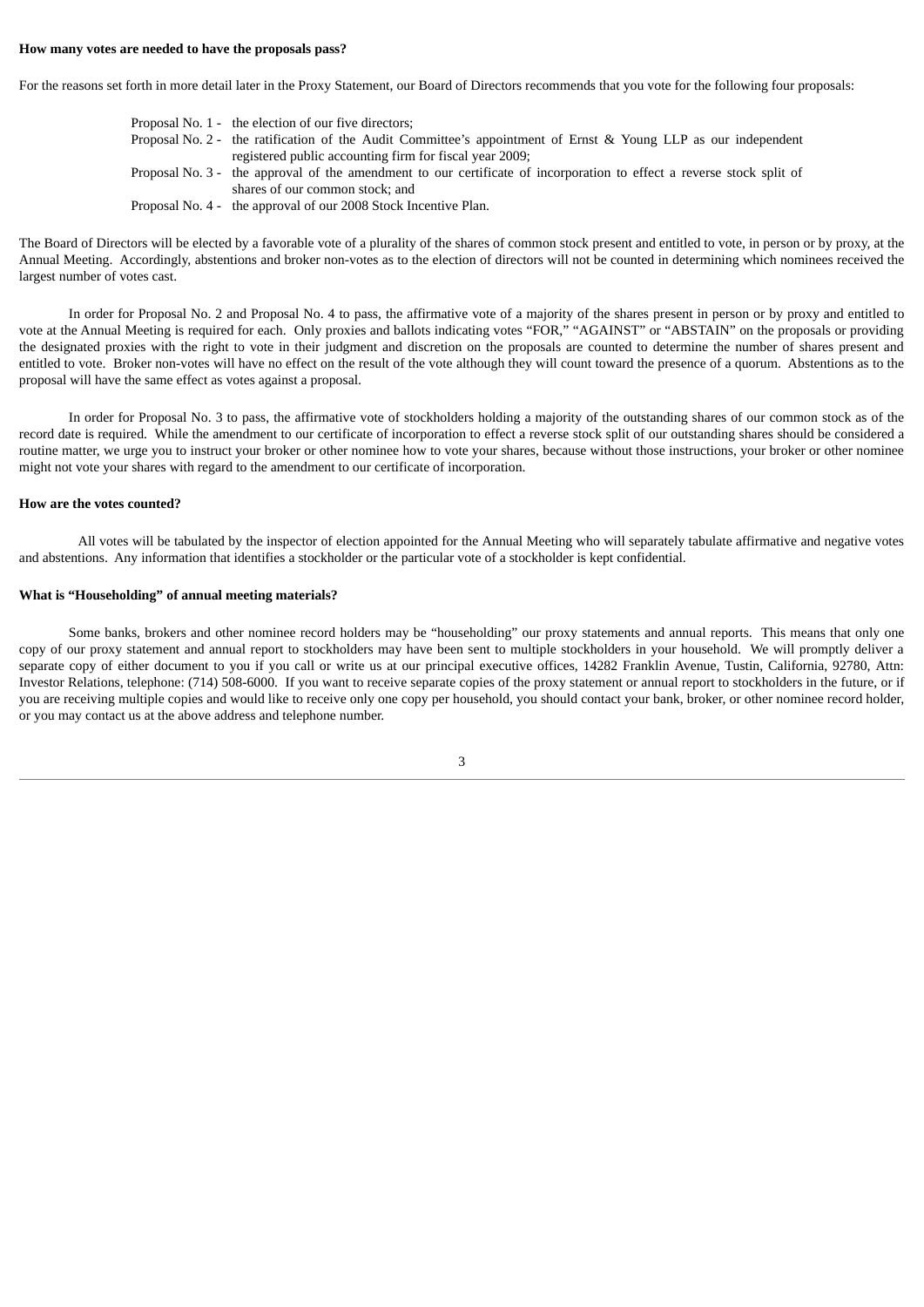**How many votes are needed to have the proposals pass?**

For the reasons set forth in more detail later in the Proxy Statement, our Board of Directors recommends that you vote for the following four proposals:

Proposal No. 1 - the election of our five directors;

Proposal No. 2 - the ratification of the Audit Committee's appointment of Ernst & Young LLP as our independent registered public accounting firm for fiscal year 2009;

Proposal No. 3 - the approval of the amendment to our certificate of incorporation to effect a reverse stock split of shares of our common stock; and

Proposal No. 4 - the approval of our 2008 Stock Incentive Plan.

The Board of Directors will be elected by a favorable vote of a plurality of the shares of common stock present and entitled to vote, in person or by proxy, at the Annual Meeting. Accordingly, abstentions and broker non-votes as to the election of directors will not be counted in determining which nominees received the largest number of votes cast.

In order for Proposal No. 2 and Proposal No. 4 to pass, the affirmative vote of a majority of the shares present in person or by proxy and entitled to vote at the Annual Meeting is required for each. Only proxies and ballots indicating votes "FOR," "AGAINST" or "ABSTAIN" on the proposals or providing the designated proxies with the right to vote in their judgment and discretion on the proposals are counted to determine the number of shares present and entitled to vote. Broker non-votes will have no effect on the result of the vote although they will count toward the presence of a quorum. Abstentions as to the proposal will have the same effect as votes against a proposal.

In order for Proposal No. 3 to pass, the affirmative vote of stockholders holding a majority of the outstanding shares of our common stock as of the record date is required. While the amendment to our certificate of incorporation to effect a reverse stock split of our outstanding shares should be considered a routine matter, we urge you to instruct your broker or other nominee how to vote your shares, because without those instructions, your broker or other nominee might not vote your shares with regard to the amendment to our certificate of incorporation.

**How are the votes counted?**

All votes will be tabulated by the inspector of election appointed for the Annual Meeting who will separately tabulate affirmative and negative votes and abstentions. Any information that identifies a stockholder or the particular vote of a stockholder is kept confidential.

**What is "Householding" of annual meeting materials?**

Some banks, brokers and other nominee record holders may be "householding" our proxy statements and annual reports. This means that only one copy of our proxy statement and annual report to stockholders may have been sent to multiple stockholders in your household. We will promptly deliver a separate copy of either document to you if you call or write us at our principal executive offices, 14282 Franklin Avenue, Tustin, California, 92780, Attn: Investor Relations, telephone: (714) 508-6000. If you want to receive separate copies of the proxy statement or annual report to stockholders in the future, or if you are receiving multiple copies and would like to receive only one copy per household, you should contact your bank, broker, or other nominee record holder, or you may contact us at the above address and telephone number.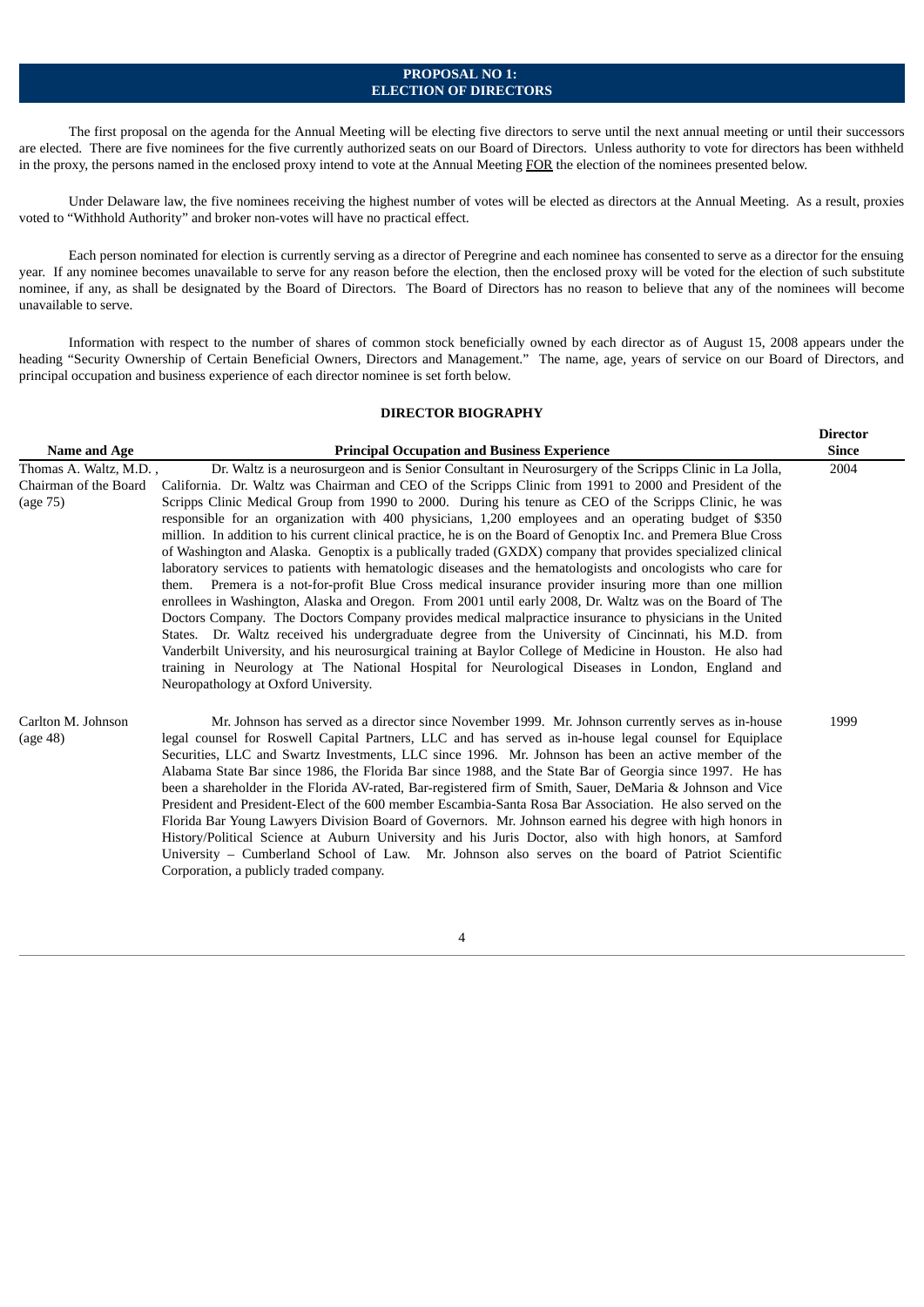## PROPOSAL NO 1:
## ELECTION OF DIRECTORS

The first proposal on the agenda for the Annual Meeting will be electing five directors to serve until the next annual meeting or until their successors are elected. There are five nominees for the five currently authorized seats on our Board of Directors. Unless authority to vote for directors has been withheld in the proxy, the persons named in the enclosed proxy intend to vote at the Annual Meeting FOR the election of the nominees presented below.

Under Delaware law, the five nominees receiving the highest number of votes will be elected as directors at the Annual Meeting. As a result, proxies voted to "Withhold Authority" and broker non-votes will have no practical effect.

Each person nominated for election is currently serving as a director of Peregrine and each nominee has consented to serve as a director for the ensuing year. If any nominee becomes unavailable to serve for any reason before the election, then the enclosed proxy will be voted for the election of such substitute nominee, if any, as shall be designated by the Board of Directors. The Board of Directors has no reason to believe that any of the nominees will become unavailable to serve.

Information with respect to the number of shares of common stock beneficially owned by each director as of August 15, 2008 appears under the heading "Security Ownership of Certain Beneficial Owners, Directors and Management." The name, age, years of service on our Board of Directors, and principal occupation and business experience of each director nominee is set forth below.

### DIRECTOR BIOGRAPHY

| Name and Age | Principal Occupation and Business Experience | Director Since |
|---|---|---|
| Thomas A. Waltz, M.D. , Chairman of the Board (age 75) | Dr. Waltz is a neurosurgeon and is Senior Consultant in Neurosurgery of the Scripps Clinic in La Jolla, California. Dr. Waltz was Chairman and CEO of the Scripps Clinic from 1991 to 2000 and President of the Scripps Clinic Medical Group from 1990 to 2000. During his tenure as CEO of the Scripps Clinic, he was responsible for an organization with 400 physicians, 1,200 employees and an operating budget of $350 million. In addition to his current clinical practice, he is on the Board of Genoptix Inc. and Premera Blue Cross of Washington and Alaska. Genoptix is a publically traded (GXDX) company that provides specialized clinical laboratory services to patients with hematologic diseases and the hematologists and oncologists who care for them. Premera is a not-for-profit Blue Cross medical insurance provider insuring more than one million enrollees in Washington, Alaska and Oregon. From 2001 until early 2008, Dr. Waltz was on the Board of The Doctors Company. The Doctors Company provides medical malpractice insurance to physicians in the United States. Dr. Waltz received his undergraduate degree from the University of Cincinnati, his M.D. from Vanderbilt University, and his neurosurgical training at Baylor College of Medicine in Houston. He also had training in Neurology at The National Hospital for Neurological Diseases in London, England and Neuropathology at Oxford University. | 2004 |
| Carlton M. Johnson (age 48) | Mr. Johnson has served as a director since November 1999. Mr. Johnson currently serves as in-house legal counsel for Roswell Capital Partners, LLC and has served as in-house legal counsel for Equiplace Securities, LLC and Swartz Investments, LLC since 1996. Mr. Johnson has been an active member of the Alabama State Bar since 1986, the Florida Bar since 1988, and the State Bar of Georgia since 1997. He has been a shareholder in the Florida AV-rated, Bar-registered firm of Smith, Sauer, DeMaria & Johnson and Vice President and President-Elect of the 600 member Escambia-Santa Rosa Bar Association. He also served on the Florida Bar Young Lawyers Division Board of Governors. Mr. Johnson earned his degree with high honors in History/Political Science at Auburn University and his Juris Doctor, also with high honors, at Samford University – Cumberland School of Law. Mr. Johnson also serves on the board of Patriot Scientific Corporation, a publicly traded company. | 1999 |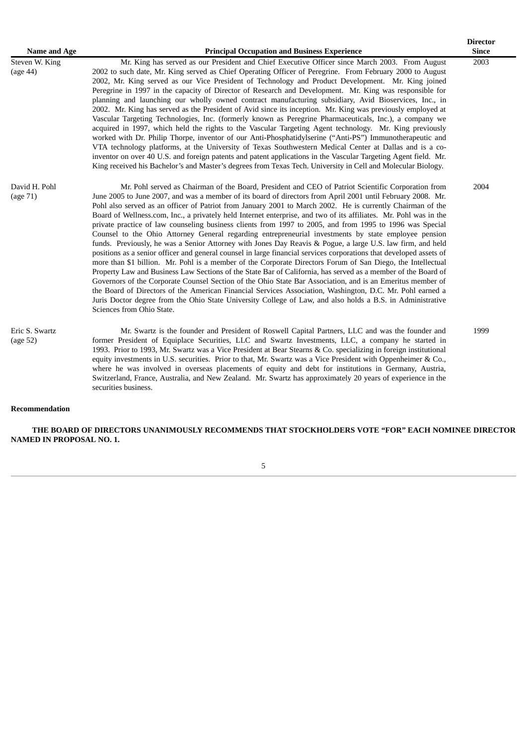| Name and Age | Principal Occupation and Business Experience | Director Since |
|---|---|---|
| Steven W. King (age 44) | Mr. King has served as our President and Chief Executive Officer since March 2003. From August 2002 to such date, Mr. King served as Chief Operating Officer of Peregrine. From February 2000 to August 2002, Mr. King served as our Vice President of Technology and Product Development. Mr. King joined Peregrine in 1997 in the capacity of Director of Research and Development. Mr. King was responsible for planning and launching our wholly owned contract manufacturing subsidiary, Avid Bioservices, Inc., in 2002. Mr. King has served as the President of Avid since its inception. Mr. King was previously employed at Vascular Targeting Technologies, Inc. (formerly known as Peregrine Pharmaceuticals, Inc.), a company we acquired in 1997, which held the rights to the Vascular Targeting Agent technology. Mr. King previously worked with Dr. Philip Thorpe, inventor of our Anti-Phosphatidylserine ("Anti-PS") Immunotherapeutic and VTA technology platforms, at the University of Texas Southwestern Medical Center at Dallas and is a co-inventor on over 40 U.S. and foreign patents and patent applications in the Vascular Targeting Agent field. Mr. King received his Bachelor's and Master's degrees from Texas Tech. University in Cell and Molecular Biology. | 2003 |
| David H. Pohl (age 71) | Mr. Pohl served as Chairman of the Board, President and CEO of Patriot Scientific Corporation from June 2005 to June 2007, and was a member of its board of directors from April 2001 until February 2008. Mr. Pohl also served as an officer of Patriot from January 2001 to March 2002. He is currently Chairman of the Board of Wellness.com, Inc., a privately held Internet enterprise, and two of its affiliates. Mr. Pohl was in the private practice of law counseling business clients from 1997 to 2005, and from 1995 to 1996 was Special Counsel to the Ohio Attorney General regarding entrepreneurial investments by state employee pension funds. Previously, he was a Senior Attorney with Jones Day Reavis & Pogue, a large U.S. law firm, and held positions as a senior officer and general counsel in large financial services corporations that developed assets of more than $1 billion. Mr. Pohl is a member of the Corporate Directors Forum of San Diego, the Intellectual Property Law and Business Law Sections of the State Bar of California, has served as a member of the Board of Governors of the Corporate Counsel Section of the Ohio State Bar Association, and is an Emeritus member of the Board of Directors of the American Financial Services Association, Washington, D.C. Mr. Pohl earned a Juris Doctor degree from the Ohio State University College of Law, and also holds a B.S. in Administrative Sciences from Ohio State. | 2004 |
| Eric S. Swartz (age 52) | Mr. Swartz is the founder and President of Roswell Capital Partners, LLC and was the founder and former President of Equiplace Securities, LLC and Swartz Investments, LLC, a company he started in 1993. Prior to 1993, Mr. Swartz was a Vice President at Bear Stearns & Co. specializing in foreign institutional equity investments in U.S. securities. Prior to that, Mr. Swartz was a Vice President with Oppenheimer & Co., where he was involved in overseas placements of equity and debt for institutions in Germany, Austria, Switzerland, France, Australia, and New Zealand. Mr. Swartz has approximately 20 years of experience in the securities business. | 1999 |

**Recommendation**

**THE BOARD OF DIRECTORS UNANIMOUSLY RECOMMENDS THAT STOCKHOLDERS VOTE "FOR" EACH NOMINEE DIRECTOR NAMED IN PROPOSAL NO. 1.**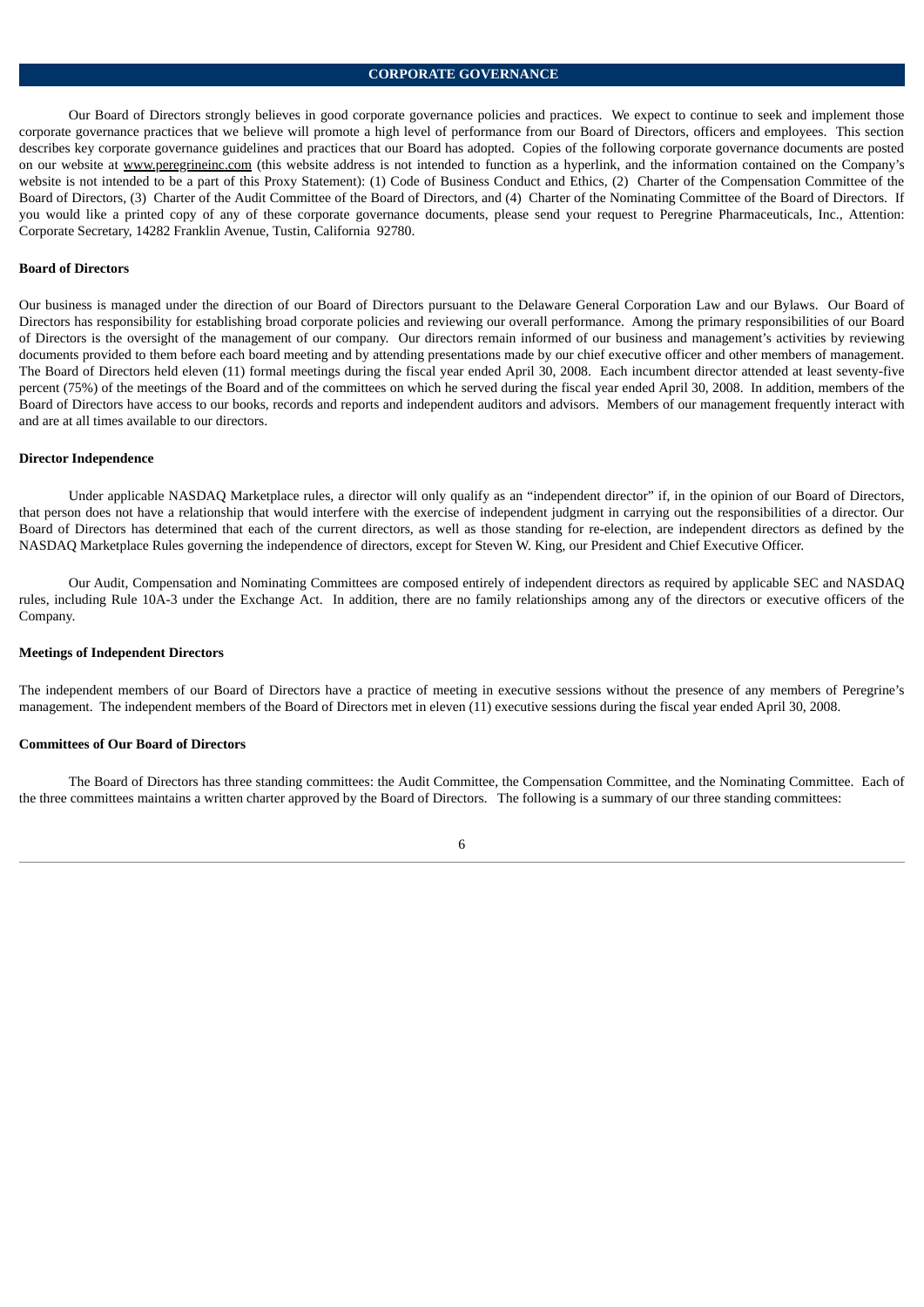## CORPORATE GOVERNANCE

Our Board of Directors strongly believes in good corporate governance policies and practices. We expect to continue to seek and implement those corporate governance practices that we believe will promote a high level of performance from our Board of Directors, officers and employees. This section describes key corporate governance guidelines and practices that our Board has adopted. Copies of the following corporate governance documents are posted on our website at www.peregrineinc.com (this website address is not intended to function as a hyperlink, and the information contained on the Company's website is not intended to be a part of this Proxy Statement): (1) Code of Business Conduct and Ethics, (2) Charter of the Compensation Committee of the Board of Directors, (3) Charter of the Audit Committee of the Board of Directors, and (4) Charter of the Nominating Committee of the Board of Directors. If you would like a printed copy of any of these corporate governance documents, please send your request to Peregrine Pharmaceuticals, Inc., Attention: Corporate Secretary, 14282 Franklin Avenue, Tustin, California 92780.

**Board of Directors**

Our business is managed under the direction of our Board of Directors pursuant to the Delaware General Corporation Law and our Bylaws. Our Board of Directors has responsibility for establishing broad corporate policies and reviewing our overall performance. Among the primary responsibilities of our Board of Directors is the oversight of the management of our company. Our directors remain informed of our business and management's activities by reviewing documents provided to them before each board meeting and by attending presentations made by our chief executive officer and other members of management. The Board of Directors held eleven (11) formal meetings during the fiscal year ended April 30, 2008. Each incumbent director attended at least seventy-five percent (75%) of the meetings of the Board and of the committees on which he served during the fiscal year ended April 30, 2008. In addition, members of the Board of Directors have access to our books, records and reports and independent auditors and advisors. Members of our management frequently interact with and are at all times available to our directors.

**Director Independence**

Under applicable NASDAQ Marketplace rules, a director will only qualify as an "independent director" if, in the opinion of our Board of Directors, that person does not have a relationship that would interfere with the exercise of independent judgment in carrying out the responsibilities of a director. Our Board of Directors has determined that each of the current directors, as well as those standing for re-election, are independent directors as defined by the NASDAQ Marketplace Rules governing the independence of directors, except for Steven W. King, our President and Chief Executive Officer.

Our Audit, Compensation and Nominating Committees are composed entirely of independent directors as required by applicable SEC and NASDAQ rules, including Rule 10A-3 under the Exchange Act. In addition, there are no family relationships among any of the directors or executive officers of the Company.

**Meetings of Independent Directors**

The independent members of our Board of Directors have a practice of meeting in executive sessions without the presence of any members of Peregrine's management. The independent members of the Board of Directors met in eleven (11) executive sessions during the fiscal year ended April 30, 2008.

**Committees of Our Board of Directors**

The Board of Directors has three standing committees: the Audit Committee, the Compensation Committee, and the Nominating Committee. Each of the three committees maintains a written charter approved by the Board of Directors. The following is a summary of our three standing committees: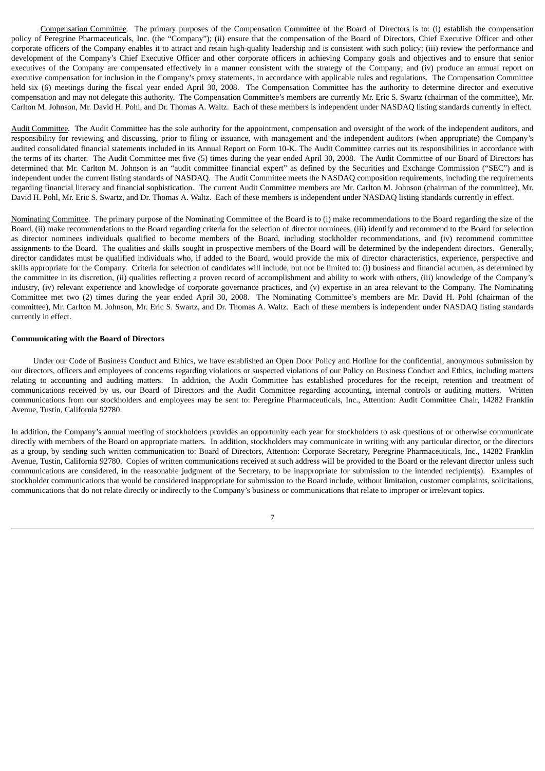Compensation Committee. The primary purposes of the Compensation Committee of the Board of Directors is to: (i) establish the compensation policy of Peregrine Pharmaceuticals, Inc. (the "Company"); (ii) ensure that the compensation of the Board of Directors, Chief Executive Officer and other corporate officers of the Company enables it to attract and retain high-quality leadership and is consistent with such policy; (iii) review the performance and development of the Company's Chief Executive Officer and other corporate officers in achieving Company goals and objectives and to ensure that senior executives of the Company are compensated effectively in a manner consistent with the strategy of the Company; and (iv) produce an annual report on executive compensation for inclusion in the Company's proxy statements, in accordance with applicable rules and regulations. The Compensation Committee held six (6) meetings during the fiscal year ended April 30, 2008. The Compensation Committee has the authority to determine director and executive compensation and may not delegate this authority. The Compensation Committee's members are currently Mr. Eric S. Swartz (chairman of the committee), Mr. Carlton M. Johnson, Mr. David H. Pohl, and Dr. Thomas A. Waltz. Each of these members is independent under NASDAQ listing standards currently in effect.

Audit Committee. The Audit Committee has the sole authority for the appointment, compensation and oversight of the work of the independent auditors, and responsibility for reviewing and discussing, prior to filing or issuance, with management and the independent auditors (when appropriate) the Company's audited consolidated financial statements included in its Annual Report on Form 10-K. The Audit Committee carries out its responsibilities in accordance with the terms of its charter. The Audit Committee met five (5) times during the year ended April 30, 2008. The Audit Committee of our Board of Directors has determined that Mr. Carlton M. Johnson is an "audit committee financial expert" as defined by the Securities and Exchange Commission ("SEC") and is independent under the current listing standards of NASDAQ. The Audit Committee meets the NASDAQ composition requirements, including the requirements regarding financial literacy and financial sophistication. The current Audit Committee members are Mr. Carlton M. Johnson (chairman of the committee), Mr. David H. Pohl, Mr. Eric S. Swartz, and Dr. Thomas A. Waltz. Each of these members is independent under NASDAQ listing standards currently in effect.

Nominating Committee. The primary purpose of the Nominating Committee of the Board is to (i) make recommendations to the Board regarding the size of the Board, (ii) make recommendations to the Board regarding criteria for the selection of director nominees, (iii) identify and recommend to the Board for selection as director nominees individuals qualified to become members of the Board, including stockholder recommendations, and (iv) recommend committee assignments to the Board. The qualities and skills sought in prospective members of the Board will be determined by the independent directors. Generally, director candidates must be qualified individuals who, if added to the Board, would provide the mix of director characteristics, experience, perspective and skills appropriate for the Company. Criteria for selection of candidates will include, but not be limited to: (i) business and financial acumen, as determined by the committee in its discretion, (ii) qualities reflecting a proven record of accomplishment and ability to work with others, (iii) knowledge of the Company's industry, (iv) relevant experience and knowledge of corporate governance practices, and (v) expertise in an area relevant to the Company. The Nominating Committee met two (2) times during the year ended April 30, 2008. The Nominating Committee's members are Mr. David H. Pohl (chairman of the committee), Mr. Carlton M. Johnson, Mr. Eric S. Swartz, and Dr. Thomas A. Waltz. Each of these members is independent under NASDAQ listing standards currently in effect.

**Communicating with the Board of Directors**

Under our Code of Business Conduct and Ethics, we have established an Open Door Policy and Hotline for the confidential, anonymous submission by our directors, officers and employees of concerns regarding violations or suspected violations of our Policy on Business Conduct and Ethics, including matters relating to accounting and auditing matters. In addition, the Audit Committee has established procedures for the receipt, retention and treatment of communications received by us, our Board of Directors and the Audit Committee regarding accounting, internal controls or auditing matters. Written communications from our stockholders and employees may be sent to: Peregrine Pharmaceuticals, Inc., Attention: Audit Committee Chair, 14282 Franklin Avenue, Tustin, California 92780.

In addition, the Company's annual meeting of stockholders provides an opportunity each year for stockholders to ask questions of or otherwise communicate directly with members of the Board on appropriate matters. In addition, stockholders may communicate in writing with any particular director, or the directors as a group, by sending such written communication to: Board of Directors, Attention: Corporate Secretary, Peregrine Pharmaceuticals, Inc., 14282 Franklin Avenue, Tustin, California 92780. Copies of written communications received at such address will be provided to the Board or the relevant director unless such communications are considered, in the reasonable judgment of the Secretary, to be inappropriate for submission to the intended recipient(s). Examples of stockholder communications that would be considered inappropriate for submission to the Board include, without limitation, customer complaints, solicitations, communications that do not relate directly or indirectly to the Company's business or communications that relate to improper or irrelevant topics.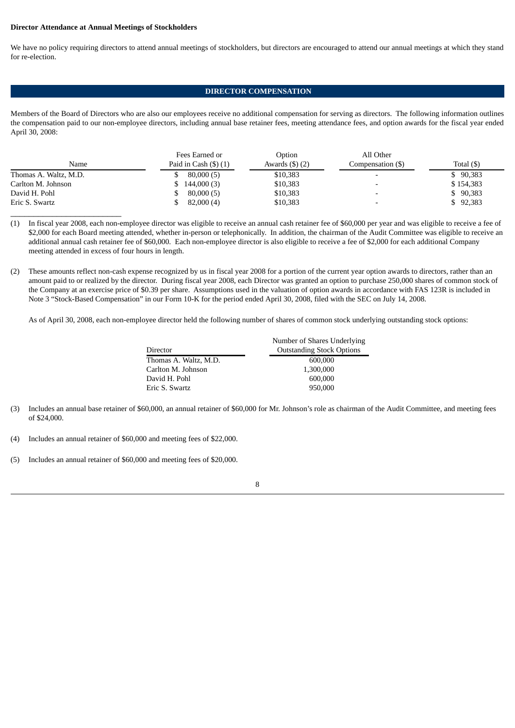**Director Attendance at Annual Meetings of Stockholders**

We have no policy requiring directors to attend annual meetings of stockholders, but directors are encouraged to attend our annual meetings at which they stand for re-election.

## DIRECTOR COMPENSATION

Members of the Board of Directors who are also our employees receive no additional compensation for serving as directors. The following information outlines the compensation paid to our non-employee directors, including annual base retainer fees, meeting attendance fees, and option awards for the fiscal year ended April 30, 2008:

| Name | Fees Earned or Paid in Cash ($) (1) | Option Awards ($) (2) | All Other Compensation ($) | Total ($) |
|---|---|---|---|---|
| Thomas A. Waltz, M.D. | $ 80,000 (5) | $10,383 | - | $ 90,383 |
| Carlton M. Johnson | $ 144,000 (3) | $10,383 | - | $ 154,383 |
| David H. Pohl | $ 80,000 (5) | $10,383 | - | $ 90,383 |
| Eric S. Swartz | $ 82,000 (4) | $10,383 | - | $ 92,383 |

(1) In fiscal year 2008, each non-employee director was eligible to receive an annual cash retainer fee of $60,000 per year and was eligible to receive a fee of $2,000 for each Board meeting attended, whether in-person or telephonically. In addition, the chairman of the Audit Committee was eligible to receive an additional annual cash retainer fee of $60,000. Each non-employee director is also eligible to receive a fee of $2,000 for each additional Company meeting attended in excess of four hours in length.

(2) These amounts reflect non-cash expense recognized by us in fiscal year 2008 for a portion of the current year option awards to directors, rather than an amount paid to or realized by the director. During fiscal year 2008, each Director was granted an option to purchase 250,000 shares of common stock of the Company at an exercise price of $0.39 per share. Assumptions used in the valuation of option awards in accordance with FAS 123R is included in Note 3 "Stock-Based Compensation" in our Form 10-K for the period ended April 30, 2008, filed with the SEC on July 14, 2008.

As of April 30, 2008, each non-employee director held the following number of shares of common stock underlying outstanding stock options:

| Director | Number of Shares Underlying Outstanding Stock Options |
|---|---|
| Thomas A. Waltz, M.D. | 600,000 |
| Carlton M. Johnson | 1,300,000 |
| David H. Pohl | 600,000 |
| Eric S. Swartz | 950,000 |

(3) Includes an annual base retainer of $60,000, an annual retainer of $60,000 for Mr. Johnson's role as chairman of the Audit Committee, and meeting fees of $24,000.

(4) Includes an annual retainer of $60,000 and meeting fees of $22,000.

(5) Includes an annual retainer of $60,000 and meeting fees of $20,000.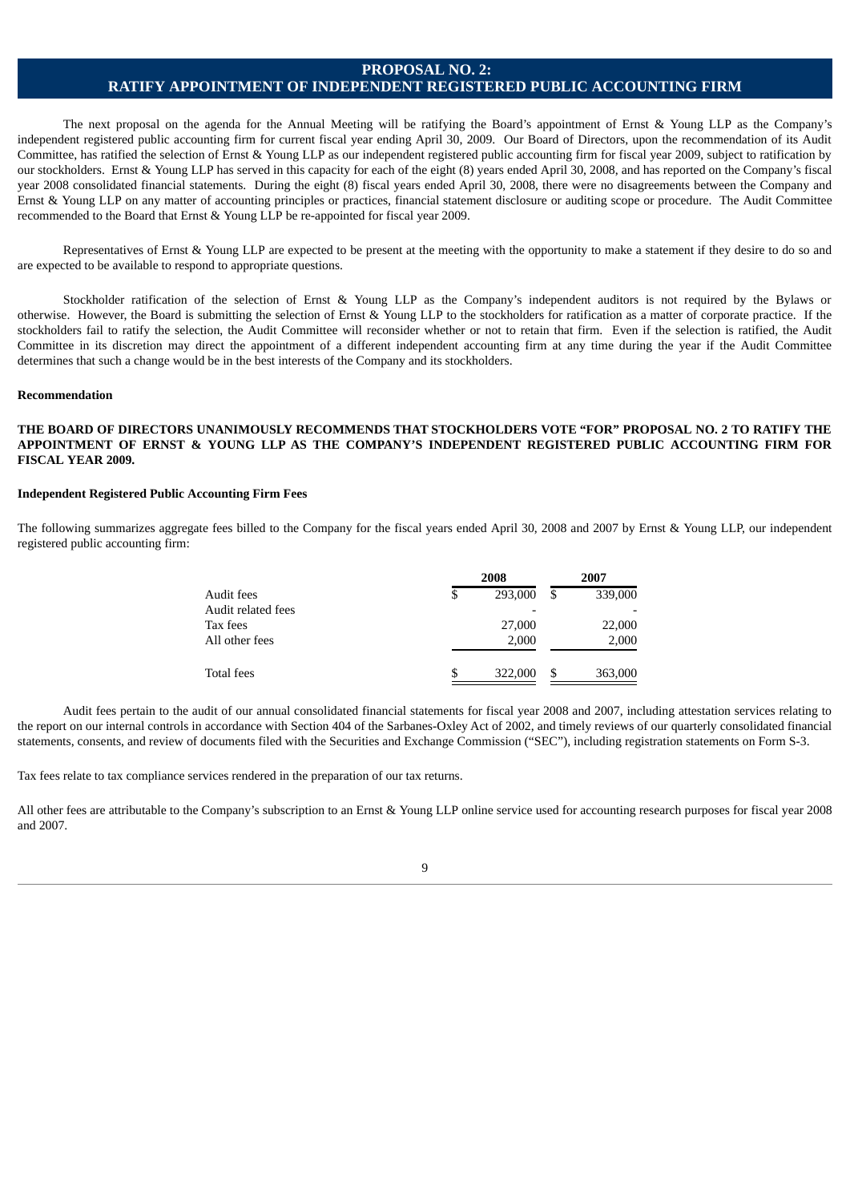## PROPOSAL NO. 2:
## RATIFY APPOINTMENT OF INDEPENDENT REGISTERED PUBLIC ACCOUNTING FIRM

The next proposal on the agenda for the Annual Meeting will be ratifying the Board's appointment of Ernst & Young LLP as the Company's independent registered public accounting firm for current fiscal year ending April 30, 2009. Our Board of Directors, upon the recommendation of its Audit Committee, has ratified the selection of Ernst & Young LLP as our independent registered public accounting firm for fiscal year 2009, subject to ratification by our stockholders. Ernst & Young LLP has served in this capacity for each of the eight (8) years ended April 30, 2008, and has reported on the Company's fiscal year 2008 consolidated financial statements. During the eight (8) fiscal years ended April 30, 2008, there were no disagreements between the Company and Ernst & Young LLP on any matter of accounting principles or practices, financial statement disclosure or auditing scope or procedure. The Audit Committee recommended to the Board that Ernst & Young LLP be re-appointed for fiscal year 2009.

Representatives of Ernst & Young LLP are expected to be present at the meeting with the opportunity to make a statement if they desire to do so and are expected to be available to respond to appropriate questions.

Stockholder ratification of the selection of Ernst & Young LLP as the Company's independent auditors is not required by the Bylaws or otherwise. However, the Board is submitting the selection of Ernst & Young LLP to the stockholders for ratification as a matter of corporate practice. If the stockholders fail to ratify the selection, the Audit Committee will reconsider whether or not to retain that firm. Even if the selection is ratified, the Audit Committee in its discretion may direct the appointment of a different independent accounting firm at any time during the year if the Audit Committee determines that such a change would be in the best interests of the Company and its stockholders.

**Recommendation**

**THE BOARD OF DIRECTORS UNANIMOUSLY RECOMMENDS THAT STOCKHOLDERS VOTE "FOR" PROPOSAL NO. 2 TO RATIFY THE APPOINTMENT OF ERNST & YOUNG LLP AS THE COMPANY'S INDEPENDENT REGISTERED PUBLIC ACCOUNTING FIRM FOR FISCAL YEAR 2009.**

**Independent Registered Public Accounting Firm Fees**

The following summarizes aggregate fees billed to the Company for the fiscal years ended April 30, 2008 and 2007 by Ernst & Young LLP, our independent registered public accounting firm:

| | 2008 | 2007 |
|---|---|---|
| Audit fees | $ 293,000 | $ 339,000 |
| Audit related fees | - | - |
| Tax fees | 27,000 | 22,000 |
| All other fees | 2,000 | 2,000 |
| Total fees | $ 322,000 | $ 363,000 |

Audit fees pertain to the audit of our annual consolidated financial statements for fiscal year 2008 and 2007, including attestation services relating to the report on our internal controls in accordance with Section 404 of the Sarbanes-Oxley Act of 2002, and timely reviews of our quarterly consolidated financial statements, consents, and review of documents filed with the Securities and Exchange Commission ("SEC"), including registration statements on Form S-3.

Tax fees relate to tax compliance services rendered in the preparation of our tax returns.

All other fees are attributable to the Company's subscription to an Ernst & Young LLP online service used for accounting research purposes for fiscal year 2008 and 2007.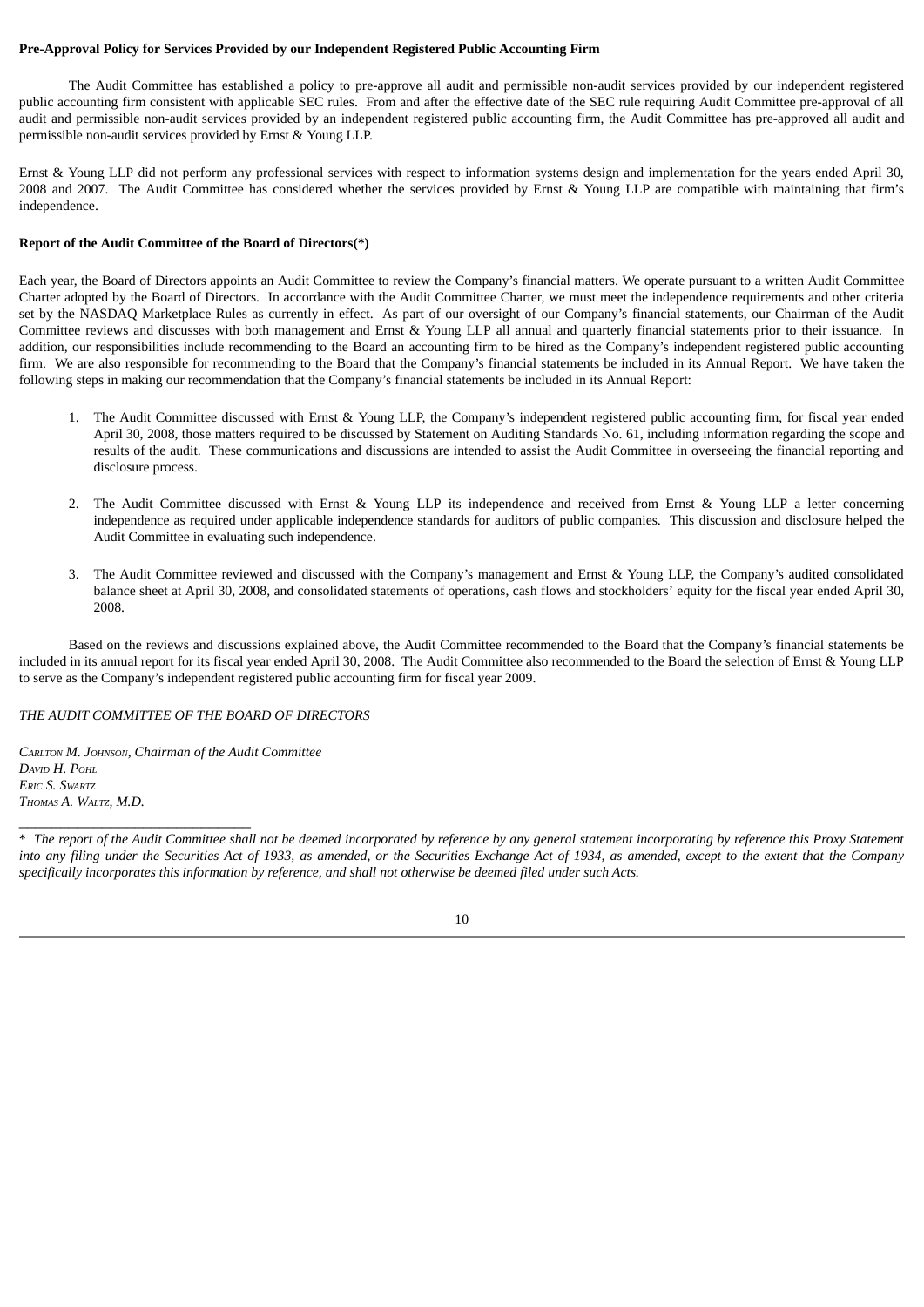**Pre-Approval Policy for Services Provided by our Independent Registered Public Accounting Firm**

The Audit Committee has established a policy to pre-approve all audit and permissible non-audit services provided by our independent registered public accounting firm consistent with applicable SEC rules. From and after the effective date of the SEC rule requiring Audit Committee pre-approval of all audit and permissible non-audit services provided by an independent registered public accounting firm, the Audit Committee has pre-approved all audit and permissible non-audit services provided by Ernst & Young LLP.

Ernst & Young LLP did not perform any professional services with respect to information systems design and implementation for the years ended April 30, 2008 and 2007. The Audit Committee has considered whether the services provided by Ernst & Young LLP are compatible with maintaining that firm's independence.

**Report of the Audit Committee of the Board of Directors(*)**

Each year, the Board of Directors appoints an Audit Committee to review the Company's financial matters. We operate pursuant to a written Audit Committee Charter adopted by the Board of Directors. In accordance with the Audit Committee Charter, we must meet the independence requirements and other criteria set by the NASDAQ Marketplace Rules as currently in effect. As part of our oversight of our Company's financial statements, our Chairman of the Audit Committee reviews and discusses with both management and Ernst & Young LLP all annual and quarterly financial statements prior to their issuance. In addition, our responsibilities include recommending to the Board an accounting firm to be hired as the Company's independent registered public accounting firm. We are also responsible for recommending to the Board that the Company's financial statements be included in its Annual Report. We have taken the following steps in making our recommendation that the Company's financial statements be included in its Annual Report:

1. The Audit Committee discussed with Ernst & Young LLP, the Company's independent registered public accounting firm, for fiscal year ended April 30, 2008, those matters required to be discussed by Statement on Auditing Standards No. 61, including information regarding the scope and results of the audit. These communications and discussions are intended to assist the Audit Committee in overseeing the financial reporting and disclosure process.

2. The Audit Committee discussed with Ernst & Young LLP its independence and received from Ernst & Young LLP a letter concerning independence as required under applicable independence standards for auditors of public companies. This discussion and disclosure helped the Audit Committee in evaluating such independence.

3. The Audit Committee reviewed and discussed with the Company's management and Ernst & Young LLP, the Company's audited consolidated balance sheet at April 30, 2008, and consolidated statements of operations, cash flows and stockholders' equity for the fiscal year ended April 30, 2008.

Based on the reviews and discussions explained above, the Audit Committee recommended to the Board that the Company's financial statements be included in its annual report for its fiscal year ended April 30, 2008. The Audit Committee also recommended to the Board the selection of Ernst & Young LLP to serve as the Company's independent registered public accounting firm for fiscal year 2009.

*THE AUDIT COMMITTEE OF THE BOARD OF DIRECTORS*

*Carlton M. Johnson, Chairman of the Audit Committee*
*David H. Pohl*
*Eric S. Swartz*
*Thomas A. Waltz, M.D.*

---

* *The report of the Audit Committee shall not be deemed incorporated by reference by any general statement incorporating by reference this Proxy Statement into any filing under the Securities Act of 1933, as amended, or the Securities Exchange Act of 1934, as amended, except to the extent that the Company specifically incorporates this information by reference, and shall not otherwise be deemed filed under such Acts.*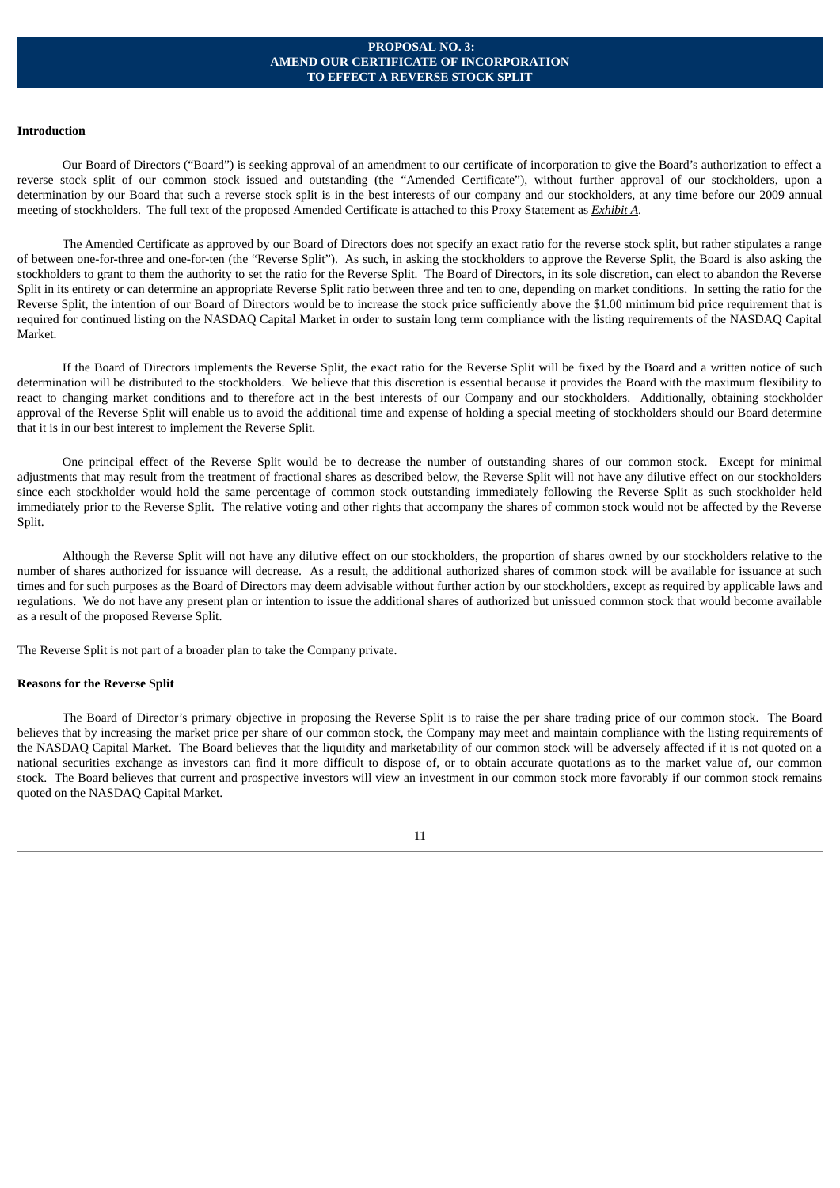## PROPOSAL NO. 3:
## AMEND OUR CERTIFICATE OF INCORPORATION
## TO EFFECT A REVERSE STOCK SPLIT

**Introduction**

Our Board of Directors ("Board") is seeking approval of an amendment to our certificate of incorporation to give the Board's authorization to effect a reverse stock split of our common stock issued and outstanding (the "Amended Certificate"), without further approval of our stockholders, upon a determination by our Board that such a reverse stock split is in the best interests of our company and our stockholders, at any time before our 2009 annual meeting of stockholders. The full text of the proposed Amended Certificate is attached to this Proxy Statement as ***Exhibit A***.

The Amended Certificate as approved by our Board of Directors does not specify an exact ratio for the reverse stock split, but rather stipulates a range of between one-for-three and one-for-ten (the "Reverse Split"). As such, in asking the stockholders to approve the Reverse Split, the Board is also asking the stockholders to grant to them the authority to set the ratio for the Reverse Split. The Board of Directors, in its sole discretion, can elect to abandon the Reverse Split in its entirety or can determine an appropriate Reverse Split ratio between three and ten to one, depending on market conditions. In setting the ratio for the Reverse Split, the intention of our Board of Directors would be to increase the stock price sufficiently above the $1.00 minimum bid price requirement that is required for continued listing on the NASDAQ Capital Market in order to sustain long term compliance with the listing requirements of the NASDAQ Capital Market.

If the Board of Directors implements the Reverse Split, the exact ratio for the Reverse Split will be fixed by the Board and a written notice of such determination will be distributed to the stockholders. We believe that this discretion is essential because it provides the Board with the maximum flexibility to react to changing market conditions and to therefore act in the best interests of our Company and our stockholders. Additionally, obtaining stockholder approval of the Reverse Split will enable us to avoid the additional time and expense of holding a special meeting of stockholders should our Board determine that it is in our best interest to implement the Reverse Split.

One principal effect of the Reverse Split would be to decrease the number of outstanding shares of our common stock. Except for minimal adjustments that may result from the treatment of fractional shares as described below, the Reverse Split will not have any dilutive effect on our stockholders since each stockholder would hold the same percentage of common stock outstanding immediately following the Reverse Split as such stockholder held immediately prior to the Reverse Split. The relative voting and other rights that accompany the shares of common stock would not be affected by the Reverse Split.

Although the Reverse Split will not have any dilutive effect on our stockholders, the proportion of shares owned by our stockholders relative to the number of shares authorized for issuance will decrease. As a result, the additional authorized shares of common stock will be available for issuance at such times and for such purposes as the Board of Directors may deem advisable without further action by our stockholders, except as required by applicable laws and regulations. We do not have any present plan or intention to issue the additional shares of authorized but unissued common stock that would become available as a result of the proposed Reverse Split.

The Reverse Split is not part of a broader plan to take the Company private.

**Reasons for the Reverse Split**

The Board of Director's primary objective in proposing the Reverse Split is to raise the per share trading price of our common stock. The Board believes that by increasing the market price per share of our common stock, the Company may meet and maintain compliance with the listing requirements of the NASDAQ Capital Market. The Board believes that the liquidity and marketability of our common stock will be adversely affected if it is not quoted on a national securities exchange as investors can find it more difficult to dispose of, or to obtain accurate quotations as to the market value of, our common stock. The Board believes that current and prospective investors will view an investment in our common stock more favorably if our common stock remains quoted on the NASDAQ Capital Market.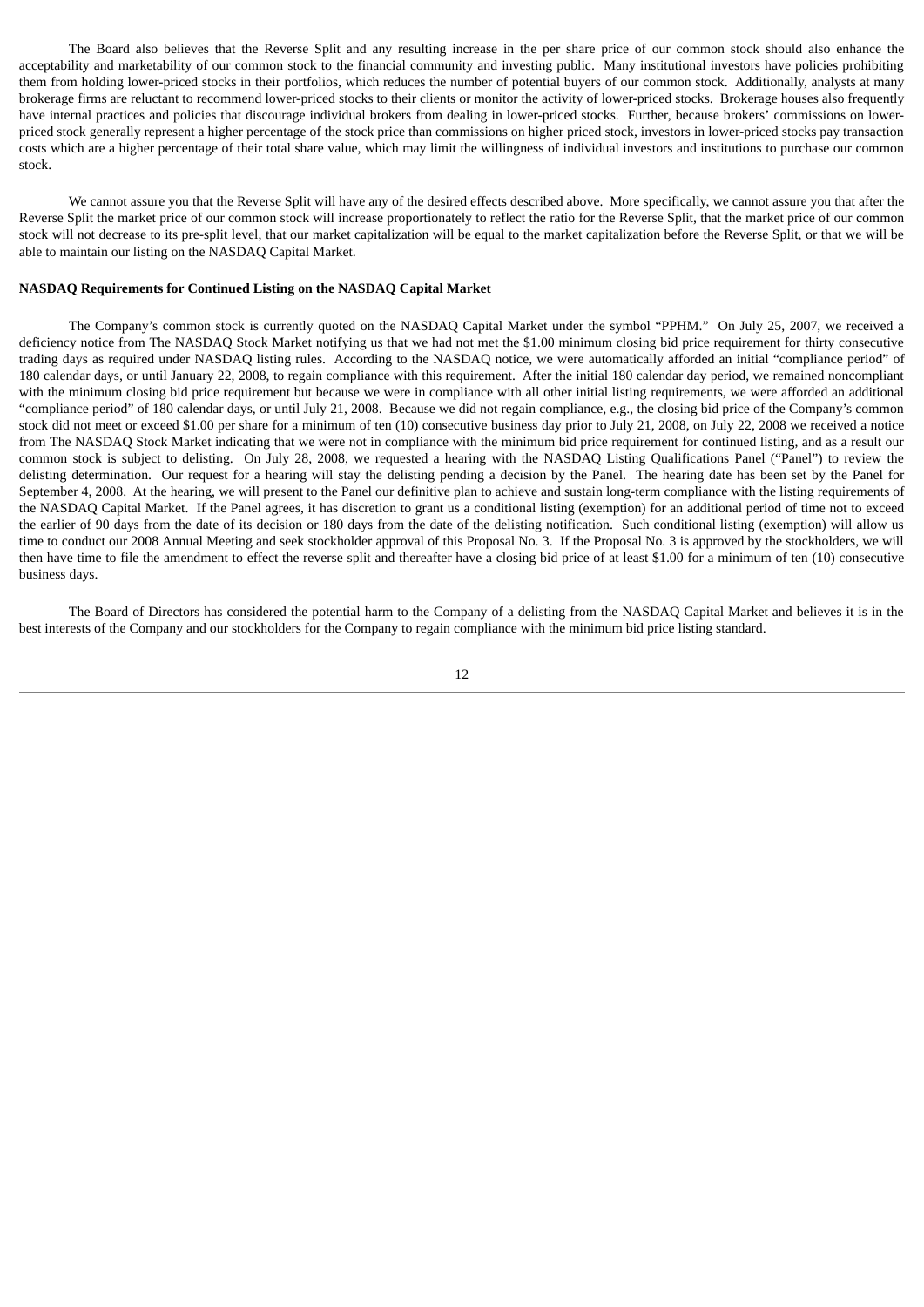The Board also believes that the Reverse Split and any resulting increase in the per share price of our common stock should also enhance the acceptability and marketability of our common stock to the financial community and investing public. Many institutional investors have policies prohibiting them from holding lower-priced stocks in their portfolios, which reduces the number of potential buyers of our common stock. Additionally, analysts at many brokerage firms are reluctant to recommend lower-priced stocks to their clients or monitor the activity of lower-priced stocks. Brokerage houses also frequently have internal practices and policies that discourage individual brokers from dealing in lower-priced stocks. Further, because brokers' commissions on lower-priced stock generally represent a higher percentage of the stock price than commissions on higher priced stock, investors in lower-priced stocks pay transaction costs which are a higher percentage of their total share value, which may limit the willingness of individual investors and institutions to purchase our common stock.

We cannot assure you that the Reverse Split will have any of the desired effects described above. More specifically, we cannot assure you that after the Reverse Split the market price of our common stock will increase proportionately to reflect the ratio for the Reverse Split, that the market price of our common stock will not decrease to its pre-split level, that our market capitalization will be equal to the market capitalization before the Reverse Split, or that we will be able to maintain our listing on the NASDAQ Capital Market.

**NASDAQ Requirements for Continued Listing on the NASDAQ Capital Market**

The Company's common stock is currently quoted on the NASDAQ Capital Market under the symbol "PPHM." On July 25, 2007, we received a deficiency notice from The NASDAQ Stock Market notifying us that we had not met the $1.00 minimum closing bid price requirement for thirty consecutive trading days as required under NASDAQ listing rules. According to the NASDAQ notice, we were automatically afforded an initial "compliance period" of 180 calendar days, or until January 22, 2008, to regain compliance with this requirement. After the initial 180 calendar day period, we remained noncompliant with the minimum closing bid price requirement but because we were in compliance with all other initial listing requirements, we were afforded an additional "compliance period" of 180 calendar days, or until July 21, 2008. Because we did not regain compliance, e.g., the closing bid price of the Company's common stock did not meet or exceed $1.00 per share for a minimum of ten (10) consecutive business day prior to July 21, 2008, on July 22, 2008 we received a notice from The NASDAQ Stock Market indicating that we were not in compliance with the minimum bid price requirement for continued listing, and as a result our common stock is subject to delisting. On July 28, 2008, we requested a hearing with the NASDAQ Listing Qualifications Panel ("Panel") to review the delisting determination. Our request for a hearing will stay the delisting pending a decision by the Panel. The hearing date has been set by the Panel for September 4, 2008. At the hearing, we will present to the Panel our definitive plan to achieve and sustain long-term compliance with the listing requirements of the NASDAQ Capital Market. If the Panel agrees, it has discretion to grant us a conditional listing (exemption) for an additional period of time not to exceed the earlier of 90 days from the date of its decision or 180 days from the date of the delisting notification. Such conditional listing (exemption) will allow us time to conduct our 2008 Annual Meeting and seek stockholder approval of this Proposal No. 3. If the Proposal No. 3 is approved by the stockholders, we will then have time to file the amendment to effect the reverse split and thereafter have a closing bid price of at least $1.00 for a minimum of ten (10) consecutive business days.

The Board of Directors has considered the potential harm to the Company of a delisting from the NASDAQ Capital Market and believes it is in the best interests of the Company and our stockholders for the Company to regain compliance with the minimum bid price listing standard.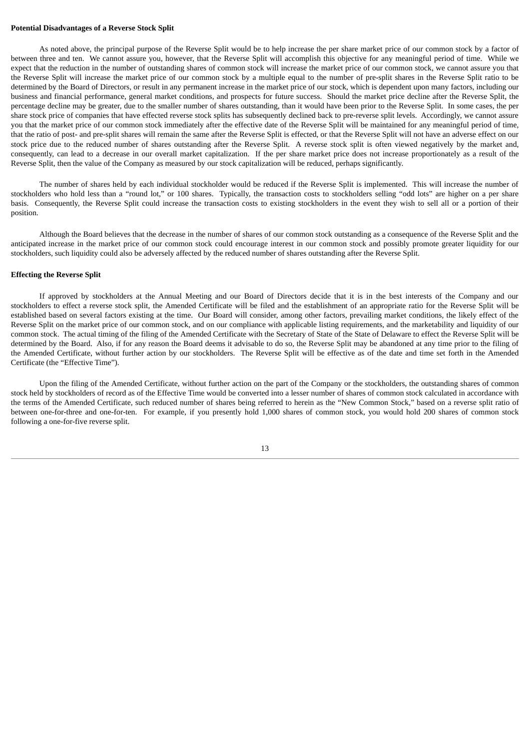**Potential Disadvantages of a Reverse Stock Split**

As noted above, the principal purpose of the Reverse Split would be to help increase the per share market price of our common stock by a factor of between three and ten. We cannot assure you, however, that the Reverse Split will accomplish this objective for any meaningful period of time. While we expect that the reduction in the number of outstanding shares of common stock will increase the market price of our common stock, we cannot assure you that the Reverse Split will increase the market price of our common stock by a multiple equal to the number of pre-split shares in the Reverse Split ratio to be determined by the Board of Directors, or result in any permanent increase in the market price of our stock, which is dependent upon many factors, including our business and financial performance, general market conditions, and prospects for future success. Should the market price decline after the Reverse Split, the percentage decline may be greater, due to the smaller number of shares outstanding, than it would have been prior to the Reverse Split. In some cases, the per share stock price of companies that have effected reverse stock splits has subsequently declined back to pre-reverse split levels. Accordingly, we cannot assure you that the market price of our common stock immediately after the effective date of the Reverse Split will be maintained for any meaningful period of time, that the ratio of post- and pre-split shares will remain the same after the Reverse Split is effected, or that the Reverse Split will not have an adverse effect on our stock price due to the reduced number of shares outstanding after the Reverse Split. A reverse stock split is often viewed negatively by the market and, consequently, can lead to a decrease in our overall market capitalization. If the per share market price does not increase proportionately as a result of the Reverse Split, then the value of the Company as measured by our stock capitalization will be reduced, perhaps significantly.

The number of shares held by each individual stockholder would be reduced if the Reverse Split is implemented. This will increase the number of stockholders who hold less than a "round lot," or 100 shares. Typically, the transaction costs to stockholders selling "odd lots" are higher on a per share basis. Consequently, the Reverse Split could increase the transaction costs to existing stockholders in the event they wish to sell all or a portion of their position.

Although the Board believes that the decrease in the number of shares of our common stock outstanding as a consequence of the Reverse Split and the anticipated increase in the market price of our common stock could encourage interest in our common stock and possibly promote greater liquidity for our stockholders, such liquidity could also be adversely affected by the reduced number of shares outstanding after the Reverse Split.

**Effecting the Reverse Split**

If approved by stockholders at the Annual Meeting and our Board of Directors decide that it is in the best interests of the Company and our stockholders to effect a reverse stock split, the Amended Certificate will be filed and the establishment of an appropriate ratio for the Reverse Split will be established based on several factors existing at the time. Our Board will consider, among other factors, prevailing market conditions, the likely effect of the Reverse Split on the market price of our common stock, and on our compliance with applicable listing requirements, and the marketability and liquidity of our common stock. The actual timing of the filing of the Amended Certificate with the Secretary of State of the State of Delaware to effect the Reverse Split will be determined by the Board. Also, if for any reason the Board deems it advisable to do so, the Reverse Split may be abandoned at any time prior to the filing of the Amended Certificate, without further action by our stockholders. The Reverse Split will be effective as of the date and time set forth in the Amended Certificate (the "Effective Time").

Upon the filing of the Amended Certificate, without further action on the part of the Company or the stockholders, the outstanding shares of common stock held by stockholders of record as of the Effective Time would be converted into a lesser number of shares of common stock calculated in accordance with the terms of the Amended Certificate, such reduced number of shares being referred to herein as the "New Common Stock," based on a reverse split ratio of between one-for-three and one-for-ten. For example, if you presently hold 1,000 shares of common stock, you would hold 200 shares of common stock following a one-for-five reverse split.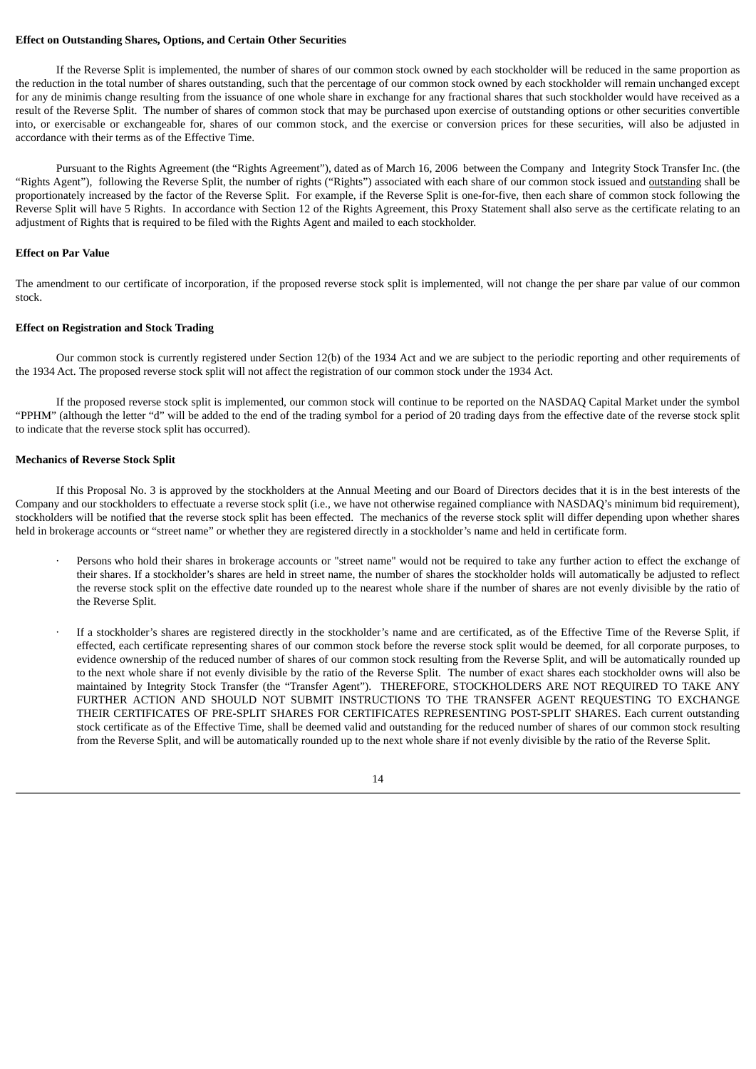**Effect on Outstanding Shares, Options, and Certain Other Securities**

If the Reverse Split is implemented, the number of shares of our common stock owned by each stockholder will be reduced in the same proportion as the reduction in the total number of shares outstanding, such that the percentage of our common stock owned by each stockholder will remain unchanged except for any de minimis change resulting from the issuance of one whole share in exchange for any fractional shares that such stockholder would have received as a result of the Reverse Split. The number of shares of common stock that may be purchased upon exercise of outstanding options or other securities convertible into, or exercisable or exchangeable for, shares of our common stock, and the exercise or conversion prices for these securities, will also be adjusted in accordance with their terms as of the Effective Time.

Pursuant to the Rights Agreement (the "Rights Agreement"), dated as of March 16, 2006 between the Company and Integrity Stock Transfer Inc. (the "Rights Agent"), following the Reverse Split, the number of rights ("Rights") associated with each share of our common stock issued and outstanding shall be proportionately increased by the factor of the Reverse Split. For example, if the Reverse Split is one-for-five, then each share of common stock following the Reverse Split will have 5 Rights. In accordance with Section 12 of the Rights Agreement, this Proxy Statement shall also serve as the certificate relating to an adjustment of Rights that is required to be filed with the Rights Agent and mailed to each stockholder.

**Effect on Par Value**

The amendment to our certificate of incorporation, if the proposed reverse stock split is implemented, will not change the per share par value of our common stock.

**Effect on Registration and Stock Trading**

Our common stock is currently registered under Section 12(b) of the 1934 Act and we are subject to the periodic reporting and other requirements of the 1934 Act. The proposed reverse stock split will not affect the registration of our common stock under the 1934 Act.

If the proposed reverse stock split is implemented, our common stock will continue to be reported on the NASDAQ Capital Market under the symbol "PPHM" (although the letter "d" will be added to the end of the trading symbol for a period of 20 trading days from the effective date of the reverse stock split to indicate that the reverse stock split has occurred).

**Mechanics of Reverse Stock Split**

If this Proposal No. 3 is approved by the stockholders at the Annual Meeting and our Board of Directors decides that it is in the best interests of the Company and our stockholders to effectuate a reverse stock split (i.e., we have not otherwise regained compliance with NASDAQ's minimum bid requirement), stockholders will be notified that the reverse stock split has been effected. The mechanics of the reverse stock split will differ depending upon whether shares held in brokerage accounts or "street name" or whether they are registered directly in a stockholder's name and held in certificate form.

- Persons who hold their shares in brokerage accounts or "street name" would not be required to take any further action to effect the exchange of their shares. If a stockholder's shares are held in street name, the number of shares the stockholder holds will automatically be adjusted to reflect the reverse stock split on the effective date rounded up to the nearest whole share if the number of shares are not evenly divisible by the ratio of the Reverse Split.

- If a stockholder's shares are registered directly in the stockholder's name and are certificated, as of the Effective Time of the Reverse Split, if effected, each certificate representing shares of our common stock before the reverse stock split would be deemed, for all corporate purposes, to evidence ownership of the reduced number of shares of our common stock resulting from the Reverse Split, and will be automatically rounded up to the next whole share if not evenly divisible by the ratio of the Reverse Split. The number of exact shares each stockholder owns will also be maintained by Integrity Stock Transfer (the "Transfer Agent"). THEREFORE, STOCKHOLDERS ARE NOT REQUIRED TO TAKE ANY FURTHER ACTION AND SHOULD NOT SUBMIT INSTRUCTIONS TO THE TRANSFER AGENT REQUESTING TO EXCHANGE THEIR CERTIFICATES OF PRE-SPLIT SHARES FOR CERTIFICATES REPRESENTING POST-SPLIT SHARES. Each current outstanding stock certificate as of the Effective Time, shall be deemed valid and outstanding for the reduced number of shares of our common stock resulting from the Reverse Split, and will be automatically rounded up to the next whole share if not evenly divisible by the ratio of the Reverse Split.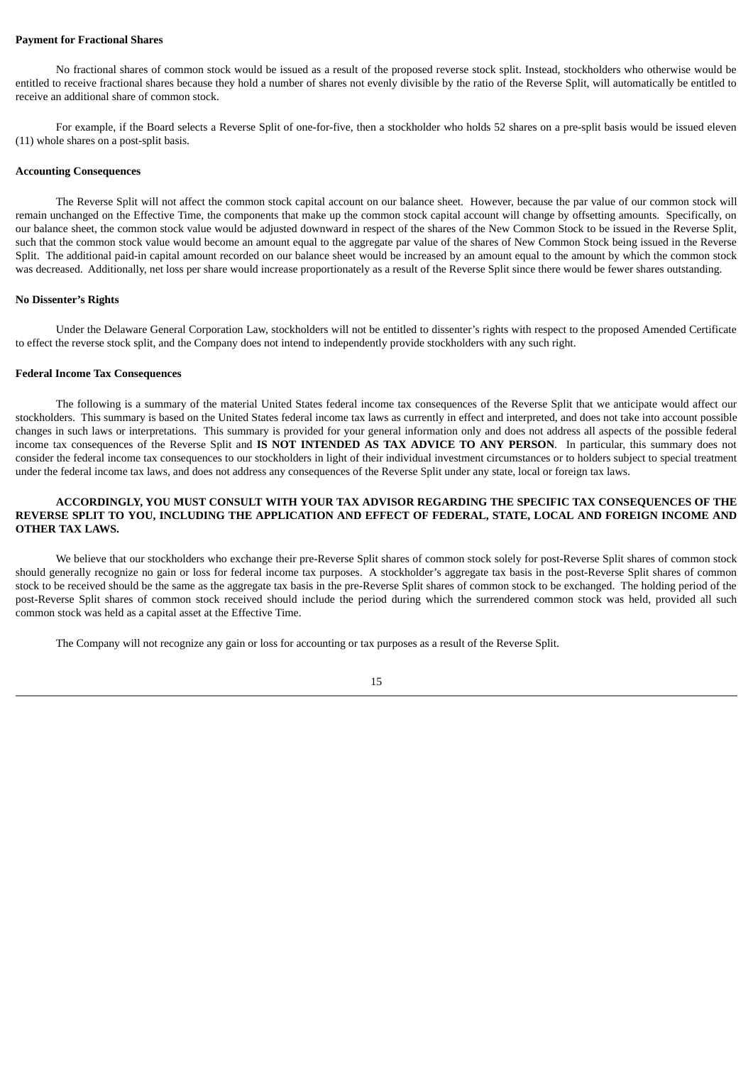**Payment for Fractional Shares**

No fractional shares of common stock would be issued as a result of the proposed reverse stock split. Instead, stockholders who otherwise would be entitled to receive fractional shares because they hold a number of shares not evenly divisible by the ratio of the Reverse Split, will automatically be entitled to receive an additional share of common stock.

For example, if the Board selects a Reverse Split of one-for-five, then a stockholder who holds 52 shares on a pre-split basis would be issued eleven (11) whole shares on a post-split basis.

**Accounting Consequences**

The Reverse Split will not affect the common stock capital account on our balance sheet. However, because the par value of our common stock will remain unchanged on the Effective Time, the components that make up the common stock capital account will change by offsetting amounts. Specifically, on our balance sheet, the common stock value would be adjusted downward in respect of the shares of the New Common Stock to be issued in the Reverse Split, such that the common stock value would become an amount equal to the aggregate par value of the shares of New Common Stock being issued in the Reverse Split. The additional paid-in capital amount recorded on our balance sheet would be increased by an amount equal to the amount by which the common stock was decreased. Additionally, net loss per share would increase proportionately as a result of the Reverse Split since there would be fewer shares outstanding.

**No Dissenter's Rights**

Under the Delaware General Corporation Law, stockholders will not be entitled to dissenter's rights with respect to the proposed Amended Certificate to effect the reverse stock split, and the Company does not intend to independently provide stockholders with any such right.

**Federal Income Tax Consequences**

The following is a summary of the material United States federal income tax consequences of the Reverse Split that we anticipate would affect our stockholders. This summary is based on the United States federal income tax laws as currently in effect and interpreted, and does not take into account possible changes in such laws or interpretations. This summary is provided for your general information only and does not address all aspects of the possible federal income tax consequences of the Reverse Split and **IS NOT INTENDED AS TAX ADVICE TO ANY PERSON**. In particular, this summary does not consider the federal income tax consequences to our stockholders in light of their individual investment circumstances or to holders subject to special treatment under the federal income tax laws, and does not address any consequences of the Reverse Split under any state, local or foreign tax laws.

**ACCORDINGLY, YOU MUST CONSULT WITH YOUR TAX ADVISOR REGARDING THE SPECIFIC TAX CONSEQUENCES OF THE REVERSE SPLIT TO YOU, INCLUDING THE APPLICATION AND EFFECT OF FEDERAL, STATE, LOCAL AND FOREIGN INCOME AND OTHER TAX LAWS.**

We believe that our stockholders who exchange their pre-Reverse Split shares of common stock solely for post-Reverse Split shares of common stock should generally recognize no gain or loss for federal income tax purposes. A stockholder's aggregate tax basis in the post-Reverse Split shares of common stock to be received should be the same as the aggregate tax basis in the pre-Reverse Split shares of common stock to be exchanged. The holding period of the post-Reverse Split shares of common stock received should include the period during which the surrendered common stock was held, provided all such common stock was held as a capital asset at the Effective Time.

The Company will not recognize any gain or loss for accounting or tax purposes as a result of the Reverse Split.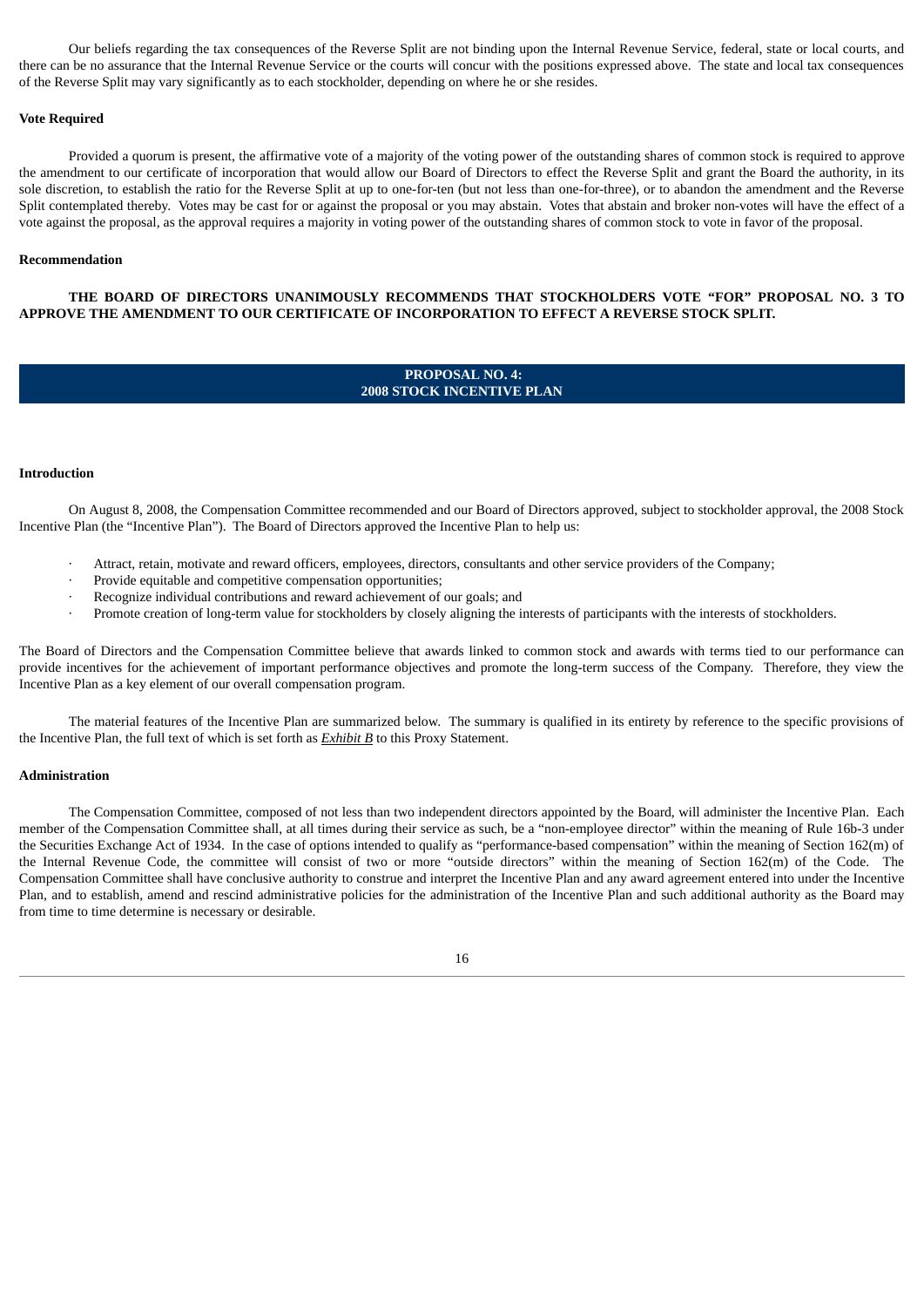Our beliefs regarding the tax consequences of the Reverse Split are not binding upon the Internal Revenue Service, federal, state or local courts, and there can be no assurance that the Internal Revenue Service or the courts will concur with the positions expressed above. The state and local tax consequences of the Reverse Split may vary significantly as to each stockholder, depending on where he or she resides.

**Vote Required**

Provided a quorum is present, the affirmative vote of a majority of the voting power of the outstanding shares of common stock is required to approve the amendment to our certificate of incorporation that would allow our Board of Directors to effect the Reverse Split and grant the Board the authority, in its sole discretion, to establish the ratio for the Reverse Split at up to one-for-ten (but not less than one-for-three), or to abandon the amendment and the Reverse Split contemplated thereby. Votes may be cast for or against the proposal or you may abstain. Votes that abstain and broker non-votes will have the effect of a vote against the proposal, as the approval requires a majority in voting power of the outstanding shares of common stock to vote in favor of the proposal.

**Recommendation**

**THE BOARD OF DIRECTORS UNANIMOUSLY RECOMMENDS THAT STOCKHOLDERS VOTE "FOR" PROPOSAL NO. 3 TO APPROVE THE AMENDMENT TO OUR CERTIFICATE OF INCORPORATION TO EFFECT A REVERSE STOCK SPLIT.**

## PROPOSAL NO. 4: 2008 STOCK INCENTIVE PLAN

**Introduction**

On August 8, 2008, the Compensation Committee recommended and our Board of Directors approved, subject to stockholder approval, the 2008 Stock Incentive Plan (the "Incentive Plan"). The Board of Directors approved the Incentive Plan to help us:

- Attract, retain, motivate and reward officers, employees, directors, consultants and other service providers of the Company;
- Provide equitable and competitive compensation opportunities;
- Recognize individual contributions and reward achievement of our goals; and
- Promote creation of long-term value for stockholders by closely aligning the interests of participants with the interests of stockholders.

The Board of Directors and the Compensation Committee believe that awards linked to common stock and awards with terms tied to our performance can provide incentives for the achievement of important performance objectives and promote the long-term success of the Company. Therefore, they view the Incentive Plan as a key element of our overall compensation program.

The material features of the Incentive Plan are summarized below. The summary is qualified in its entirety by reference to the specific provisions of the Incentive Plan, the full text of which is set forth as ***Exhibit B*** to this Proxy Statement.

**Administration**

The Compensation Committee, composed of not less than two independent directors appointed by the Board, will administer the Incentive Plan. Each member of the Compensation Committee shall, at all times during their service as such, be a "non-employee director" within the meaning of Rule 16b-3 under the Securities Exchange Act of 1934. In the case of options intended to qualify as "performance-based compensation" within the meaning of Section 162(m) of the Internal Revenue Code, the committee will consist of two or more "outside directors" within the meaning of Section 162(m) of the Code. The Compensation Committee shall have conclusive authority to construe and interpret the Incentive Plan and any award agreement entered into under the Incentive Plan, and to establish, amend and rescind administrative policies for the administration of the Incentive Plan and such additional authority as the Board may from time to time determine is necessary or desirable.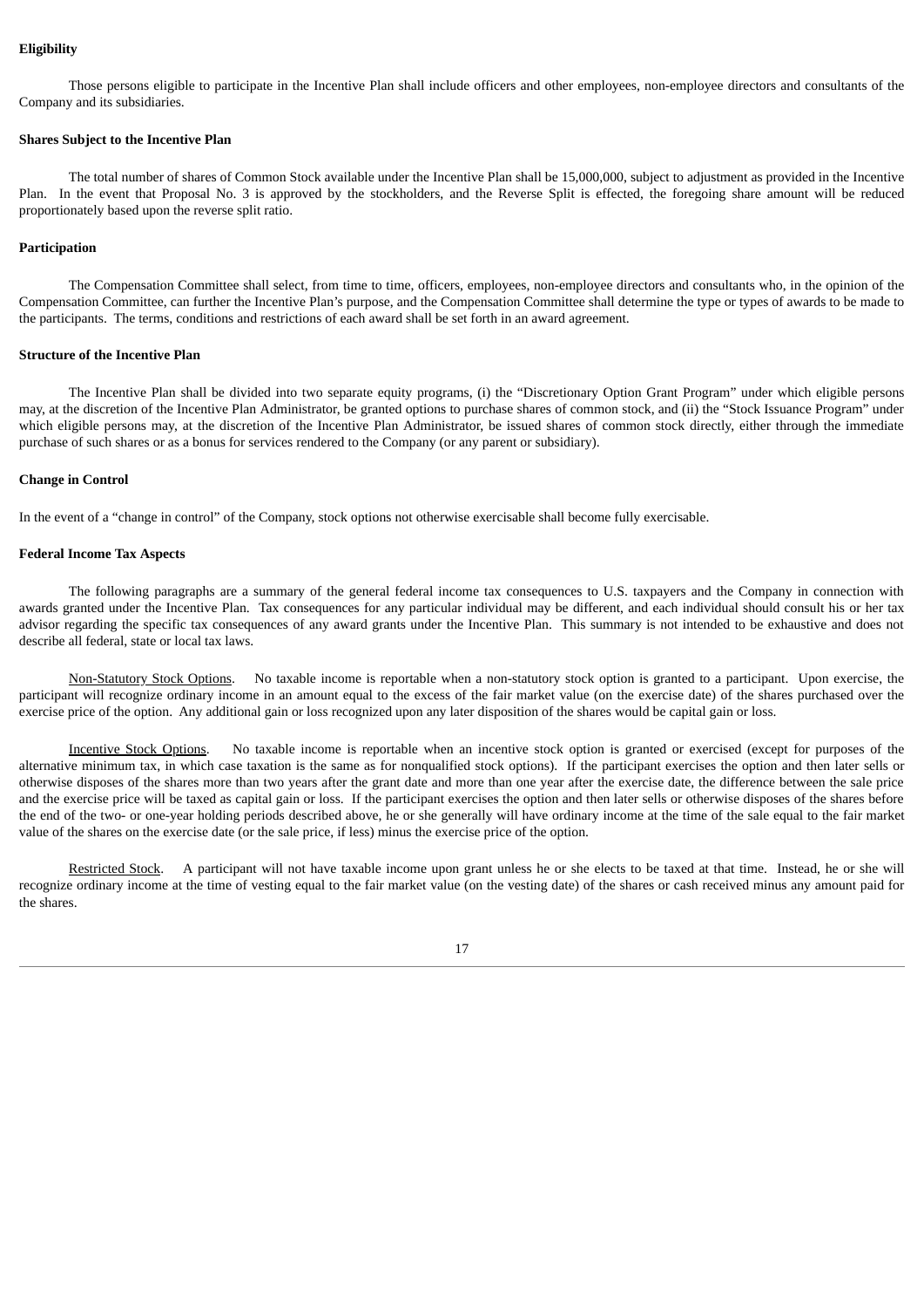**Eligibility**

Those persons eligible to participate in the Incentive Plan shall include officers and other employees, non-employee directors and consultants of the Company and its subsidiaries.

**Shares Subject to the Incentive Plan**

The total number of shares of Common Stock available under the Incentive Plan shall be 15,000,000, subject to adjustment as provided in the Incentive Plan. In the event that Proposal No. 3 is approved by the stockholders, and the Reverse Split is effected, the foregoing share amount will be reduced proportionately based upon the reverse split ratio.

**Participation**

The Compensation Committee shall select, from time to time, officers, employees, non-employee directors and consultants who, in the opinion of the Compensation Committee, can further the Incentive Plan's purpose, and the Compensation Committee shall determine the type or types of awards to be made to the participants. The terms, conditions and restrictions of each award shall be set forth in an award agreement.

**Structure of the Incentive Plan**

The Incentive Plan shall be divided into two separate equity programs, (i) the "Discretionary Option Grant Program" under which eligible persons may, at the discretion of the Incentive Plan Administrator, be granted options to purchase shares of common stock, and (ii) the "Stock Issuance Program" under which eligible persons may, at the discretion of the Incentive Plan Administrator, be issued shares of common stock directly, either through the immediate purchase of such shares or as a bonus for services rendered to the Company (or any parent or subsidiary).

**Change in Control**

In the event of a "change in control" of the Company, stock options not otherwise exercisable shall become fully exercisable.

**Federal Income Tax Aspects**

The following paragraphs are a summary of the general federal income tax consequences to U.S. taxpayers and the Company in connection with awards granted under the Incentive Plan. Tax consequences for any particular individual may be different, and each individual should consult his or her tax advisor regarding the specific tax consequences of any award grants under the Incentive Plan. This summary is not intended to be exhaustive and does not describe all federal, state or local tax laws.

Non-Statutory Stock Options. No taxable income is reportable when a non-statutory stock option is granted to a participant. Upon exercise, the participant will recognize ordinary income in an amount equal to the excess of the fair market value (on the exercise date) of the shares purchased over the exercise price of the option. Any additional gain or loss recognized upon any later disposition of the shares would be capital gain or loss.

Incentive Stock Options. No taxable income is reportable when an incentive stock option is granted or exercised (except for purposes of the alternative minimum tax, in which case taxation is the same as for nonqualified stock options). If the participant exercises the option and then later sells or otherwise disposes of the shares more than two years after the grant date and more than one year after the exercise date, the difference between the sale price and the exercise price will be taxed as capital gain or loss. If the participant exercises the option and then later sells or otherwise disposes of the shares before the end of the two- or one-year holding periods described above, he or she generally will have ordinary income at the time of the sale equal to the fair market value of the shares on the exercise date (or the sale price, if less) minus the exercise price of the option.

Restricted Stock. A participant will not have taxable income upon grant unless he or she elects to be taxed at that time. Instead, he or she will recognize ordinary income at the time of vesting equal to the fair market value (on the vesting date) of the shares or cash received minus any amount paid for the shares.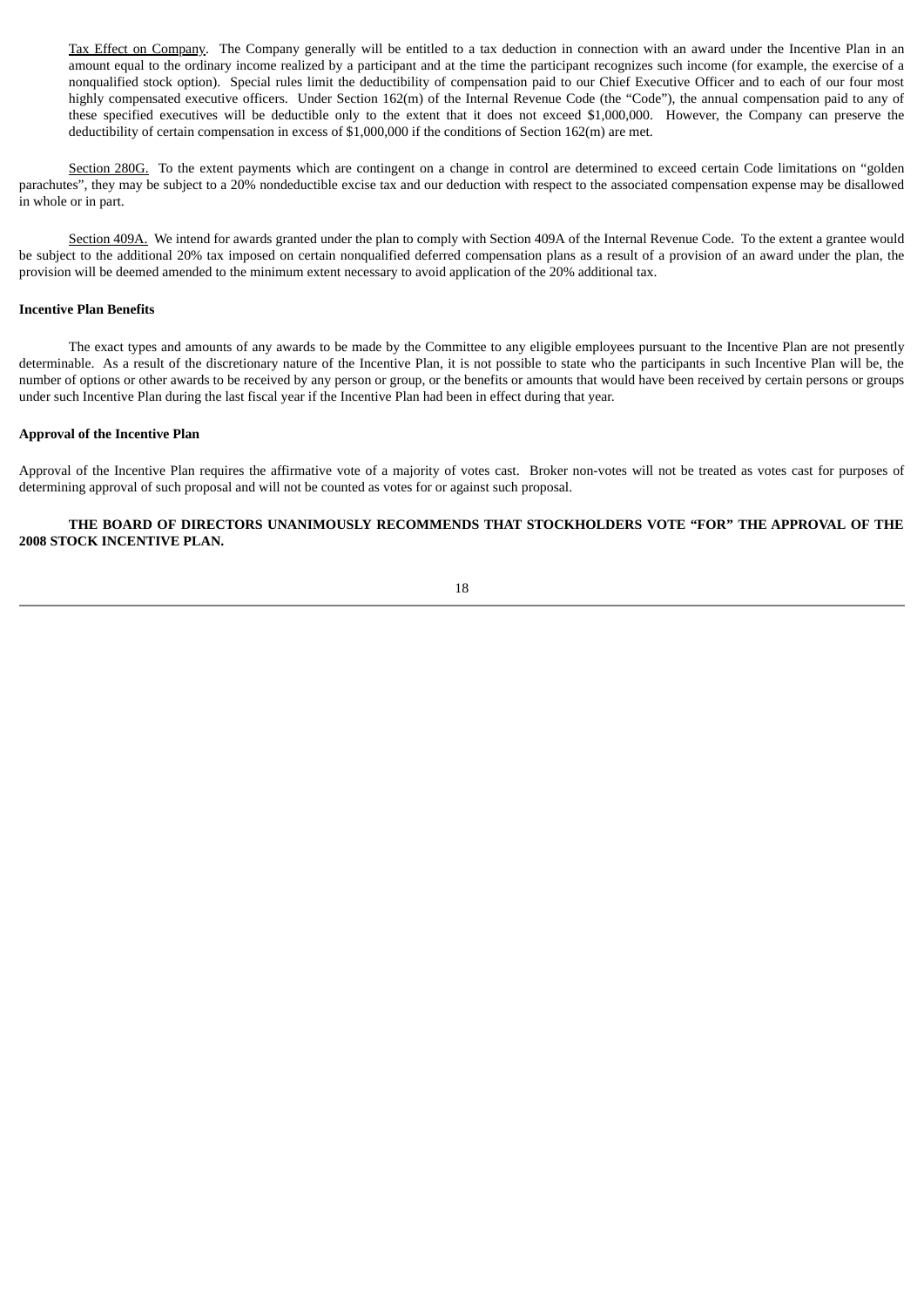Tax Effect on Company. The Company generally will be entitled to a tax deduction in connection with an award under the Incentive Plan in an amount equal to the ordinary income realized by a participant and at the time the participant recognizes such income (for example, the exercise of a nonqualified stock option). Special rules limit the deductibility of compensation paid to our Chief Executive Officer and to each of our four most highly compensated executive officers. Under Section 162(m) of the Internal Revenue Code (the "Code"), the annual compensation paid to any of these specified executives will be deductible only to the extent that it does not exceed $1,000,000. However, the Company can preserve the deductibility of certain compensation in excess of $1,000,000 if the conditions of Section 162(m) are met.

Section 280G. To the extent payments which are contingent on a change in control are determined to exceed certain Code limitations on "golden parachutes", they may be subject to a 20% nondeductible excise tax and our deduction with respect to the associated compensation expense may be disallowed in whole or in part.

Section 409A. We intend for awards granted under the plan to comply with Section 409A of the Internal Revenue Code. To the extent a grantee would be subject to the additional 20% tax imposed on certain nonqualified deferred compensation plans as a result of a provision of an award under the plan, the provision will be deemed amended to the minimum extent necessary to avoid application of the 20% additional tax.

**Incentive Plan Benefits**

The exact types and amounts of any awards to be made by the Committee to any eligible employees pursuant to the Incentive Plan are not presently determinable. As a result of the discretionary nature of the Incentive Plan, it is not possible to state who the participants in such Incentive Plan will be, the number of options or other awards to be received by any person or group, or the benefits or amounts that would have been received by certain persons or groups under such Incentive Plan during the last fiscal year if the Incentive Plan had been in effect during that year.

**Approval of the Incentive Plan**

Approval of the Incentive Plan requires the affirmative vote of a majority of votes cast. Broker non-votes will not be treated as votes cast for purposes of determining approval of such proposal and will not be counted as votes for or against such proposal.

**THE BOARD OF DIRECTORS UNANIMOUSLY RECOMMENDS THAT STOCKHOLDERS VOTE "FOR" THE APPROVAL OF THE 2008 STOCK INCENTIVE PLAN.**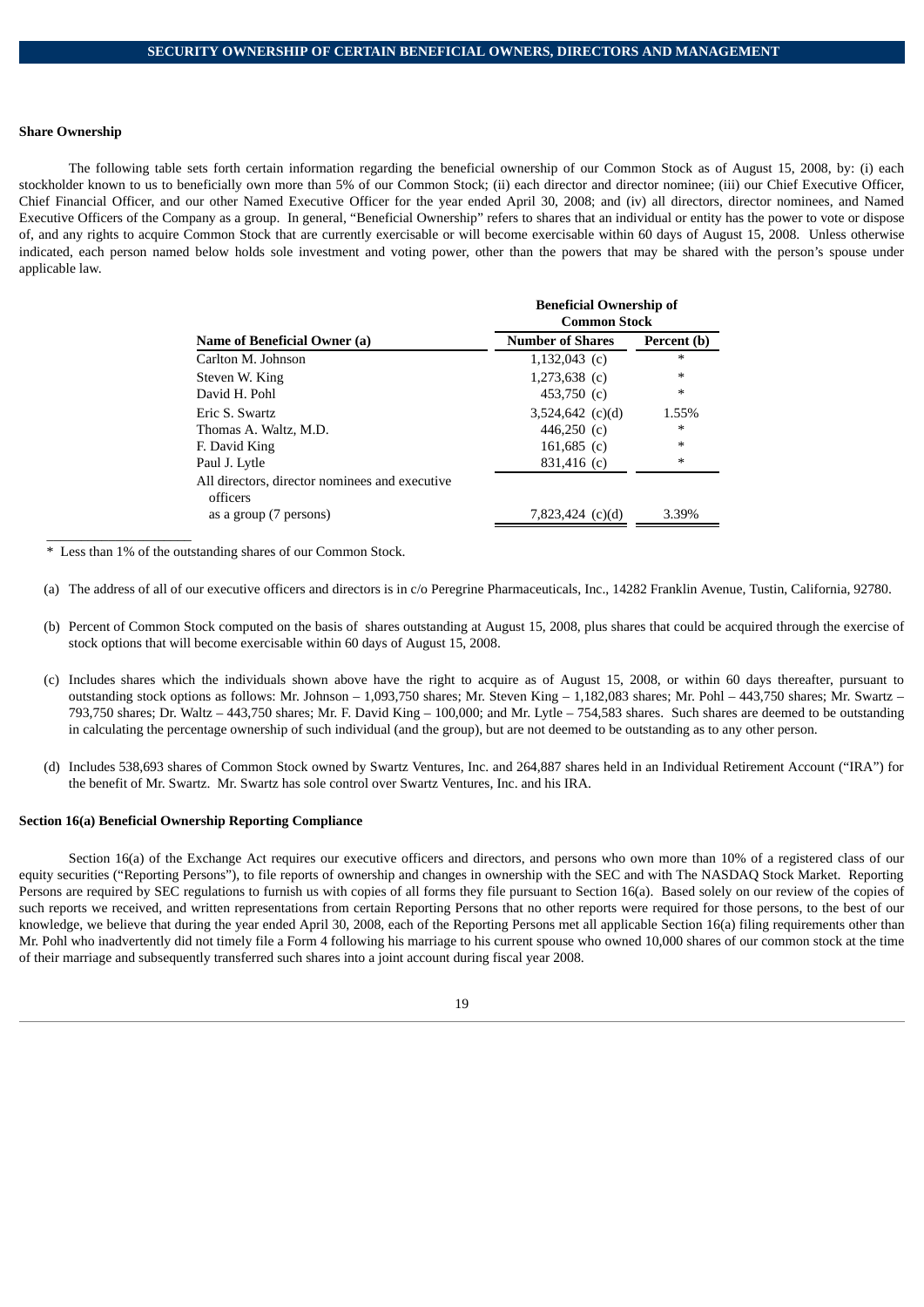## SECURITY OWNERSHIP OF CERTAIN BENEFICIAL OWNERS, DIRECTORS AND MANAGEMENT

### Share Ownership

The following table sets forth certain information regarding the beneficial ownership of our Common Stock as of August 15, 2008, by: (i) each stockholder known to us to beneficially own more than 5% of our Common Stock; (ii) each director and director nominee; (iii) our Chief Executive Officer, Chief Financial Officer, and our other Named Executive Officer for the year ended April 30, 2008; and (iv) all directors, director nominees, and Named Executive Officers of the Company as a group. In general, "Beneficial Ownership" refers to shares that an individual or entity has the power to vote or dispose of, and any rights to acquire Common Stock that are currently exercisable or will become exercisable within 60 days of August 15, 2008. Unless otherwise indicated, each person named below holds sole investment and voting power, other than the powers that may be shared with the person's spouse under applicable law.

| | Beneficial Ownership of Common Stock | |
|---|---|---|
| **Name of Beneficial Owner (a)** | **Number of Shares** | **Percent (b)** |
| Carlton M. Johnson | 1,132,043 (c) | * |
| Steven W. King | 1,273,638 (c) | * |
| David H. Pohl | 453,750 (c) | * |
| Eric S. Swartz | 3,524,642 (c)(d) | 1.55% |
| Thomas A. Waltz, M.D. | 446,250 (c) | * |
| F. David King | 161,685 (c) | * |
| Paul J. Lytle | 831,416 (c) | * |
| All directors, director nominees and executive officers as a group (7 persons) | 7,823,424 (c)(d) | 3.39% |

\* Less than 1% of the outstanding shares of our Common Stock.

(a) The address of all of our executive officers and directors is in c/o Peregrine Pharmaceuticals, Inc., 14282 Franklin Avenue, Tustin, California, 92780.

(b) Percent of Common Stock computed on the basis of shares outstanding at August 15, 2008, plus shares that could be acquired through the exercise of stock options that will become exercisable within 60 days of August 15, 2008.

(c) Includes shares which the individuals shown above have the right to acquire as of August 15, 2008, or within 60 days thereafter, pursuant to outstanding stock options as follows: Mr. Johnson – 1,093,750 shares; Mr. Steven King – 1,182,083 shares; Mr. Pohl – 443,750 shares; Mr. Swartz – 793,750 shares; Dr. Waltz – 443,750 shares; Mr. F. David King – 100,000; and Mr. Lytle – 754,583 shares. Such shares are deemed to be outstanding in calculating the percentage ownership of such individual (and the group), but are not deemed to be outstanding as to any other person.

(d) Includes 538,693 shares of Common Stock owned by Swartz Ventures, Inc. and 264,887 shares held in an Individual Retirement Account ("IRA") for the benefit of Mr. Swartz. Mr. Swartz has sole control over Swartz Ventures, Inc. and his IRA.

### Section 16(a) Beneficial Ownership Reporting Compliance

Section 16(a) of the Exchange Act requires our executive officers and directors, and persons who own more than 10% of a registered class of our equity securities ("Reporting Persons"), to file reports of ownership and changes in ownership with the SEC and with The NASDAQ Stock Market. Reporting Persons are required by SEC regulations to furnish us with copies of all forms they file pursuant to Section 16(a). Based solely on our review of the copies of such reports we received, and written representations from certain Reporting Persons that no other reports were required for those persons, to the best of our knowledge, we believe that during the year ended April 30, 2008, each of the Reporting Persons met all applicable Section 16(a) filing requirements other than Mr. Pohl who inadvertently did not timely file a Form 4 following his marriage to his current spouse who owned 10,000 shares of our common stock at the time of their marriage and subsequently transferred such shares into a joint account during fiscal year 2008.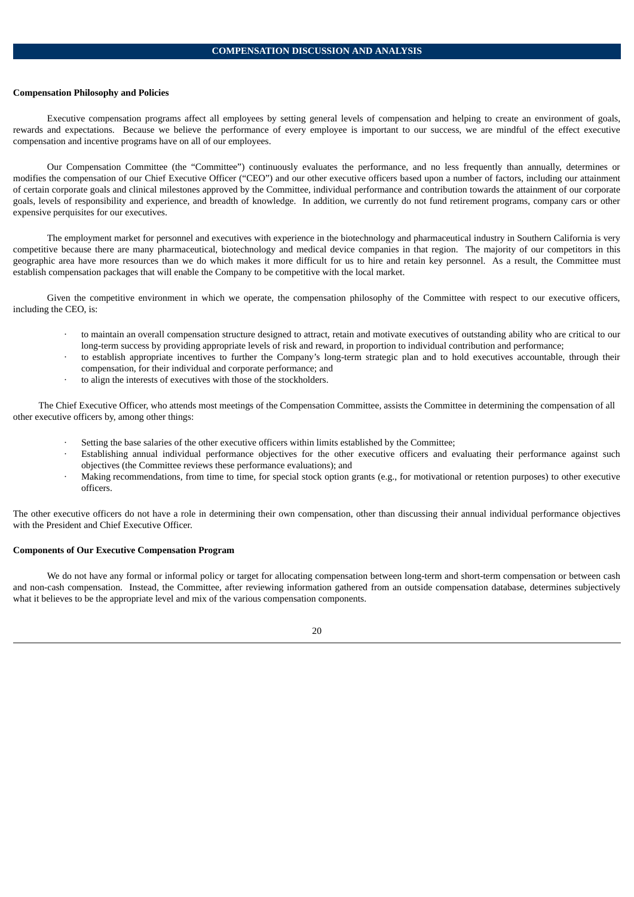## COMPENSATION DISCUSSION AND ANALYSIS

**Compensation Philosophy and Policies**

Executive compensation programs affect all employees by setting general levels of compensation and helping to create an environment of goals, rewards and expectations. Because we believe the performance of every employee is important to our success, we are mindful of the effect executive compensation and incentive programs have on all of our employees.

Our Compensation Committee (the "Committee") continuously evaluates the performance, and no less frequently than annually, determines or modifies the compensation of our Chief Executive Officer ("CEO") and our other executive officers based upon a number of factors, including our attainment of certain corporate goals and clinical milestones approved by the Committee, individual performance and contribution towards the attainment of our corporate goals, levels of responsibility and experience, and breadth of knowledge. In addition, we currently do not fund retirement programs, company cars or other expensive perquisites for our executives.

The employment market for personnel and executives with experience in the biotechnology and pharmaceutical industry in Southern California is very competitive because there are many pharmaceutical, biotechnology and medical device companies in that region. The majority of our competitors in this geographic area have more resources than we do which makes it more difficult for us to hire and retain key personnel. As a result, the Committee must establish compensation packages that will enable the Company to be competitive with the local market.

Given the competitive environment in which we operate, the compensation philosophy of the Committee with respect to our executive officers, including the CEO, is:

- to maintain an overall compensation structure designed to attract, retain and motivate executives of outstanding ability who are critical to our long-term success by providing appropriate levels of risk and reward, in proportion to individual contribution and performance;
- to establish appropriate incentives to further the Company's long-term strategic plan and to hold executives accountable, through their compensation, for their individual and corporate performance; and
- to align the interests of executives with those of the stockholders.

The Chief Executive Officer, who attends most meetings of the Compensation Committee, assists the Committee in determining the compensation of all other executive officers by, among other things:

- Setting the base salaries of the other executive officers within limits established by the Committee;
- Establishing annual individual performance objectives for the other executive officers and evaluating their performance against such objectives (the Committee reviews these performance evaluations); and
- Making recommendations, from time to time, for special stock option grants (e.g., for motivational or retention purposes) to other executive officers.

The other executive officers do not have a role in determining their own compensation, other than discussing their annual individual performance objectives with the President and Chief Executive Officer.

**Components of Our Executive Compensation Program**

We do not have any formal or informal policy or target for allocating compensation between long-term and short-term compensation or between cash and non-cash compensation. Instead, the Committee, after reviewing information gathered from an outside compensation database, determines subjectively what it believes to be the appropriate level and mix of the various compensation components.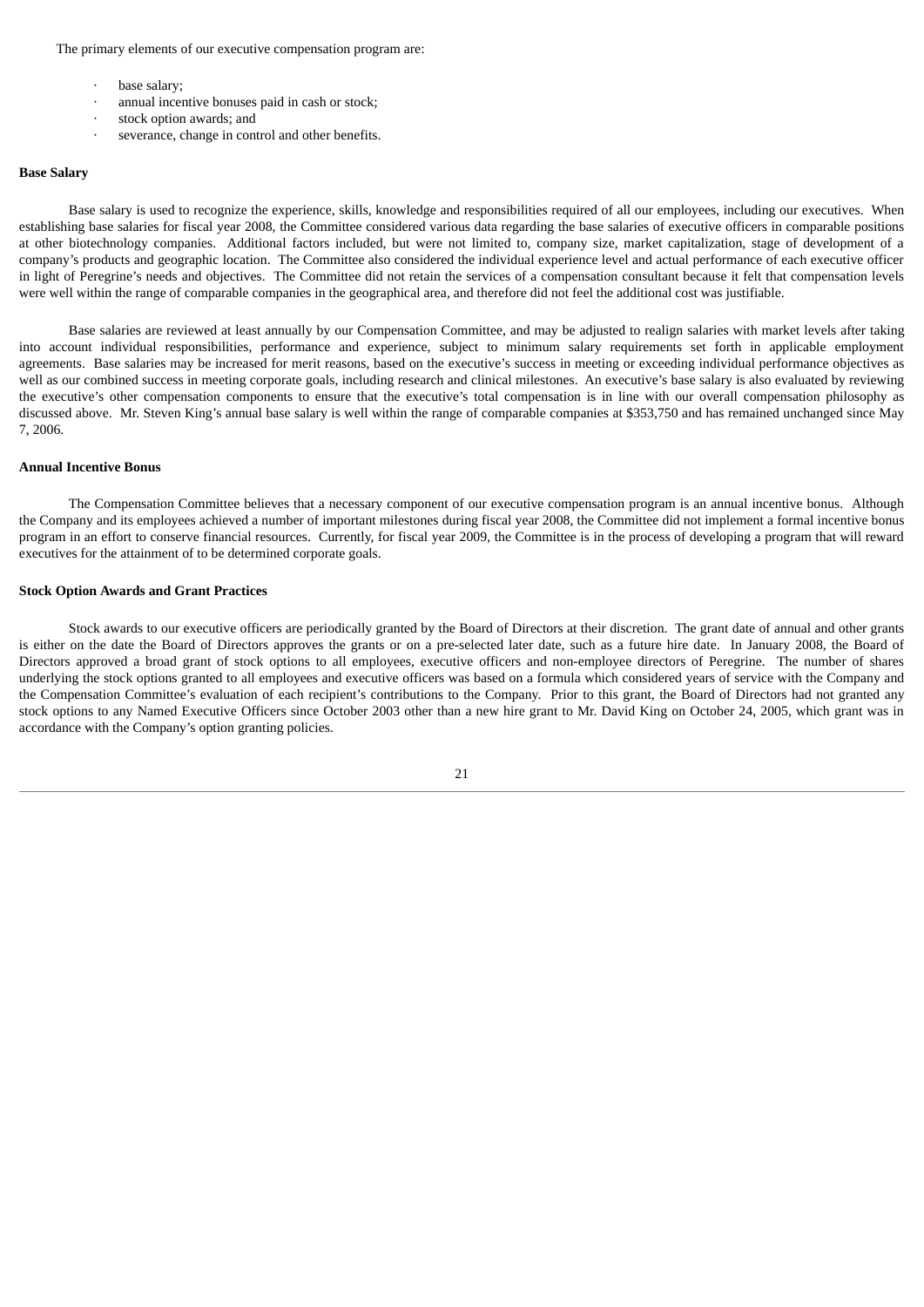The primary elements of our executive compensation program are:

- base salary;
- annual incentive bonuses paid in cash or stock;
- stock option awards; and
- severance, change in control and other benefits.

**Base Salary**

Base salary is used to recognize the experience, skills, knowledge and responsibilities required of all our employees, including our executives. When establishing base salaries for fiscal year 2008, the Committee considered various data regarding the base salaries of executive officers in comparable positions at other biotechnology companies. Additional factors included, but were not limited to, company size, market capitalization, stage of development of a company's products and geographic location. The Committee also considered the individual experience level and actual performance of each executive officer in light of Peregrine's needs and objectives. The Committee did not retain the services of a compensation consultant because it felt that compensation levels were well within the range of comparable companies in the geographical area, and therefore did not feel the additional cost was justifiable.

Base salaries are reviewed at least annually by our Compensation Committee, and may be adjusted to realign salaries with market levels after taking into account individual responsibilities, performance and experience, subject to minimum salary requirements set forth in applicable employment agreements. Base salaries may be increased for merit reasons, based on the executive's success in meeting or exceeding individual performance objectives as well as our combined success in meeting corporate goals, including research and clinical milestones. An executive's base salary is also evaluated by reviewing the executive's other compensation components to ensure that the executive's total compensation is in line with our overall compensation philosophy as discussed above. Mr. Steven King's annual base salary is well within the range of comparable companies at $353,750 and has remained unchanged since May 7, 2006.

**Annual Incentive Bonus**

The Compensation Committee believes that a necessary component of our executive compensation program is an annual incentive bonus. Although the Company and its employees achieved a number of important milestones during fiscal year 2008, the Committee did not implement a formal incentive bonus program in an effort to conserve financial resources. Currently, for fiscal year 2009, the Committee is in the process of developing a program that will reward executives for the attainment of to be determined corporate goals.

**Stock Option Awards and Grant Practices**

Stock awards to our executive officers are periodically granted by the Board of Directors at their discretion. The grant date of annual and other grants is either on the date the Board of Directors approves the grants or on a pre-selected later date, such as a future hire date. In January 2008, the Board of Directors approved a broad grant of stock options to all employees, executive officers and non-employee directors of Peregrine. The number of shares underlying the stock options granted to all employees and executive officers was based on a formula which considered years of service with the Company and the Compensation Committee's evaluation of each recipient's contributions to the Company. Prior to this grant, the Board of Directors had not granted any stock options to any Named Executive Officers since October 2003 other than a new hire grant to Mr. David King on October 24, 2005, which grant was in accordance with the Company's option granting policies.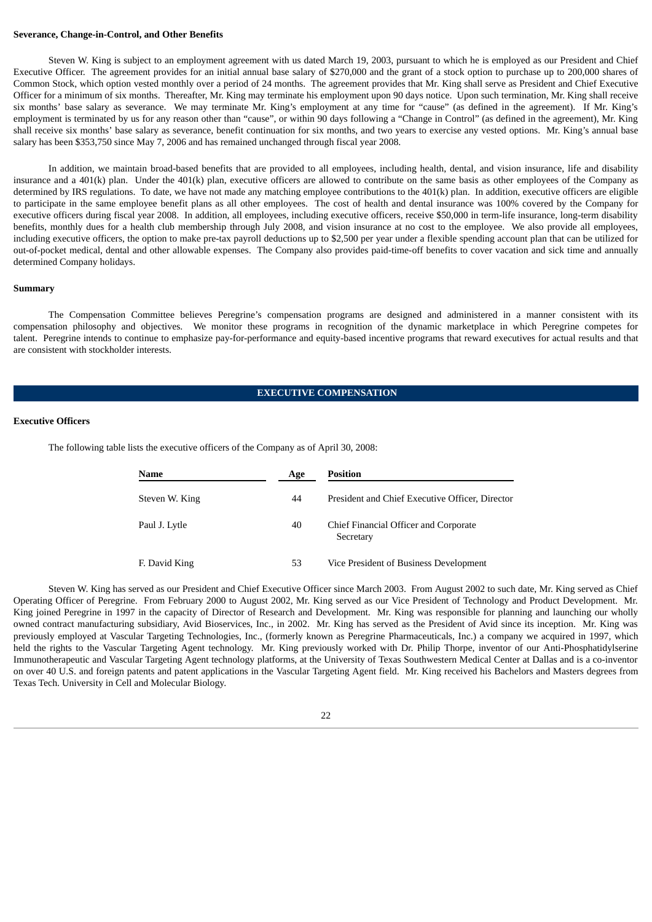**Severance, Change-in-Control, and Other Benefits**

Steven W. King is subject to an employment agreement with us dated March 19, 2003, pursuant to which he is employed as our President and Chief Executive Officer. The agreement provides for an initial annual base salary of $270,000 and the grant of a stock option to purchase up to 200,000 shares of Common Stock, which option vested monthly over a period of 24 months. The agreement provides that Mr. King shall serve as President and Chief Executive Officer for a minimum of six months. Thereafter, Mr. King may terminate his employment upon 90 days notice. Upon such termination, Mr. King shall receive six months' base salary as severance. We may terminate Mr. King's employment at any time for "cause" (as defined in the agreement). If Mr. King's employment is terminated by us for any reason other than "cause", or within 90 days following a "Change in Control" (as defined in the agreement), Mr. King shall receive six months' base salary as severance, benefit continuation for six months, and two years to exercise any vested options. Mr. King's annual base salary has been $353,750 since May 7, 2006 and has remained unchanged through fiscal year 2008.

In addition, we maintain broad-based benefits that are provided to all employees, including health, dental, and vision insurance, life and disability insurance and a 401(k) plan. Under the 401(k) plan, executive officers are allowed to contribute on the same basis as other employees of the Company as determined by IRS regulations. To date, we have not made any matching employee contributions to the 401(k) plan. In addition, executive officers are eligible to participate in the same employee benefit plans as all other employees. The cost of health and dental insurance was 100% covered by the Company for executive officers during fiscal year 2008. In addition, all employees, including executive officers, receive $50,000 in term-life insurance, long-term disability benefits, monthly dues for a health club membership through July 2008, and vision insurance at no cost to the employee. We also provide all employees, including executive officers, the option to make pre-tax payroll deductions up to $2,500 per year under a flexible spending account plan that can be utilized for out-of-pocket medical, dental and other allowable expenses. The Company also provides paid-time-off benefits to cover vacation and sick time and annually determined Company holidays.

**Summary**

The Compensation Committee believes Peregrine's compensation programs are designed and administered in a manner consistent with its compensation philosophy and objectives. We monitor these programs in recognition of the dynamic marketplace in which Peregrine competes for talent. Peregrine intends to continue to emphasize pay-for-performance and equity-based incentive programs that reward executives for actual results and that are consistent with stockholder interests.

## EXECUTIVE COMPENSATION

**Executive Officers**

The following table lists the executive officers of the Company as of April 30, 2008:

| Name | Age | Position |
|---|---|---|
| Steven W. King | 44 | President and Chief Executive Officer, Director |
| Paul J. Lytle | 40 | Chief Financial Officer and Corporate Secretary |
| F. David King | 53 | Vice President of Business Development |

Steven W. King has served as our President and Chief Executive Officer since March 2003. From August 2002 to such date, Mr. King served as Chief Operating Officer of Peregrine. From February 2000 to August 2002, Mr. King served as our Vice President of Technology and Product Development. Mr. King joined Peregrine in 1997 in the capacity of Director of Research and Development. Mr. King was responsible for planning and launching our wholly owned contract manufacturing subsidiary, Avid Bioservices, Inc., in 2002. Mr. King has served as the President of Avid since its inception. Mr. King was previously employed at Vascular Targeting Technologies, Inc., (formerly known as Peregrine Pharmaceuticals, Inc.) a company we acquired in 1997, which held the rights to the Vascular Targeting Agent technology. Mr. King previously worked with Dr. Philip Thorpe, inventor of our Anti-Phosphatidylserine Immunotherapeutic and Vascular Targeting Agent technology platforms, at the University of Texas Southwestern Medical Center at Dallas and is a co-inventor on over 40 U.S. and foreign patents and patent applications in the Vascular Targeting Agent field. Mr. King received his Bachelors and Masters degrees from Texas Tech. University in Cell and Molecular Biology.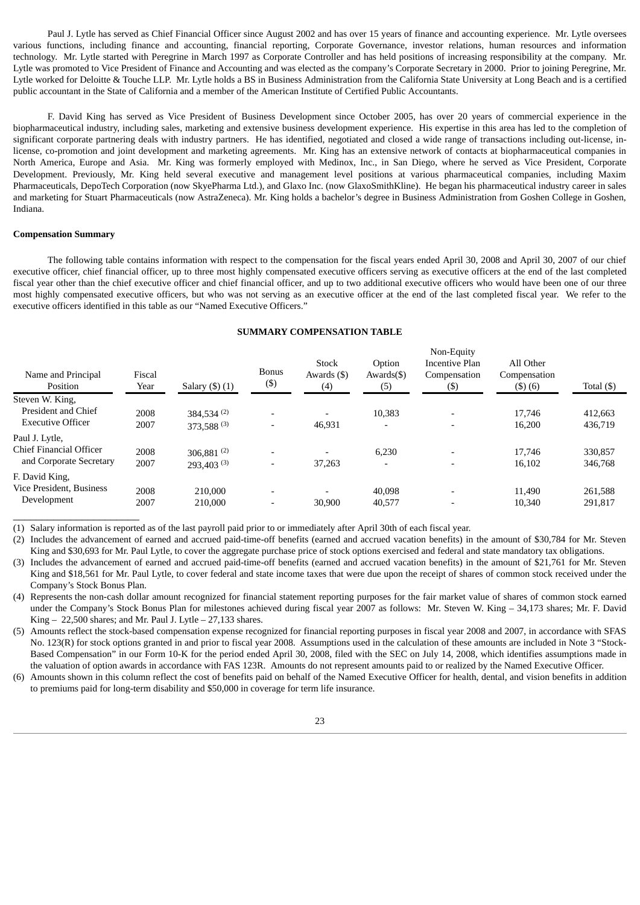Paul J. Lytle has served as Chief Financial Officer since August 2002 and has over 15 years of finance and accounting experience. Mr. Lytle oversees various functions, including finance and accounting, financial reporting, Corporate Governance, investor relations, human resources and information technology. Mr. Lytle started with Peregrine in March 1997 as Corporate Controller and has held positions of increasing responsibility at the company. Mr. Lytle was promoted to Vice President of Finance and Accounting and was elected as the company's Corporate Secretary in 2000. Prior to joining Peregrine, Mr. Lytle worked for Deloitte & Touche LLP. Mr. Lytle holds a BS in Business Administration from the California State University at Long Beach and is a certified public accountant in the State of California and a member of the American Institute of Certified Public Accountants.

F. David King has served as Vice President of Business Development since October 2005, has over 20 years of commercial experience in the biopharmaceutical industry, including sales, marketing and extensive business development experience. His expertise in this area has led to the completion of significant corporate partnering deals with industry partners. He has identified, negotiated and closed a wide range of transactions including out-license, in-license, co-promotion and joint development and marketing agreements. Mr. King has an extensive network of contacts at biopharmaceutical companies in North America, Europe and Asia. Mr. King was formerly employed with Medinox, Inc., in San Diego, where he served as Vice President, Corporate Development. Previously, Mr. King held several executive and management level positions at various pharmaceutical companies, including Maxim Pharmaceuticals, DepoTech Corporation (now SkyePharma Ltd.), and Glaxo Inc. (now GlaxoSmithKline). He began his pharmaceutical industry career in sales and marketing for Stuart Pharmaceuticals (now AstraZeneca). Mr. King holds a bachelor's degree in Business Administration from Goshen College in Goshen, Indiana.

**Compensation Summary**

The following table contains information with respect to the compensation for the fiscal years ended April 30, 2008 and April 30, 2007 of our chief executive officer, chief financial officer, up to three most highly compensated executive officers serving as executive officers at the end of the last completed fiscal year other than the chief executive officer and chief financial officer, and up to two additional executive officers who would have been one of our three most highly compensated executive officers, but who was not serving as an executive officer at the end of the last completed fiscal year. We refer to the executive officers identified in this table as our "Named Executive Officers."

**SUMMARY COMPENSATION TABLE**

| Name and Principal Position | Fiscal Year | Salary ($) (1) | Bonus ($) | Stock Awards ($) (4) | Option Awards($) (5) | Non-Equity Incentive Plan Compensation ($) | All Other Compensation ($) (6) | Total ($) |
|---|---|---|---|---|---|---|---|---|
| Steven W. King, President and Chief Executive Officer | 2008 | 384,534 (2) | - | - | 10,383 | - | 17,746 | 412,663 |
| | 2007 | 373,588 (3) | - | 46,931 | - | - | 16,200 | 436,719 |
| Paul J. Lytle, Chief Financial Officer and Corporate Secretary | 2008 | 306,881 (2) | - | - | 6,230 | - | 17,746 | 330,857 |
| | 2007 | 293,403 (3) | - | 37,263 | - | - | 16,102 | 346,768 |
| F. David King, Vice President, Business Development | 2008 | 210,000 | - | - | 40,098 | - | 11,490 | 261,588 |
| | 2007 | 210,000 | - | 30,900 | 40,577 | - | 10,340 | 291,817 |

(1) Salary information is reported as of the last payroll paid prior to or immediately after April 30th of each fiscal year.

(2) Includes the advancement of earned and accrued paid-time-off benefits (earned and accrued vacation benefits) in the amount of $30,784 for Mr. Steven King and $30,693 for Mr. Paul Lytle, to cover the aggregate purchase price of stock options exercised and federal and state mandatory tax obligations.

(3) Includes the advancement of earned and accrued paid-time-off benefits (earned and accrued vacation benefits) in the amount of $21,761 for Mr. Steven King and $18,561 for Mr. Paul Lytle, to cover federal and state income taxes that were due upon the receipt of shares of common stock received under the Company's Stock Bonus Plan.

(4) Represents the non-cash dollar amount recognized for financial statement reporting purposes for the fair market value of shares of common stock earned under the Company's Stock Bonus Plan for milestones achieved during fiscal year 2007 as follows: Mr. Steven W. King – 34,173 shares; Mr. F. David King – 22,500 shares; and Mr. Paul J. Lytle – 27,133 shares.

(5) Amounts reflect the stock-based compensation expense recognized for financial reporting purposes in fiscal year 2008 and 2007, in accordance with SFAS No. 123(R) for stock options granted in and prior to fiscal year 2008. Assumptions used in the calculation of these amounts are included in Note 3 "Stock-Based Compensation" in our Form 10-K for the period ended April 30, 2008, filed with the SEC on July 14, 2008, which identifies assumptions made in the valuation of option awards in accordance with FAS 123R. Amounts do not represent amounts paid to or realized by the Named Executive Officer.

(6) Amounts shown in this column reflect the cost of benefits paid on behalf of the Named Executive Officer for health, dental, and vision benefits in addition to premiums paid for long-term disability and $50,000 in coverage for term life insurance.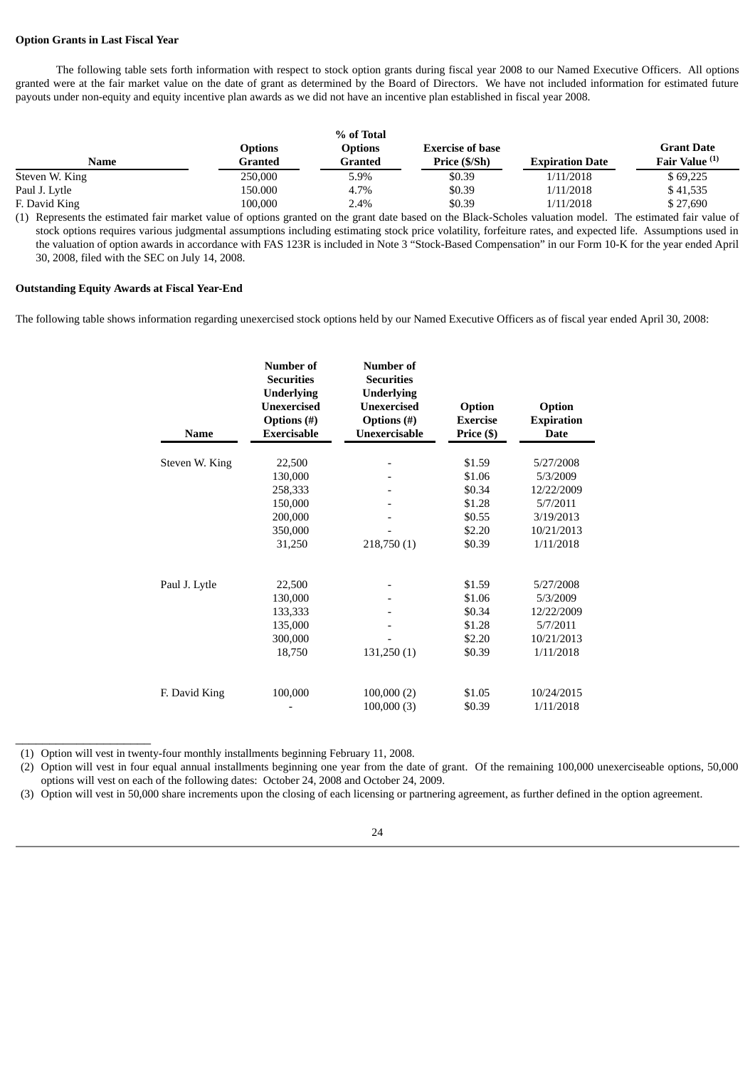**Option Grants in Last Fiscal Year**

The following table sets forth information with respect to stock option grants during fiscal year 2008 to our Named Executive Officers. All options granted were at the fair market value on the date of grant as determined by the Board of Directors. We have not included information for estimated future payouts under non-equity and equity incentive plan awards as we did not have an incentive plan established in fiscal year 2008.

| Name | Options Granted | % of Total Options Granted | Exercise of base Price ($/Sh) | Expiration Date | Grant Date Fair Value (1) |
|---|---|---|---|---|---|
| Steven W. King | 250,000 | 5.9% | $0.39 | 1/11/2018 | $ 69,225 |
| Paul J. Lytle | 150.000 | 4.7% | $0.39 | 1/11/2018 | $ 41,535 |
| F. David King | 100,000 | 2.4% | $0.39 | 1/11/2018 | $ 27,690 |

(1) Represents the estimated fair market value of options granted on the grant date based on the Black-Scholes valuation model. The estimated fair value of stock options requires various judgmental assumptions including estimating stock price volatility, forfeiture rates, and expected life. Assumptions used in the valuation of option awards in accordance with FAS 123R is included in Note 3 "Stock-Based Compensation" in our Form 10-K for the year ended April 30, 2008, filed with the SEC on July 14, 2008.

**Outstanding Equity Awards at Fiscal Year-End**

The following table shows information regarding unexercised stock options held by our Named Executive Officers as of fiscal year ended April 30, 2008:

| Name | Number of Securities Underlying Unexercised Options (#) Exercisable | Number of Securities Underlying Unexercised Options (#) Unexercisable | Option Exercise Price ($) | Option Expiration Date |
|---|---|---|---|---|
| Steven W. King | 22,500 | - | $1.59 | 5/27/2008 |
| | 130,000 | - | $1.06 | 5/3/2009 |
| | 258,333 | - | $0.34 | 12/22/2009 |
| | 150,000 | - | $1.28 | 5/7/2011 |
| | 200,000 | - | $0.55 | 3/19/2013 |
| | 350,000 | - | $2.20 | 10/21/2013 |
| | 31,250 | 218,750 (1) | $0.39 | 1/11/2018 |
| Paul J. Lytle | 22,500 | - | $1.59 | 5/27/2008 |
| | 130,000 | - | $1.06 | 5/3/2009 |
| | 133,333 | - | $0.34 | 12/22/2009 |
| | 135,000 | - | $1.28 | 5/7/2011 |
| | 300,000 | - | $2.20 | 10/21/2013 |
| | 18,750 | 131,250 (1) | $0.39 | 1/11/2018 |
| F. David King | 100,000 | 100,000 (2) | $1.05 | 10/24/2015 |
| | - | 100,000 (3) | $0.39 | 1/11/2018 |

(1) Option will vest in twenty-four monthly installments beginning February 11, 2008.

(2) Option will vest in four equal annual installments beginning one year from the date of grant. Of the remaining 100,000 unexerciseable options, 50,000 options will vest on each of the following dates: October 24, 2008 and October 24, 2009.

(3) Option will vest in 50,000 share increments upon the closing of each licensing or partnering agreement, as further defined in the option agreement.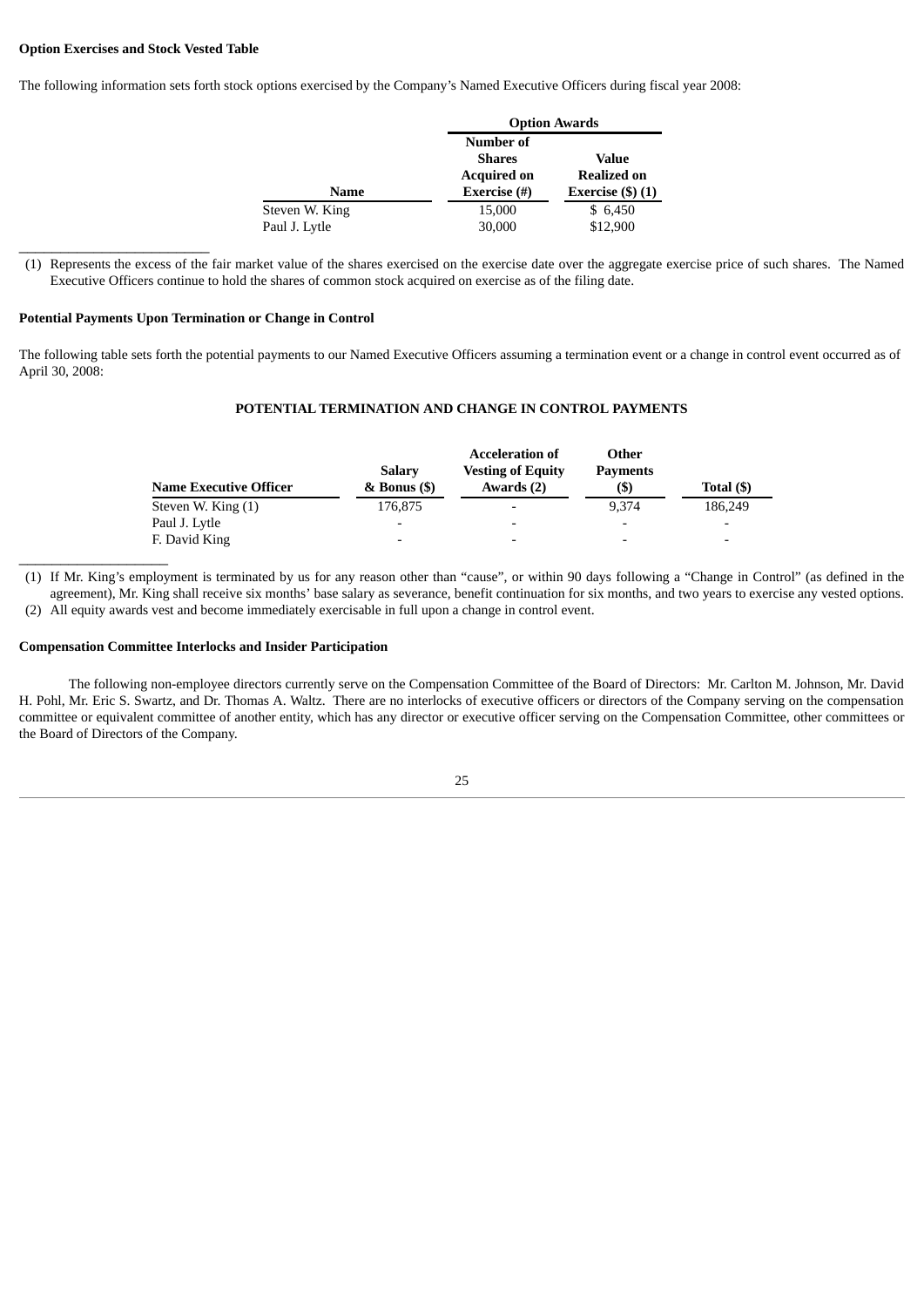**Option Exercises and Stock Vested Table**

The following information sets forth stock options exercised by the Company's Named Executive Officers during fiscal year 2008:

| | Option Awards | |
|---|---|---|
| Name | Number of Shares Acquired on Exercise (#) | Value Realized on Exercise ($) (1) |
| Steven W. King | 15,000 | $ 6,450 |
| Paul J. Lytle | 30,000 | $12,900 |

(1) Represents the excess of the fair market value of the shares exercised on the exercise date over the aggregate exercise price of such shares. The Named Executive Officers continue to hold the shares of common stock acquired on exercise as of the filing date.

**Potential Payments Upon Termination or Change in Control**

The following table sets forth the potential payments to our Named Executive Officers assuming a termination event or a change in control event occurred as of April 30, 2008:

**POTENTIAL TERMINATION AND CHANGE IN CONTROL PAYMENTS**

| Name Executive Officer | Salary & Bonus ($) | Acceleration of Vesting of Equity Awards (2) | Other Payments ($) | Total ($) |
|---|---|---|---|---|
| Steven W. King (1) | 176,875 | - | 9,374 | 186,249 |
| Paul J. Lytle | - | - | - | - |
| F. David King | - | - | - | - |

(1) If Mr. King's employment is terminated by us for any reason other than "cause", or within 90 days following a "Change in Control" (as defined in the agreement), Mr. King shall receive six months' base salary as severance, benefit continuation for six months, and two years to exercise any vested options.

(2) All equity awards vest and become immediately exercisable in full upon a change in control event.

**Compensation Committee Interlocks and Insider Participation**

The following non-employee directors currently serve on the Compensation Committee of the Board of Directors: Mr. Carlton M. Johnson, Mr. David H. Pohl, Mr. Eric S. Swartz, and Dr. Thomas A. Waltz. There are no interlocks of executive officers or directors of the Company serving on the compensation committee or equivalent committee of another entity, which has any director or executive officer serving on the Compensation Committee, other committees or the Board of Directors of the Company.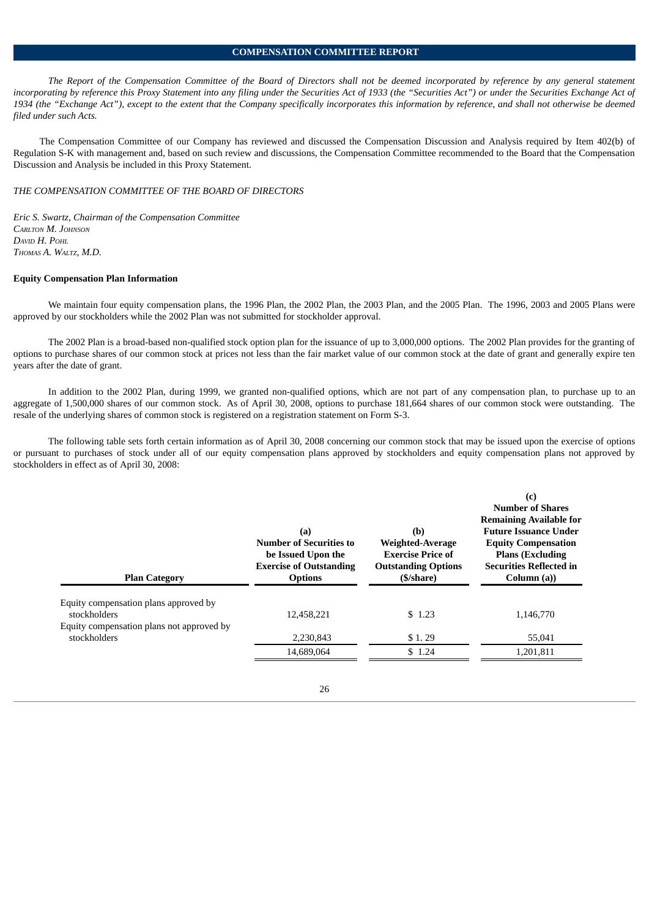## COMPENSATION COMMITTEE REPORT

*The Report of the Compensation Committee of the Board of Directors shall not be deemed incorporated by reference by any general statement incorporating by reference this Proxy Statement into any filing under the Securities Act of 1933 (the "Securities Act") or under the Securities Exchange Act of 1934 (the "Exchange Act"), except to the extent that the Company specifically incorporates this information by reference, and shall not otherwise be deemed filed under such Acts.*

The Compensation Committee of our Company has reviewed and discussed the Compensation Discussion and Analysis required by Item 402(b) of Regulation S-K with management and, based on such review and discussions, the Compensation Committee recommended to the Board that the Compensation Discussion and Analysis be included in this Proxy Statement.

*THE COMPENSATION COMMITTEE OF THE BOARD OF DIRECTORS*

*Eric S. Swartz, Chairman of the Compensation Committee*
*Carlton M. Johnson*
*David H. Pohl*
*Thomas A. Waltz, M.D.*

**Equity Compensation Plan Information**

We maintain four equity compensation plans, the 1996 Plan, the 2002 Plan, the 2003 Plan, and the 2005 Plan. The 1996, 2003 and 2005 Plans were approved by our stockholders while the 2002 Plan was not submitted for stockholder approval.

The 2002 Plan is a broad-based non-qualified stock option plan for the issuance of up to 3,000,000 options. The 2002 Plan provides for the granting of options to purchase shares of our common stock at prices not less than the fair market value of our common stock at the date of grant and generally expire ten years after the date of grant.

In addition to the 2002 Plan, during 1999, we granted non-qualified options, which are not part of any compensation plan, to purchase up to an aggregate of 1,500,000 shares of our common stock. As of April 30, 2008, options to purchase 181,664 shares of our common stock were outstanding. The resale of the underlying shares of common stock is registered on a registration statement on Form S-3.

The following table sets forth certain information as of April 30, 2008 concerning our common stock that may be issued upon the exercise of options or pursuant to purchases of stock under all of our equity compensation plans approved by stockholders and equity compensation plans not approved by stockholders in effect as of April 30, 2008:

| Plan Category | (a) Number of Securities to be Issued Upon the Exercise of Outstanding Options | (b) Weighted-Average Exercise Price of Outstanding Options ($/share) | (c) Number of Shares Remaining Available for Future Issuance Under Equity Compensation Plans (Excluding Securities Reflected in Column (a)) |
|---|---|---|---|
| Equity compensation plans approved by stockholders | 12,458,221 | $ 1.23 | 1,146,770 |
| Equity compensation plans not approved by stockholders | 2,230,843 | $ 1. 29 | 55,041 |
| | 14,689,064 | $ 1.24 | 1,201,811 |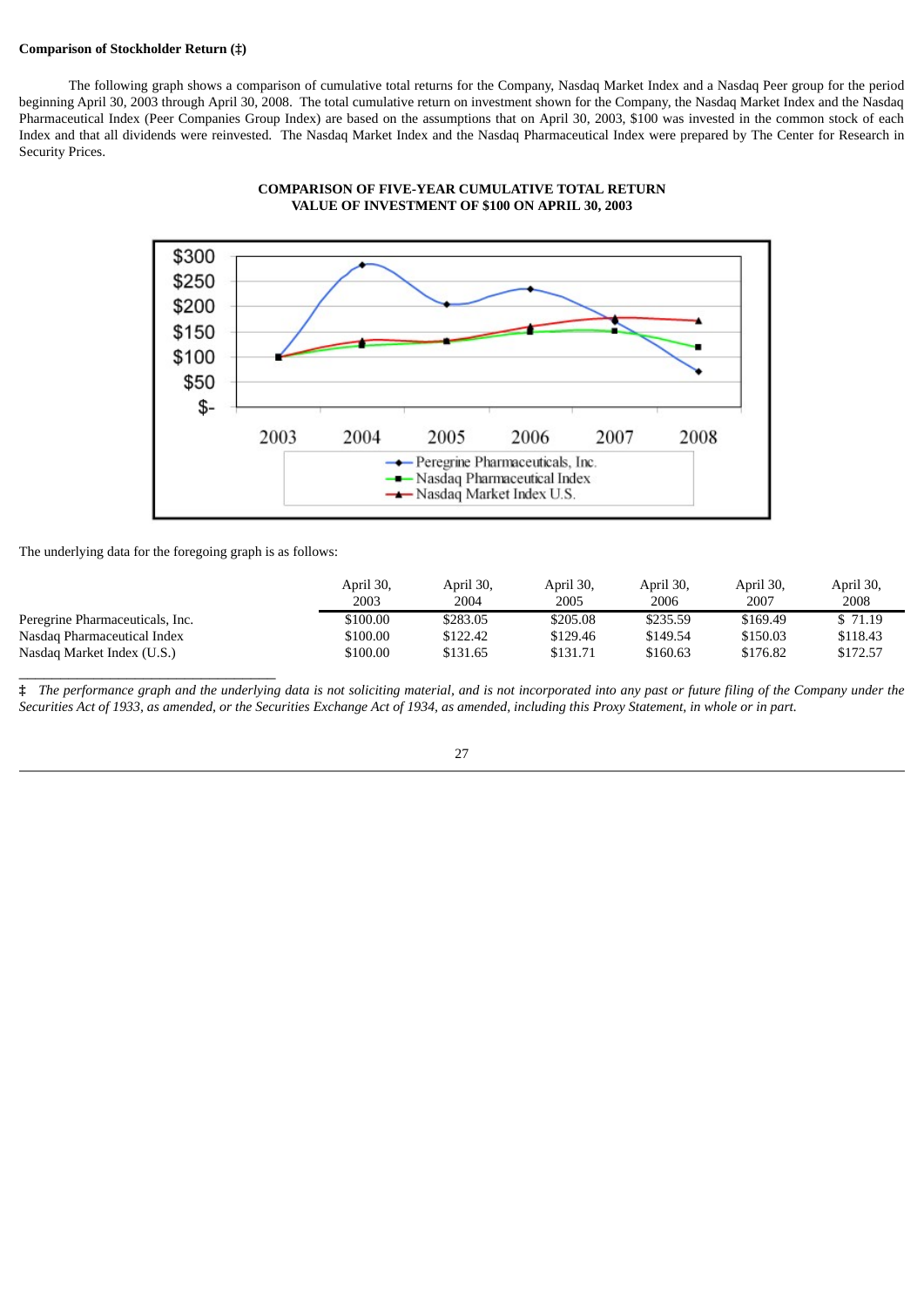**Comparison of Stockholder Return (‡)**

The following graph shows a comparison of cumulative total returns for the Company, Nasdaq Market Index and a Nasdaq Peer group for the period beginning April 30, 2003 through April 30, 2008. The total cumulative return on investment shown for the Company, the Nasdaq Market Index and the Nasdaq Pharmaceutical Index (Peer Companies Group Index) are based on the assumptions that on April 30, 2003, $100 was invested in the common stock of each Index and that all dividends were reinvested. The Nasdaq Market Index and the Nasdaq Pharmaceutical Index were prepared by The Center for Research in Security Prices.

**COMPARISON OF FIVE-YEAR CUMULATIVE TOTAL RETURN**
**VALUE OF INVESTMENT OF $100 ON APRIL 30, 2003**

$300
$250
$200
$150
$100
$50
$-

2003 2004 2005 2006 2007 2008

Peregrine Pharmaceuticals, Inc.
Nasdaq Pharmaceutical Index
Nasdaq Market Index U.S.

The underlying data for the foregoing graph is as follows:

| | April 30, 2003 | April 30, 2004 | April 30, 2005 | April 30, 2006 | April 30, 2007 | April 30, 2008 |
|---|---|---|---|---|---|---|
| Peregrine Pharmaceuticals, Inc. | $100.00 | $283.05 | $205.08 | $235.59 | $169.49 | $ 71.19 |
| Nasdaq Pharmaceutical Index | $100.00 | $122.42 | $129.46 | $149.54 | $150.03 | $118.43 |
| Nasdaq Market Index (U.S.) | $100.00 | $131.65 | $131.71 | $160.63 | $176.82 | $172.57 |

‡ *The performance graph and the underlying data is not soliciting material, and is not incorporated into any past or future filing of the Company under the Securities Act of 1933, as amended, or the Securities Exchange Act of 1934, as amended, including this Proxy Statement, in whole or in part.*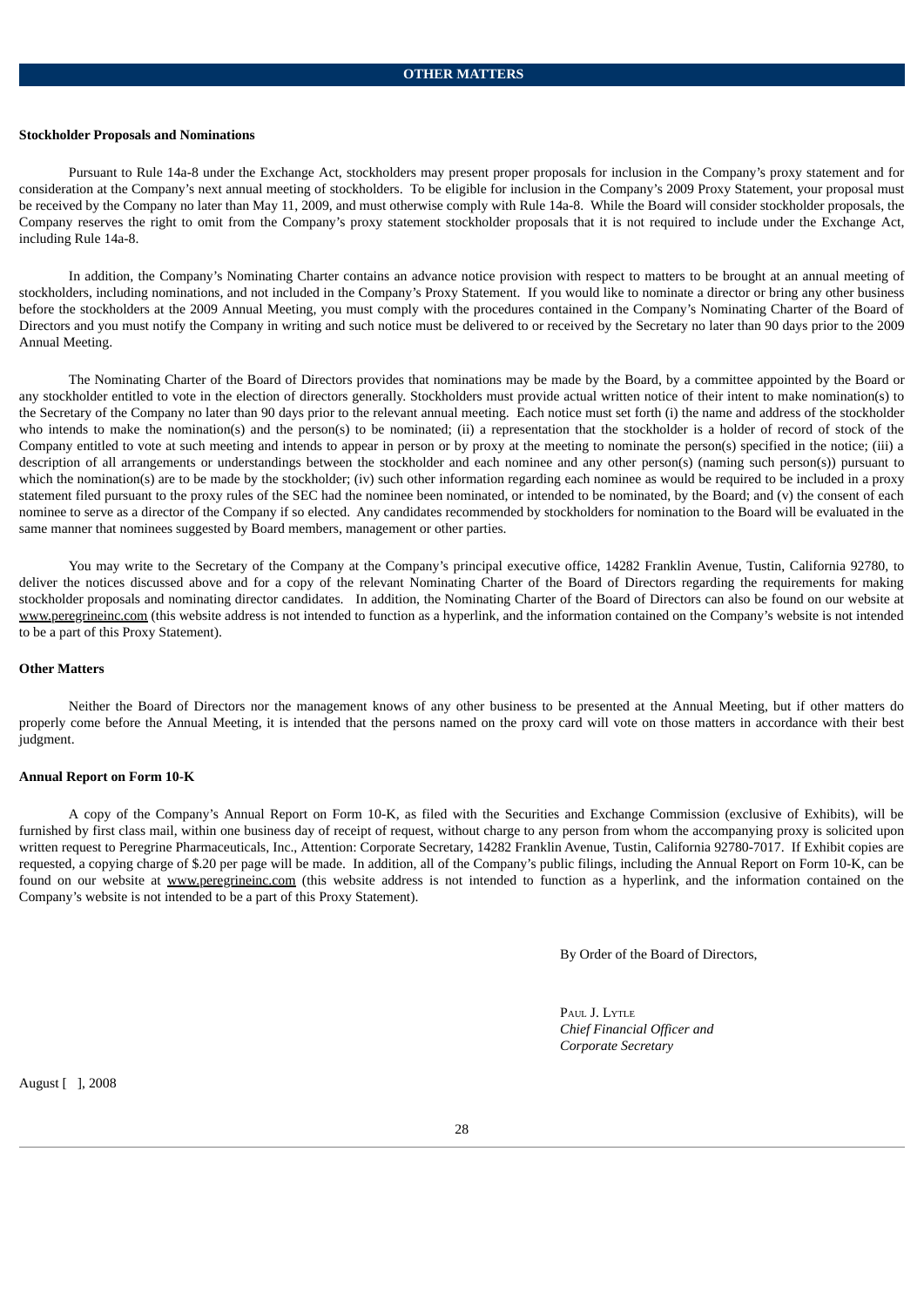## OTHER MATTERS

### Stockholder Proposals and Nominations

Pursuant to Rule 14a-8 under the Exchange Act, stockholders may present proper proposals for inclusion in the Company's proxy statement and for consideration at the Company's next annual meeting of stockholders. To be eligible for inclusion in the Company's 2009 Proxy Statement, your proposal must be received by the Company no later than May 11, 2009, and must otherwise comply with Rule 14a-8. While the Board will consider stockholder proposals, the Company reserves the right to omit from the Company's proxy statement stockholder proposals that it is not required to include under the Exchange Act, including Rule 14a-8.

In addition, the Company's Nominating Charter contains an advance notice provision with respect to matters to be brought at an annual meeting of stockholders, including nominations, and not included in the Company's Proxy Statement. If you would like to nominate a director or bring any other business before the stockholders at the 2009 Annual Meeting, you must comply with the procedures contained in the Company's Nominating Charter of the Board of Directors and you must notify the Company in writing and such notice must be delivered to or received by the Secretary no later than 90 days prior to the 2009 Annual Meeting.

The Nominating Charter of the Board of Directors provides that nominations may be made by the Board, by a committee appointed by the Board or any stockholder entitled to vote in the election of directors generally. Stockholders must provide actual written notice of their intent to make nomination(s) to the Secretary of the Company no later than 90 days prior to the relevant annual meeting. Each notice must set forth (i) the name and address of the stockholder who intends to make the nomination(s) and the person(s) to be nominated; (ii) a representation that the stockholder is a holder of record of stock of the Company entitled to vote at such meeting and intends to appear in person or by proxy at the meeting to nominate the person(s) specified in the notice; (iii) a description of all arrangements or understandings between the stockholder and each nominee and any other person(s) (naming such person(s)) pursuant to which the nomination(s) are to be made by the stockholder; (iv) such other information regarding each nominee as would be required to be included in a proxy statement filed pursuant to the proxy rules of the SEC had the nominee been nominated, or intended to be nominated, by the Board; and (v) the consent of each nominee to serve as a director of the Company if so elected. Any candidates recommended by stockholders for nomination to the Board will be evaluated in the same manner that nominees suggested by Board members, management or other parties.

You may write to the Secretary of the Company at the Company's principal executive office, 14282 Franklin Avenue, Tustin, California 92780, to deliver the notices discussed above and for a copy of the relevant Nominating Charter of the Board of Directors regarding the requirements for making stockholder proposals and nominating director candidates. In addition, the Nominating Charter of the Board of Directors can also be found on our website at www.peregrineinc.com (this website address is not intended to function as a hyperlink, and the information contained on the Company's website is not intended to be a part of this Proxy Statement).

### Other Matters

Neither the Board of Directors nor the management knows of any other business to be presented at the Annual Meeting, but if other matters do properly come before the Annual Meeting, it is intended that the persons named on the proxy card will vote on those matters in accordance with their best judgment.

### Annual Report on Form 10-K

A copy of the Company's Annual Report on Form 10-K, as filed with the Securities and Exchange Commission (exclusive of Exhibits), will be furnished by first class mail, within one business day of receipt of request, without charge to any person from whom the accompanying proxy is solicited upon written request to Peregrine Pharmaceuticals, Inc., Attention: Corporate Secretary, 14282 Franklin Avenue, Tustin, California 92780-7017. If Exhibit copies are requested, a copying charge of $.20 per page will be made. In addition, all of the Company's public filings, including the Annual Report on Form 10-K, can be found on our website at www.peregrineinc.com (this website address is not intended to function as a hyperlink, and the information contained on the Company's website is not intended to be a part of this Proxy Statement).

By Order of the Board of Directors,

PAUL J. LYTLE
*Chief Financial Officer and*
*Corporate Secretary*

August [ ], 2008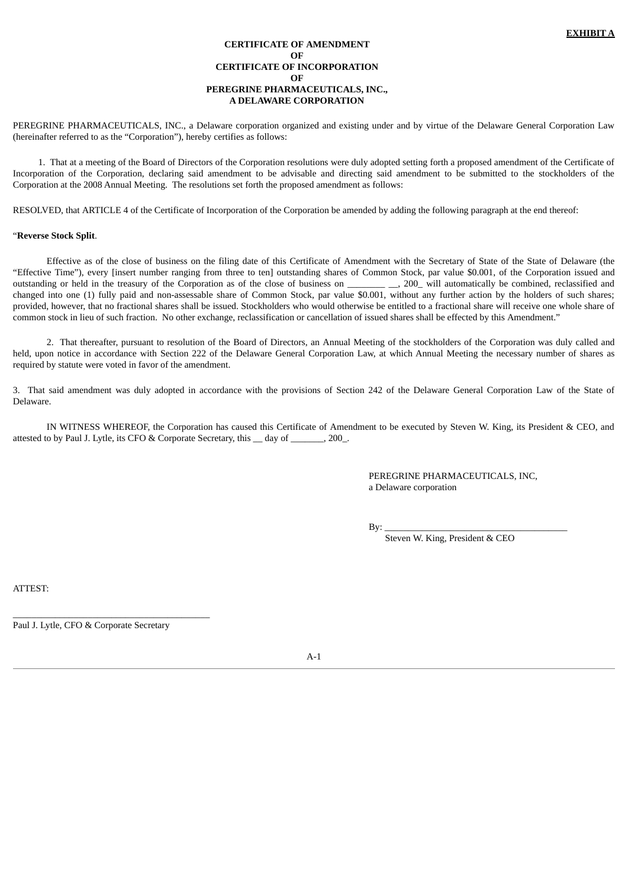**EXHIBIT A**

**CERTIFICATE OF AMENDMENT**
**OF**
**CERTIFICATE OF INCORPORATION**
**OF**
**PEREGRINE PHARMACEUTICALS, INC.,**
**A DELAWARE CORPORATION**

PEREGRINE PHARMACEUTICALS, INC., a Delaware corporation organized and existing under and by virtue of the Delaware General Corporation Law (hereinafter referred to as the "Corporation"), hereby certifies as follows:

1. That at a meeting of the Board of Directors of the Corporation resolutions were duly adopted setting forth a proposed amendment of the Certificate of Incorporation of the Corporation, declaring said amendment to be advisable and directing said amendment to be submitted to the stockholders of the Corporation at the 2008 Annual Meeting. The resolutions set forth the proposed amendment as follows:

RESOLVED, that ARTICLE 4 of the Certificate of Incorporation of the Corporation be amended by adding the following paragraph at the end thereof:

"**Reverse Stock Split**.

Effective as of the close of business on the filing date of this Certificate of Amendment with the Secretary of State of the State of Delaware (the "Effective Time"), every [insert number ranging from three to ten] outstanding shares of Common Stock, par value $0.001, of the Corporation issued and outstanding or held in the treasury of the Corporation as of the close of business on ________ __, 200_ will automatically be combined, reclassified and changed into one (1) fully paid and non-assessable share of Common Stock, par value $0.001, without any further action by the holders of such shares; provided, however, that no fractional shares shall be issued. Stockholders who would otherwise be entitled to a fractional share will receive one whole share of common stock in lieu of such fraction. No other exchange, reclassification or cancellation of issued shares shall be effected by this Amendment."

2. That thereafter, pursuant to resolution of the Board of Directors, an Annual Meeting of the stockholders of the Corporation was duly called and held, upon notice in accordance with Section 222 of the Delaware General Corporation Law, at which Annual Meeting the necessary number of shares as required by statute were voted in favor of the amendment.

3. That said amendment was duly adopted in accordance with the provisions of Section 242 of the Delaware General Corporation Law of the State of Delaware.

IN WITNESS WHEREOF, the Corporation has caused this Certificate of Amendment to be executed by Steven W. King, its President & CEO, and attested to by Paul J. Lytle, its CFO & Corporate Secretary, this __ day of _______, 200_.

PEREGRINE PHARMACEUTICALS, INC,
a Delaware corporation

By: _______________________________________
Steven W. King, President & CEO

ATTEST:

__________________________________________
Paul J. Lytle, CFO & Corporate Secretary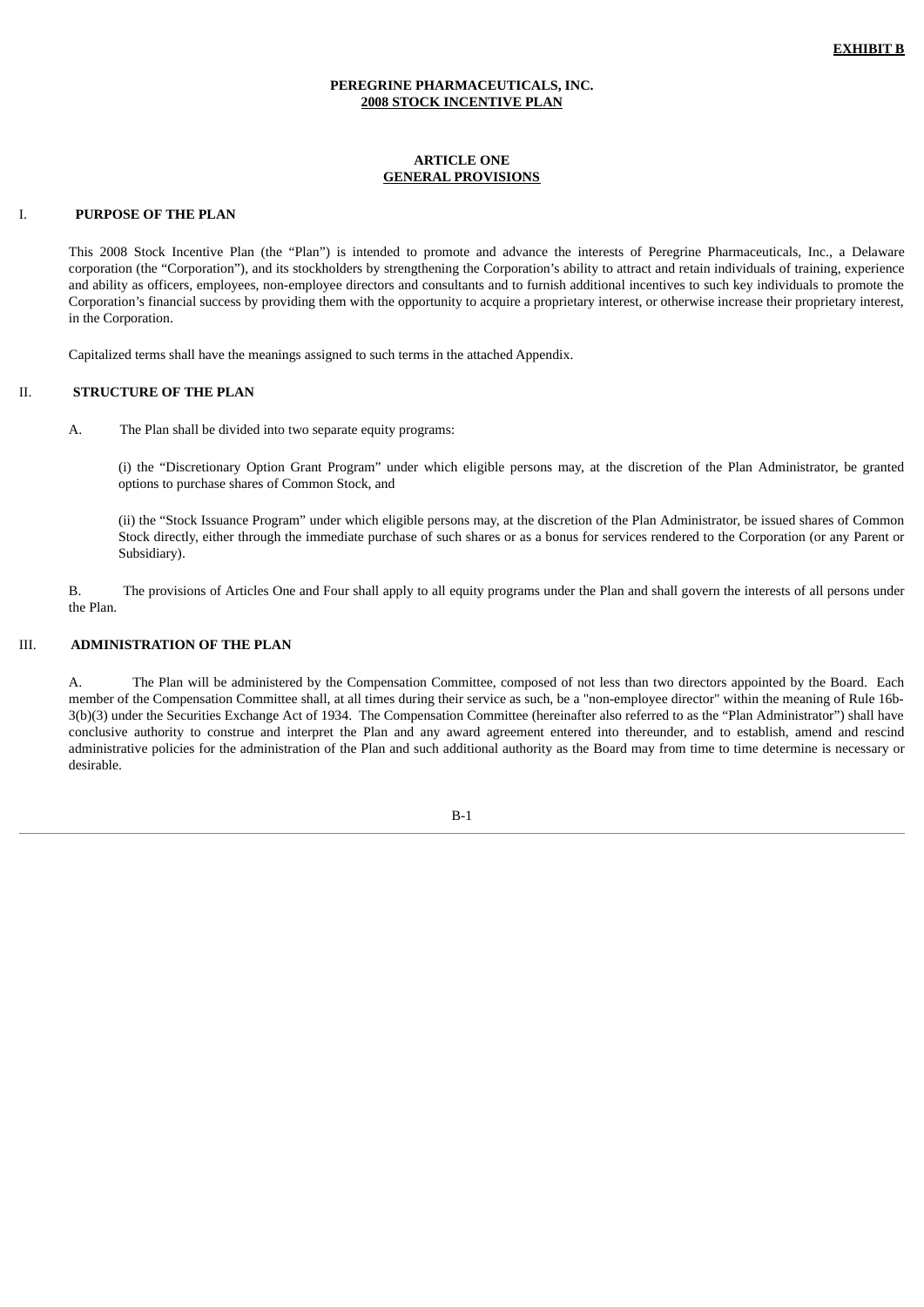**EXHIBIT B**

# PEREGRINE PHARMACEUTICALS, INC.
## 2008 STOCK INCENTIVE PLAN

## ARTICLE ONE
## GENERAL PROVISIONS

### I. PURPOSE OF THE PLAN

This 2008 Stock Incentive Plan (the "Plan") is intended to promote and advance the interests of Peregrine Pharmaceuticals, Inc., a Delaware corporation (the "Corporation"), and its stockholders by strengthening the Corporation's ability to attract and retain individuals of training, experience and ability as officers, employees, non-employee directors and consultants and to furnish additional incentives to such key individuals to promote the Corporation's financial success by providing them with the opportunity to acquire a proprietary interest, or otherwise increase their proprietary interest, in the Corporation.

Capitalized terms shall have the meanings assigned to such terms in the attached Appendix.

### II. STRUCTURE OF THE PLAN

A. The Plan shall be divided into two separate equity programs:

(i) the "Discretionary Option Grant Program" under which eligible persons may, at the discretion of the Plan Administrator, be granted options to purchase shares of Common Stock, and

(ii) the "Stock Issuance Program" under which eligible persons may, at the discretion of the Plan Administrator, be issued shares of Common Stock directly, either through the immediate purchase of such shares or as a bonus for services rendered to the Corporation (or any Parent or Subsidiary).

B. The provisions of Articles One and Four shall apply to all equity programs under the Plan and shall govern the interests of all persons under the Plan.

### III. ADMINISTRATION OF THE PLAN

A. The Plan will be administered by the Compensation Committee, composed of not less than two directors appointed by the Board. Each member of the Compensation Committee shall, at all times during their service as such, be a "non-employee director" within the meaning of Rule 16b-3(b)(3) under the Securities Exchange Act of 1934. The Compensation Committee (hereinafter also referred to as the "Plan Administrator") shall have conclusive authority to construe and interpret the Plan and any award agreement entered into thereunder, and to establish, amend and rescind administrative policies for the administration of the Plan and such additional authority as the Board may from time to time determine is necessary or desirable.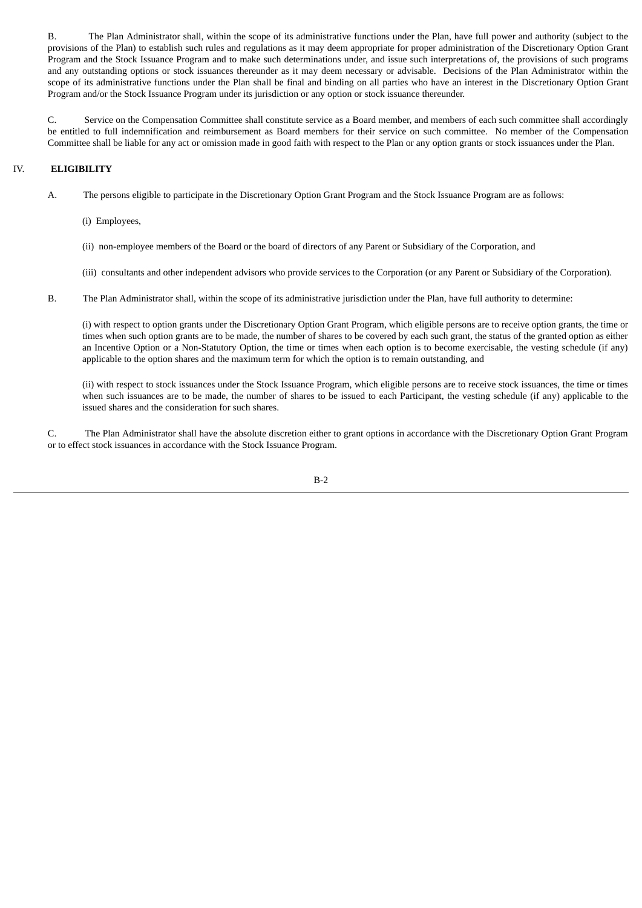B. The Plan Administrator shall, within the scope of its administrative functions under the Plan, have full power and authority (subject to the provisions of the Plan) to establish such rules and regulations as it may deem appropriate for proper administration of the Discretionary Option Grant Program and the Stock Issuance Program and to make such determinations under, and issue such interpretations of, the provisions of such programs and any outstanding options or stock issuances thereunder as it may deem necessary or advisable. Decisions of the Plan Administrator within the scope of its administrative functions under the Plan shall be final and binding on all parties who have an interest in the Discretionary Option Grant Program and/or the Stock Issuance Program under its jurisdiction or any option or stock issuance thereunder.

C. Service on the Compensation Committee shall constitute service as a Board member, and members of each such committee shall accordingly be entitled to full indemnification and reimbursement as Board members for their service on such committee. No member of the Compensation Committee shall be liable for any act or omission made in good faith with respect to the Plan or any option grants or stock issuances under the Plan.

## IV. ELIGIBILITY

A. The persons eligible to participate in the Discretionary Option Grant Program and the Stock Issuance Program are as follows:

(i) Employees,

(ii) non-employee members of the Board or the board of directors of any Parent or Subsidiary of the Corporation, and

(iii) consultants and other independent advisors who provide services to the Corporation (or any Parent or Subsidiary of the Corporation).

B. The Plan Administrator shall, within the scope of its administrative jurisdiction under the Plan, have full authority to determine:

(i) with respect to option grants under the Discretionary Option Grant Program, which eligible persons are to receive option grants, the time or times when such option grants are to be made, the number of shares to be covered by each such grant, the status of the granted option as either an Incentive Option or a Non-Statutory Option, the time or times when each option is to become exercisable, the vesting schedule (if any) applicable to the option shares and the maximum term for which the option is to remain outstanding, and

(ii) with respect to stock issuances under the Stock Issuance Program, which eligible persons are to receive stock issuances, the time or times when such issuances are to be made, the number of shares to be issued to each Participant, the vesting schedule (if any) applicable to the issued shares and the consideration for such shares.

C. The Plan Administrator shall have the absolute discretion either to grant options in accordance with the Discretionary Option Grant Program or to effect stock issuances in accordance with the Stock Issuance Program.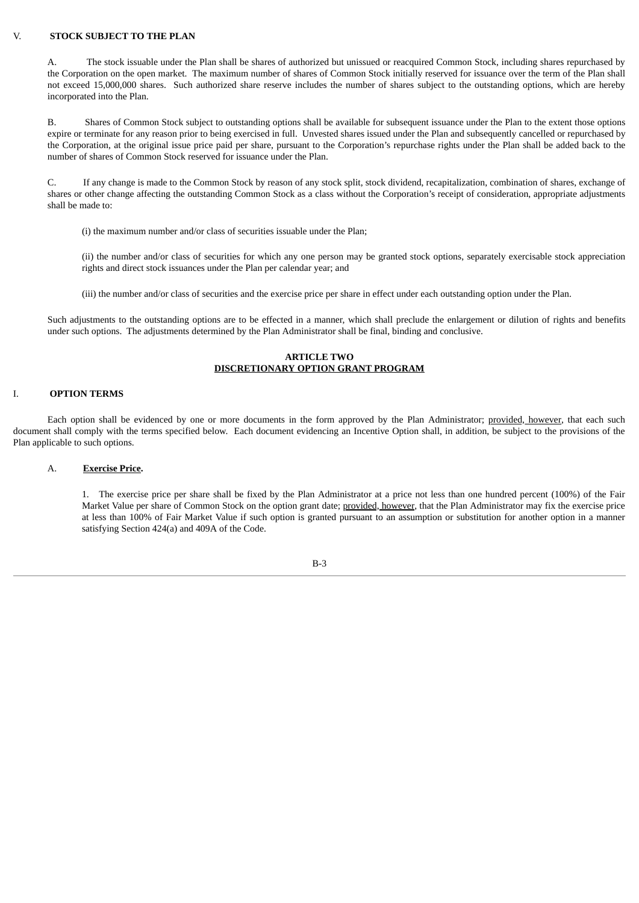V. **STOCK SUBJECT TO THE PLAN**

A. The stock issuable under the Plan shall be shares of authorized but unissued or reacquired Common Stock, including shares repurchased by the Corporation on the open market. The maximum number of shares of Common Stock initially reserved for issuance over the term of the Plan shall not exceed 15,000,000 shares. Such authorized share reserve includes the number of shares subject to the outstanding options, which are hereby incorporated into the Plan.

B. Shares of Common Stock subject to outstanding options shall be available for subsequent issuance under the Plan to the extent those options expire or terminate for any reason prior to being exercised in full. Unvested shares issued under the Plan and subsequently cancelled or repurchased by the Corporation, at the original issue price paid per share, pursuant to the Corporation's repurchase rights under the Plan shall be added back to the number of shares of Common Stock reserved for issuance under the Plan.

C. If any change is made to the Common Stock by reason of any stock split, stock dividend, recapitalization, combination of shares, exchange of shares or other change affecting the outstanding Common Stock as a class without the Corporation's receipt of consideration, appropriate adjustments shall be made to:

(i) the maximum number and/or class of securities issuable under the Plan;

(ii) the number and/or class of securities for which any one person may be granted stock options, separately exercisable stock appreciation rights and direct stock issuances under the Plan per calendar year; and

(iii) the number and/or class of securities and the exercise price per share in effect under each outstanding option under the Plan.

Such adjustments to the outstanding options are to be effected in a manner, which shall preclude the enlargement or dilution of rights and benefits under such options. The adjustments determined by the Plan Administrator shall be final, binding and conclusive.

## ARTICLE TWO
## DISCRETIONARY OPTION GRANT PROGRAM

I. **OPTION TERMS**

Each option shall be evidenced by one or more documents in the form approved by the Plan Administrator; provided, however, that each such document shall comply with the terms specified below. Each document evidencing an Incentive Option shall, in addition, be subject to the provisions of the Plan applicable to such options.

A. **Exercise Price.**

1. The exercise price per share shall be fixed by the Plan Administrator at a price not less than one hundred percent (100%) of the Fair Market Value per share of Common Stock on the option grant date; provided, however, that the Plan Administrator may fix the exercise price at less than 100% of Fair Market Value if such option is granted pursuant to an assumption or substitution for another option in a manner satisfying Section 424(a) and 409A of the Code.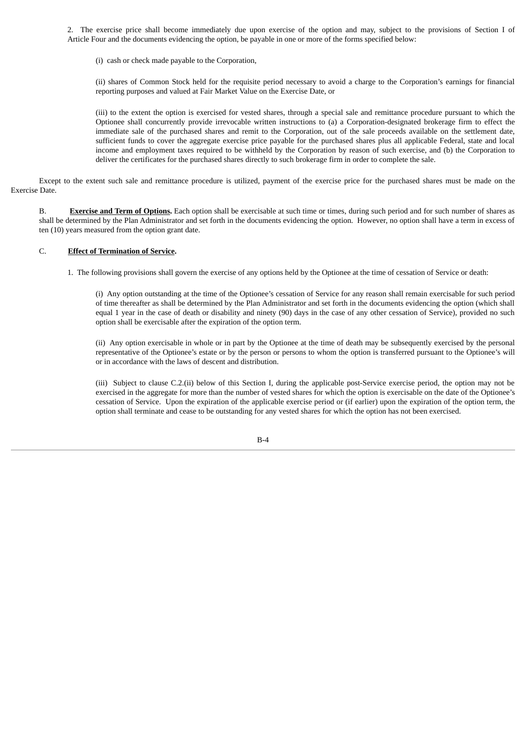2. The exercise price shall become immediately due upon exercise of the option and may, subject to the provisions of Section I of Article Four and the documents evidencing the option, be payable in one or more of the forms specified below:

(i) cash or check made payable to the Corporation,

(ii) shares of Common Stock held for the requisite period necessary to avoid a charge to the Corporation's earnings for financial reporting purposes and valued at Fair Market Value on the Exercise Date, or

(iii) to the extent the option is exercised for vested shares, through a special sale and remittance procedure pursuant to which the Optionee shall concurrently provide irrevocable written instructions to (a) a Corporation-designated brokerage firm to effect the immediate sale of the purchased shares and remit to the Corporation, out of the sale proceeds available on the settlement date, sufficient funds to cover the aggregate exercise price payable for the purchased shares plus all applicable Federal, state and local income and employment taxes required to be withheld by the Corporation by reason of such exercise, and (b) the Corporation to deliver the certificates for the purchased shares directly to such brokerage firm in order to complete the sale.

Except to the extent such sale and remittance procedure is utilized, payment of the exercise price for the purchased shares must be made on the Exercise Date.

B. **Exercise and Term of Options.** Each option shall be exercisable at such time or times, during such period and for such number of shares as shall be determined by the Plan Administrator and set forth in the documents evidencing the option. However, no option shall have a term in excess of ten (10) years measured from the option grant date.

C. **Effect of Termination of Service.**

1. The following provisions shall govern the exercise of any options held by the Optionee at the time of cessation of Service or death:

(i) Any option outstanding at the time of the Optionee's cessation of Service for any reason shall remain exercisable for such period of time thereafter as shall be determined by the Plan Administrator and set forth in the documents evidencing the option (which shall equal 1 year in the case of death or disability and ninety (90) days in the case of any other cessation of Service), provided no such option shall be exercisable after the expiration of the option term.

(ii) Any option exercisable in whole or in part by the Optionee at the time of death may be subsequently exercised by the personal representative of the Optionee's estate or by the person or persons to whom the option is transferred pursuant to the Optionee's will or in accordance with the laws of descent and distribution.

(iii) Subject to clause C.2.(ii) below of this Section I, during the applicable post-Service exercise period, the option may not be exercised in the aggregate for more than the number of vested shares for which the option is exercisable on the date of the Optionee's cessation of Service. Upon the expiration of the applicable exercise period or (if earlier) upon the expiration of the option term, the option shall terminate and cease to be outstanding for any vested shares for which the option has not been exercised.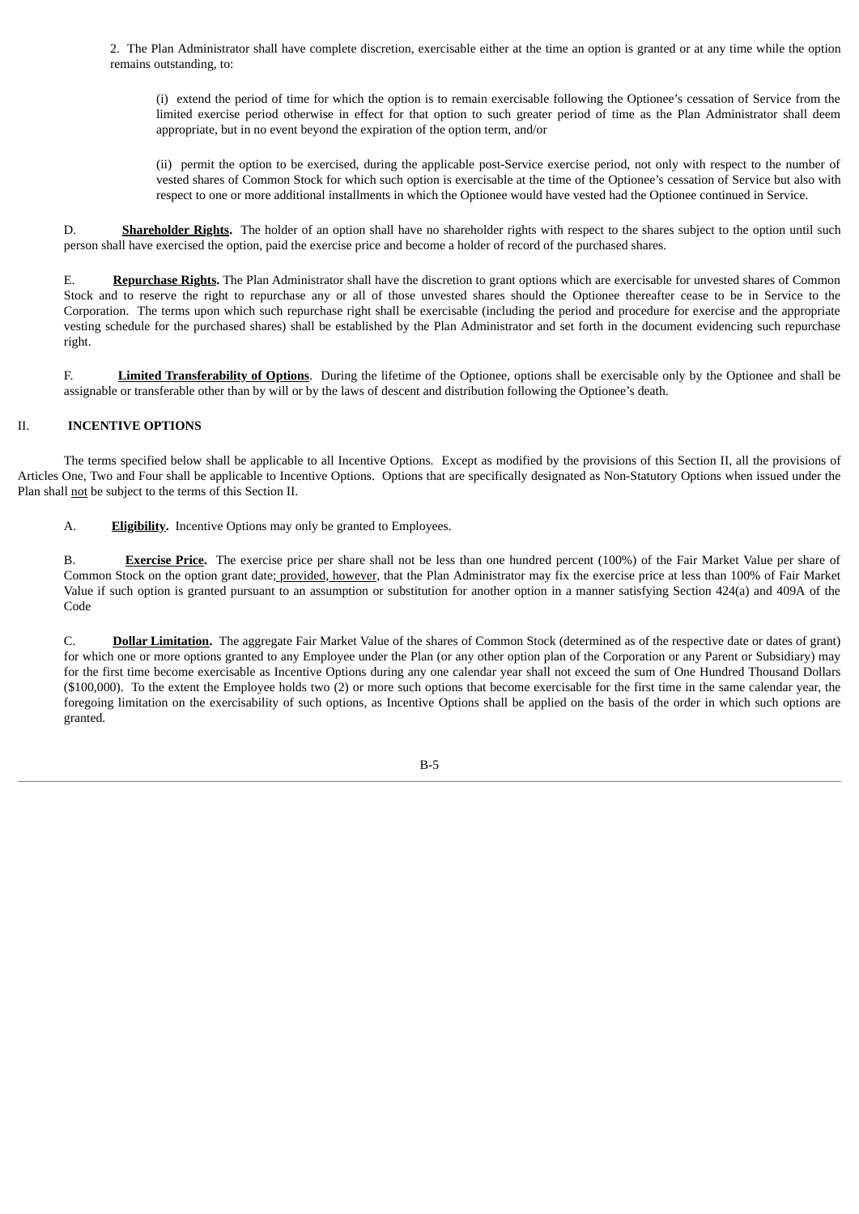2. The Plan Administrator shall have complete discretion, exercisable either at the time an option is granted or at any time while the option remains outstanding, to:

(i) extend the period of time for which the option is to remain exercisable following the Optionee's cessation of Service from the limited exercise period otherwise in effect for that option to such greater period of time as the Plan Administrator shall deem appropriate, but in no event beyond the expiration of the option term, and/or

(ii) permit the option to be exercised, during the applicable post-Service exercise period, not only with respect to the number of vested shares of Common Stock for which such option is exercisable at the time of the Optionee's cessation of Service but also with respect to one or more additional installments in which the Optionee would have vested had the Optionee continued in Service.

D. **Shareholder Rights.** The holder of an option shall have no shareholder rights with respect to the shares subject to the option until such person shall have exercised the option, paid the exercise price and become a holder of record of the purchased shares.

E. **Repurchase Rights.** The Plan Administrator shall have the discretion to grant options which are exercisable for unvested shares of Common Stock and to reserve the right to repurchase any or all of those unvested shares should the Optionee thereafter cease to be in Service to the Corporation. The terms upon which such repurchase right shall be exercisable (including the period and procedure for exercise and the appropriate vesting schedule for the purchased shares) shall be established by the Plan Administrator and set forth in the document evidencing such repurchase right.

F. **Limited Transferability of Options**. During the lifetime of the Optionee, options shall be exercisable only by the Optionee and shall be assignable or transferable other than by will or by the laws of descent and distribution following the Optionee's death.

## II. INCENTIVE OPTIONS

The terms specified below shall be applicable to all Incentive Options. Except as modified by the provisions of this Section II, all the provisions of Articles One, Two and Four shall be applicable to Incentive Options. Options that are specifically designated as Non-Statutory Options when issued under the Plan shall not be subject to the terms of this Section II.

A. **Eligibility.** Incentive Options may only be granted to Employees.

B. **Exercise Price.** The exercise price per share shall not be less than one hundred percent (100%) of the Fair Market Value per share of Common Stock on the option grant date; provided, however, that the Plan Administrator may fix the exercise price at less than 100% of Fair Market Value if such option is granted pursuant to an assumption or substitution for another option in a manner satisfying Section 424(a) and 409A of the Code

C. **Dollar Limitation.** The aggregate Fair Market Value of the shares of Common Stock (determined as of the respective date or dates of grant) for which one or more options granted to any Employee under the Plan (or any other option plan of the Corporation or any Parent or Subsidiary) may for the first time become exercisable as Incentive Options during any one calendar year shall not exceed the sum of One Hundred Thousand Dollars ($100,000). To the extent the Employee holds two (2) or more such options that become exercisable for the first time in the same calendar year, the foregoing limitation on the exercisability of such options, as Incentive Options shall be applied on the basis of the order in which such options are granted.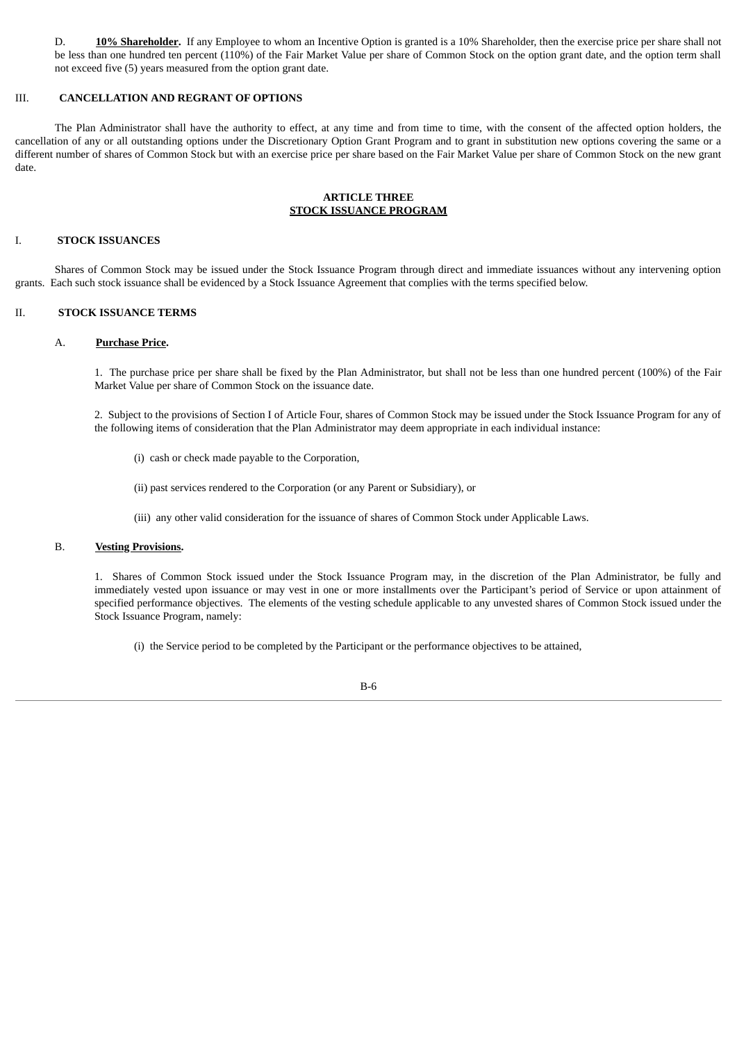D. **10% Shareholder.** If any Employee to whom an Incentive Option is granted is a 10% Shareholder, then the exercise price per share shall not be less than one hundred ten percent (110%) of the Fair Market Value per share of Common Stock on the option grant date, and the option term shall not exceed five (5) years measured from the option grant date.

III. **CANCELLATION AND REGRANT OF OPTIONS**

The Plan Administrator shall have the authority to effect, at any time and from time to time, with the consent of the affected option holders, the cancellation of any or all outstanding options under the Discretionary Option Grant Program and to grant in substitution new options covering the same or a different number of shares of Common Stock but with an exercise price per share based on the Fair Market Value per share of Common Stock on the new grant date.

## ARTICLE THREE
## STOCK ISSUANCE PROGRAM

I. **STOCK ISSUANCES**

Shares of Common Stock may be issued under the Stock Issuance Program through direct and immediate issuances without any intervening option grants. Each such stock issuance shall be evidenced by a Stock Issuance Agreement that complies with the terms specified below.

II. **STOCK ISSUANCE TERMS**

A. **Purchase Price.**

1. The purchase price per share shall be fixed by the Plan Administrator, but shall not be less than one hundred percent (100%) of the Fair Market Value per share of Common Stock on the issuance date.

2. Subject to the provisions of Section I of Article Four, shares of Common Stock may be issued under the Stock Issuance Program for any of the following items of consideration that the Plan Administrator may deem appropriate in each individual instance:

(i) cash or check made payable to the Corporation,

(ii) past services rendered to the Corporation (or any Parent or Subsidiary), or

(iii) any other valid consideration for the issuance of shares of Common Stock under Applicable Laws.

B. **Vesting Provisions.**

1. Shares of Common Stock issued under the Stock Issuance Program may, in the discretion of the Plan Administrator, be fully and immediately vested upon issuance or may vest in one or more installments over the Participant's period of Service or upon attainment of specified performance objectives. The elements of the vesting schedule applicable to any unvested shares of Common Stock issued under the Stock Issuance Program, namely:

(i) the Service period to be completed by the Participant or the performance objectives to be attained,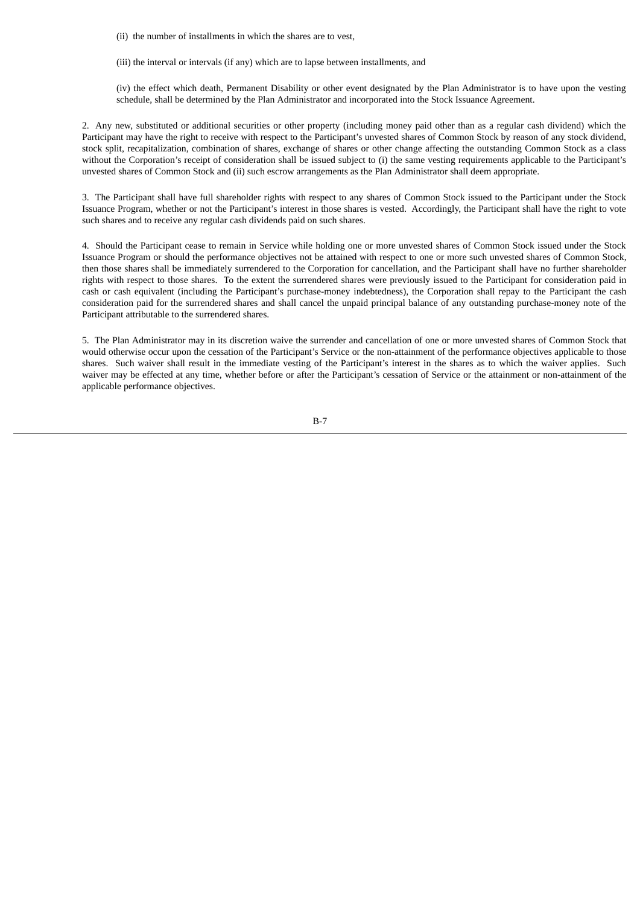(ii) the number of installments in which the shares are to vest,

(iii) the interval or intervals (if any) which are to lapse between installments, and

(iv) the effect which death, Permanent Disability or other event designated by the Plan Administrator is to have upon the vesting schedule, shall be determined by the Plan Administrator and incorporated into the Stock Issuance Agreement.

2. Any new, substituted or additional securities or other property (including money paid other than as a regular cash dividend) which the Participant may have the right to receive with respect to the Participant's unvested shares of Common Stock by reason of any stock dividend, stock split, recapitalization, combination of shares, exchange of shares or other change affecting the outstanding Common Stock as a class without the Corporation's receipt of consideration shall be issued subject to (i) the same vesting requirements applicable to the Participant's unvested shares of Common Stock and (ii) such escrow arrangements as the Plan Administrator shall deem appropriate.

3. The Participant shall have full shareholder rights with respect to any shares of Common Stock issued to the Participant under the Stock Issuance Program, whether or not the Participant's interest in those shares is vested. Accordingly, the Participant shall have the right to vote such shares and to receive any regular cash dividends paid on such shares.

4. Should the Participant cease to remain in Service while holding one or more unvested shares of Common Stock issued under the Stock Issuance Program or should the performance objectives not be attained with respect to one or more such unvested shares of Common Stock, then those shares shall be immediately surrendered to the Corporation for cancellation, and the Participant shall have no further shareholder rights with respect to those shares. To the extent the surrendered shares were previously issued to the Participant for consideration paid in cash or cash equivalent (including the Participant's purchase-money indebtedness), the Corporation shall repay to the Participant the cash consideration paid for the surrendered shares and shall cancel the unpaid principal balance of any outstanding purchase-money note of the Participant attributable to the surrendered shares.

5. The Plan Administrator may in its discretion waive the surrender and cancellation of one or more unvested shares of Common Stock that would otherwise occur upon the cessation of the Participant's Service or the non-attainment of the performance objectives applicable to those shares. Such waiver shall result in the immediate vesting of the Participant's interest in the shares as to which the waiver applies. Such waiver may be effected at any time, whether before or after the Participant's cessation of Service or the attainment or non-attainment of the applicable performance objectives.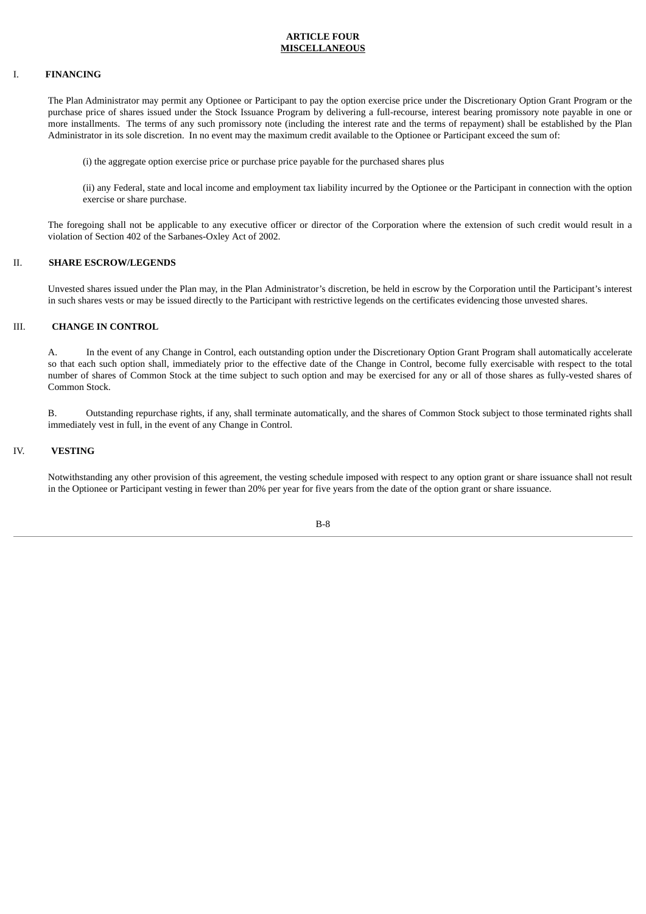# ARTICLE FOUR
## MISCELLANEOUS

### I. FINANCING

The Plan Administrator may permit any Optionee or Participant to pay the option exercise price under the Discretionary Option Grant Program or the purchase price of shares issued under the Stock Issuance Program by delivering a full-recourse, interest bearing promissory note payable in one or more installments. The terms of any such promissory note (including the interest rate and the terms of repayment) shall be established by the Plan Administrator in its sole discretion. In no event may the maximum credit available to the Optionee or Participant exceed the sum of:

(i) the aggregate option exercise price or purchase price payable for the purchased shares plus

(ii) any Federal, state and local income and employment tax liability incurred by the Optionee or the Participant in connection with the option exercise or share purchase.

The foregoing shall not be applicable to any executive officer or director of the Corporation where the extension of such credit would result in a violation of Section 402 of the Sarbanes-Oxley Act of 2002.

### II. SHARE ESCROW/LEGENDS

Unvested shares issued under the Plan may, in the Plan Administrator's discretion, be held in escrow by the Corporation until the Participant's interest in such shares vests or may be issued directly to the Participant with restrictive legends on the certificates evidencing those unvested shares.

### III. CHANGE IN CONTROL

A. In the event of any Change in Control, each outstanding option under the Discretionary Option Grant Program shall automatically accelerate so that each such option shall, immediately prior to the effective date of the Change in Control, become fully exercisable with respect to the total number of shares of Common Stock at the time subject to such option and may be exercised for any or all of those shares as fully-vested shares of Common Stock.

B. Outstanding repurchase rights, if any, shall terminate automatically, and the shares of Common Stock subject to those terminated rights shall immediately vest in full, in the event of any Change in Control.

### IV. VESTING

Notwithstanding any other provision of this agreement, the vesting schedule imposed with respect to any option grant or share issuance shall not result in the Optionee or Participant vesting in fewer than 20% per year for five years from the date of the option grant or share issuance.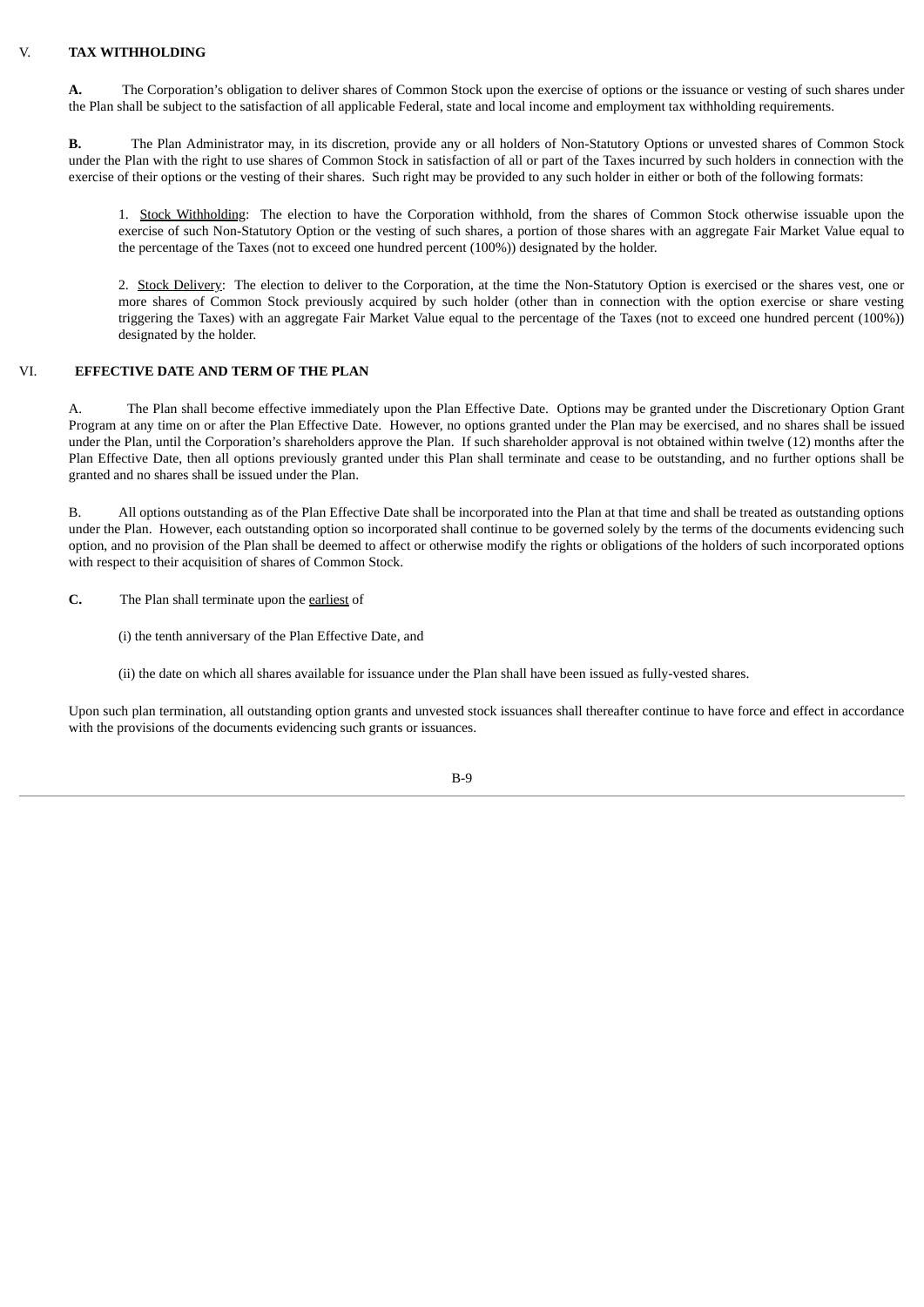## V. TAX WITHHOLDING

**A.** The Corporation's obligation to deliver shares of Common Stock upon the exercise of options or the issuance or vesting of such shares under the Plan shall be subject to the satisfaction of all applicable Federal, state and local income and employment tax withholding requirements.

**B.** The Plan Administrator may, in its discretion, provide any or all holders of Non-Statutory Options or unvested shares of Common Stock under the Plan with the right to use shares of Common Stock in satisfaction of all or part of the Taxes incurred by such holders in connection with the exercise of their options or the vesting of their shares. Such right may be provided to any such holder in either or both of the following formats:

1. Stock Withholding: The election to have the Corporation withhold, from the shares of Common Stock otherwise issuable upon the exercise of such Non-Statutory Option or the vesting of such shares, a portion of those shares with an aggregate Fair Market Value equal to the percentage of the Taxes (not to exceed one hundred percent (100%)) designated by the holder.

2. Stock Delivery: The election to deliver to the Corporation, at the time the Non-Statutory Option is exercised or the shares vest, one or more shares of Common Stock previously acquired by such holder (other than in connection with the option exercise or share vesting triggering the Taxes) with an aggregate Fair Market Value equal to the percentage of the Taxes (not to exceed one hundred percent (100%)) designated by the holder.

## VI. EFFECTIVE DATE AND TERM OF THE PLAN

A. The Plan shall become effective immediately upon the Plan Effective Date. Options may be granted under the Discretionary Option Grant Program at any time on or after the Plan Effective Date. However, no options granted under the Plan may be exercised, and no shares shall be issued under the Plan, until the Corporation's shareholders approve the Plan. If such shareholder approval is not obtained within twelve (12) months after the Plan Effective Date, then all options previously granted under this Plan shall terminate and cease to be outstanding, and no further options shall be granted and no shares shall be issued under the Plan.

B. All options outstanding as of the Plan Effective Date shall be incorporated into the Plan at that time and shall be treated as outstanding options under the Plan. However, each outstanding option so incorporated shall continue to be governed solely by the terms of the documents evidencing such option, and no provision of the Plan shall be deemed to affect or otherwise modify the rights or obligations of the holders of such incorporated options with respect to their acquisition of shares of Common Stock.

**C.** The Plan shall terminate upon the earliest of

(i) the tenth anniversary of the Plan Effective Date, and

(ii) the date on which all shares available for issuance under the Plan shall have been issued as fully-vested shares.

Upon such plan termination, all outstanding option grants and unvested stock issuances shall thereafter continue to have force and effect in accordance with the provisions of the documents evidencing such grants or issuances.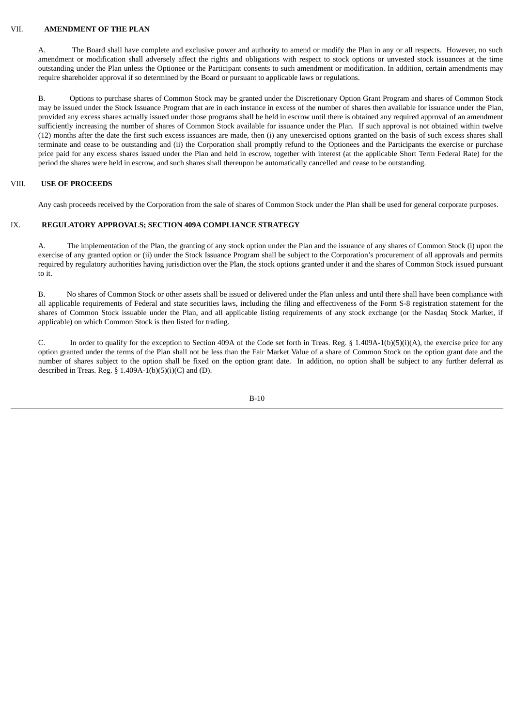## VII. AMENDMENT OF THE PLAN

A. The Board shall have complete and exclusive power and authority to amend or modify the Plan in any or all respects. However, no such amendment or modification shall adversely affect the rights and obligations with respect to stock options or unvested stock issuances at the time outstanding under the Plan unless the Optionee or the Participant consents to such amendment or modification. In addition, certain amendments may require shareholder approval if so determined by the Board or pursuant to applicable laws or regulations.

B. Options to purchase shares of Common Stock may be granted under the Discretionary Option Grant Program and shares of Common Stock may be issued under the Stock Issuance Program that are in each instance in excess of the number of shares then available for issuance under the Plan, provided any excess shares actually issued under those programs shall be held in escrow until there is obtained any required approval of an amendment sufficiently increasing the number of shares of Common Stock available for issuance under the Plan. If such approval is not obtained within twelve (12) months after the date the first such excess issuances are made, then (i) any unexercised options granted on the basis of such excess shares shall terminate and cease to be outstanding and (ii) the Corporation shall promptly refund to the Optionees and the Participants the exercise or purchase price paid for any excess shares issued under the Plan and held in escrow, together with interest (at the applicable Short Term Federal Rate) for the period the shares were held in escrow, and such shares shall thereupon be automatically cancelled and cease to be outstanding.

## VIII. USE OF PROCEEDS

Any cash proceeds received by the Corporation from the sale of shares of Common Stock under the Plan shall be used for general corporate purposes.

## IX. REGULATORY APPROVALS; SECTION 409A COMPLIANCE STRATEGY

A. The implementation of the Plan, the granting of any stock option under the Plan and the issuance of any shares of Common Stock (i) upon the exercise of any granted option or (ii) under the Stock Issuance Program shall be subject to the Corporation's procurement of all approvals and permits required by regulatory authorities having jurisdiction over the Plan, the stock options granted under it and the shares of Common Stock issued pursuant to it.

B. No shares of Common Stock or other assets shall be issued or delivered under the Plan unless and until there shall have been compliance with all applicable requirements of Federal and state securities laws, including the filing and effectiveness of the Form S-8 registration statement for the shares of Common Stock issuable under the Plan, and all applicable listing requirements of any stock exchange (or the Nasdaq Stock Market, if applicable) on which Common Stock is then listed for trading.

C. In order to qualify for the exception to Section 409A of the Code set forth in Treas. Reg. § 1.409A-1(b)(5)(i)(A), the exercise price for any option granted under the terms of the Plan shall not be less than the Fair Market Value of a share of Common Stock on the option grant date and the number of shares subject to the option shall be fixed on the option grant date. In addition, no option shall be subject to any further deferral as described in Treas. Reg. § 1.409A-1(b)(5)(i)(C) and (D).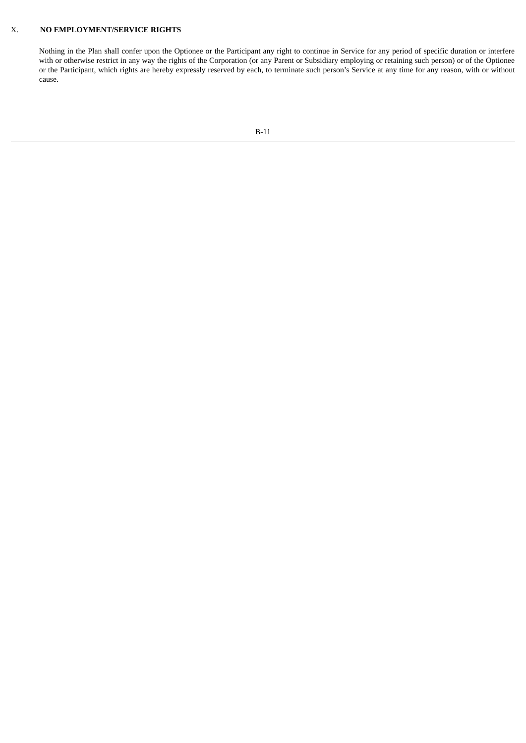## X. NO EMPLOYMENT/SERVICE RIGHTS

Nothing in the Plan shall confer upon the Optionee or the Participant any right to continue in Service for any period of specific duration or interfere with or otherwise restrict in any way the rights of the Corporation (or any Parent or Subsidiary employing or retaining such person) or of the Optionee or the Participant, which rights are hereby expressly reserved by each, to terminate such person's Service at any time for any reason, with or without cause.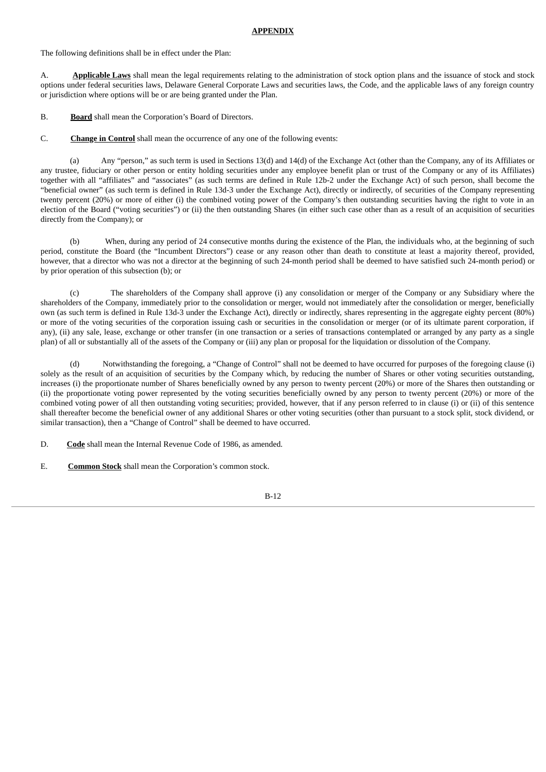**APPENDIX**

The following definitions shall be in effect under the Plan:

A. **Applicable Laws** shall mean the legal requirements relating to the administration of stock option plans and the issuance of stock and stock options under federal securities laws, Delaware General Corporate Laws and securities laws, the Code, and the applicable laws of any foreign country or jurisdiction where options will be or are being granted under the Plan.

B. **Board** shall mean the Corporation's Board of Directors.

C. **Change in Control** shall mean the occurrence of any one of the following events:

(a) Any "person," as such term is used in Sections 13(d) and 14(d) of the Exchange Act (other than the Company, any of its Affiliates or any trustee, fiduciary or other person or entity holding securities under any employee benefit plan or trust of the Company or any of its Affiliates) together with all "affiliates" and "associates" (as such terms are defined in Rule 12b-2 under the Exchange Act) of such person, shall become the "beneficial owner" (as such term is defined in Rule 13d-3 under the Exchange Act), directly or indirectly, of securities of the Company representing twenty percent (20%) or more of either (i) the combined voting power of the Company's then outstanding securities having the right to vote in an election of the Board ("voting securities") or (ii) the then outstanding Shares (in either such case other than as a result of an acquisition of securities directly from the Company); or

(b) When, during any period of 24 consecutive months during the existence of the Plan, the individuals who, at the beginning of such period, constitute the Board (the "Incumbent Directors") cease or any reason other than death to constitute at least a majority thereof, provided, however, that a director who was not a director at the beginning of such 24-month period shall be deemed to have satisfied such 24-month period) or by prior operation of this subsection (b); or

(c) The shareholders of the Company shall approve (i) any consolidation or merger of the Company or any Subsidiary where the shareholders of the Company, immediately prior to the consolidation or merger, would not immediately after the consolidation or merger, beneficially own (as such term is defined in Rule 13d-3 under the Exchange Act), directly or indirectly, shares representing in the aggregate eighty percent (80%) or more of the voting securities of the corporation issuing cash or securities in the consolidation or merger (or of its ultimate parent corporation, if any), (ii) any sale, lease, exchange or other transfer (in one transaction or a series of transactions contemplated or arranged by any party as a single plan) of all or substantially all of the assets of the Company or (iii) any plan or proposal for the liquidation or dissolution of the Company.

(d) Notwithstanding the foregoing, a "Change of Control" shall not be deemed to have occurred for purposes of the foregoing clause (i) solely as the result of an acquisition of securities by the Company which, by reducing the number of Shares or other voting securities outstanding, increases (i) the proportionate number of Shares beneficially owned by any person to twenty percent (20%) or more of the Shares then outstanding or (ii) the proportionate voting power represented by the voting securities beneficially owned by any person to twenty percent (20%) or more of the combined voting power of all then outstanding voting securities; provided, however, that if any person referred to in clause (i) or (ii) of this sentence shall thereafter become the beneficial owner of any additional Shares or other voting securities (other than pursuant to a stock split, stock dividend, or similar transaction), then a "Change of Control" shall be deemed to have occurred.

D. **Code** shall mean the Internal Revenue Code of 1986, as amended.

E. **Common Stock** shall mean the Corporation's common stock.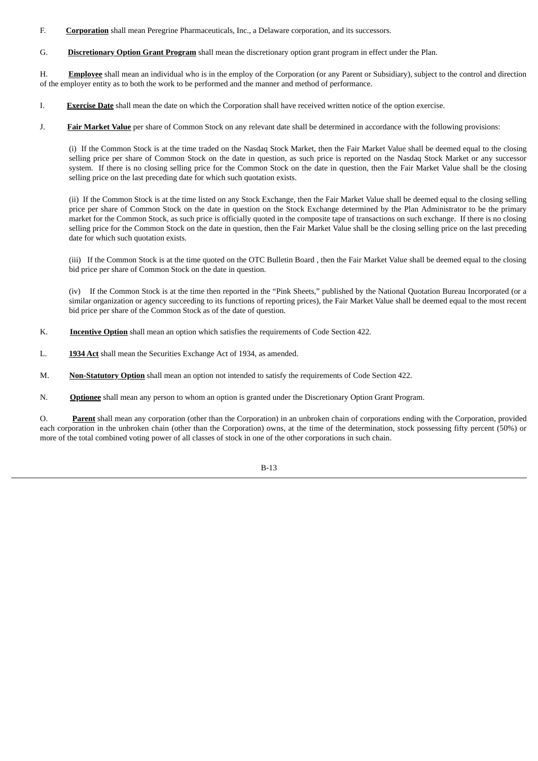F. **Corporation** shall mean Peregrine Pharmaceuticals, Inc., a Delaware corporation, and its successors.

G. **Discretionary Option Grant Program** shall mean the discretionary option grant program in effect under the Plan.

H. **Employee** shall mean an individual who is in the employ of the Corporation (or any Parent or Subsidiary), subject to the control and direction of the employer entity as to both the work to be performed and the manner and method of performance.

I. **Exercise Date** shall mean the date on which the Corporation shall have received written notice of the option exercise.

J. **Fair Market Value** per share of Common Stock on any relevant date shall be determined in accordance with the following provisions:

(i) If the Common Stock is at the time traded on the Nasdaq Stock Market, then the Fair Market Value shall be deemed equal to the closing selling price per share of Common Stock on the date in question, as such price is reported on the Nasdaq Stock Market or any successor system. If there is no closing selling price for the Common Stock on the date in question, then the Fair Market Value shall be the closing selling price on the last preceding date for which such quotation exists.

(ii) If the Common Stock is at the time listed on any Stock Exchange, then the Fair Market Value shall be deemed equal to the closing selling price per share of Common Stock on the date in question on the Stock Exchange determined by the Plan Administrator to be the primary market for the Common Stock, as such price is officially quoted in the composite tape of transactions on such exchange. If there is no closing selling price for the Common Stock on the date in question, then the Fair Market Value shall be the closing selling price on the last preceding date for which such quotation exists.

(iii) If the Common Stock is at the time quoted on the OTC Bulletin Board , then the Fair Market Value shall be deemed equal to the closing bid price per share of Common Stock on the date in question.

(iv) If the Common Stock is at the time then reported in the "Pink Sheets," published by the National Quotation Bureau Incorporated (or a similar organization or agency succeeding to its functions of reporting prices), the Fair Market Value shall be deemed equal to the most recent bid price per share of the Common Stock as of the date of question.

K. **Incentive Option** shall mean an option which satisfies the requirements of Code Section 422.

L. **1934 Act** shall mean the Securities Exchange Act of 1934, as amended.

M. **Non-Statutory Option** shall mean an option not intended to satisfy the requirements of Code Section 422.

N. **Optionee** shall mean any person to whom an option is granted under the Discretionary Option Grant Program.

O. **Parent** shall mean any corporation (other than the Corporation) in an unbroken chain of corporations ending with the Corporation, provided each corporation in the unbroken chain (other than the Corporation) owns, at the time of the determination, stock possessing fifty percent (50%) or more of the total combined voting power of all classes of stock in one of the other corporations in such chain.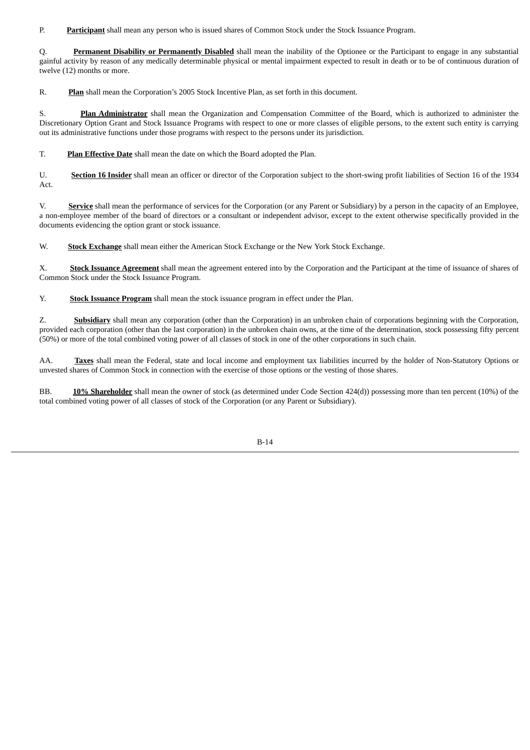P. **Participant** shall mean any person who is issued shares of Common Stock under the Stock Issuance Program.

Q. **Permanent Disability or Permanently Disabled** shall mean the inability of the Optionee or the Participant to engage in any substantial gainful activity by reason of any medically determinable physical or mental impairment expected to result in death or to be of continuous duration of twelve (12) months or more.

R. **Plan** shall mean the Corporation's 2005 Stock Incentive Plan, as set forth in this document.

S. **Plan Administrator** shall mean the Organization and Compensation Committee of the Board, which is authorized to administer the Discretionary Option Grant and Stock Issuance Programs with respect to one or more classes of eligible persons, to the extent such entity is carrying out its administrative functions under those programs with respect to the persons under its jurisdiction.

T. **Plan Effective Date** shall mean the date on which the Board adopted the Plan.

U. **Section 16 Insider** shall mean an officer or director of the Corporation subject to the short-swing profit liabilities of Section 16 of the 1934 Act.

V. **Service** shall mean the performance of services for the Corporation (or any Parent or Subsidiary) by a person in the capacity of an Employee, a non-employee member of the board of directors or a consultant or independent advisor, except to the extent otherwise specifically provided in the documents evidencing the option grant or stock issuance.

W. **Stock Exchange** shall mean either the American Stock Exchange or the New York Stock Exchange.

X. **Stock Issuance Agreement** shall mean the agreement entered into by the Corporation and the Participant at the time of issuance of shares of Common Stock under the Stock Issuance Program.

Y. **Stock Issuance Program** shall mean the stock issuance program in effect under the Plan.

Z. **Subsidiary** shall mean any corporation (other than the Corporation) in an unbroken chain of corporations beginning with the Corporation, provided each corporation (other than the last corporation) in the unbroken chain owns, at the time of the determination, stock possessing fifty percent (50%) or more of the total combined voting power of all classes of stock in one of the other corporations in such chain.

AA. **Taxes** shall mean the Federal, state and local income and employment tax liabilities incurred by the holder of Non-Statutory Options or unvested shares of Common Stock in connection with the exercise of those options or the vesting of those shares.

BB. **10% Shareholder** shall mean the owner of stock (as determined under Code Section 424(d)) possessing more than ten percent (10%) of the total combined voting power of all classes of stock of the Corporation (or any Parent or Subsidiary).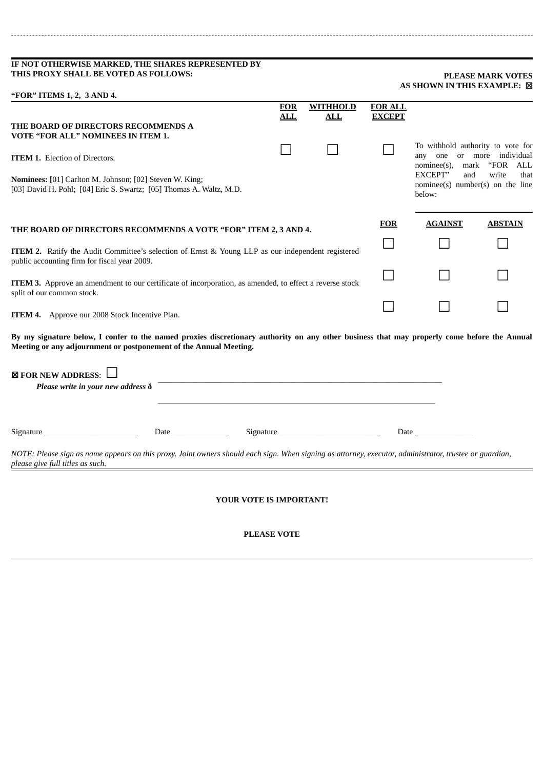**IF NOT OTHERWISE MARKED, THE SHARES REPRESENTED BY THIS PROXY SHALL BE VOTED AS FOLLOWS:**

**“FOR” ITEMS 1, 2, 3 AND 4.**

**PLEASE MARK VOTES AS SHOWN IN THIS EXAMPLE: ☒**

| | FOR ALL | WITHHOLD ALL | FOR ALL EXCEPT | |
|---|---|---|---|---|
| **THE BOARD OF DIRECTORS RECOMMENDS A VOTE “FOR ALL” NOMINEES IN ITEM 1.** | | | | |
| **ITEM 1.** Election of Directors. | ☐ | ☐ | ☐ | To withhold authority to vote for any one or more individual nominee(s), mark “FOR ALL EXCEPT” and write that nominee(s) number(s) on the line below: |
| **Nominees: [**01] Carlton M. Johnson; [02] Steven W. King; [03] David H. Pohl; [04] Eric S. Swartz; [05] Thomas A. Waltz, M.D. | | | | |

| **THE BOARD OF DIRECTORS RECOMMENDS A VOTE “FOR” ITEM 2, 3 AND 4.** | FOR | AGAINST | ABSTAIN |
|---|---|---|---|
| **ITEM 2.** Ratify the Audit Committee’s selection of Ernst & Young LLP as our independent registered public accounting firm for fiscal year 2009. | ☐ | ☐ | ☐ |
| **ITEM 3.** Approve an amendment to our certificate of incorporation, as amended, to effect a reverse stock split of our common stock. | ☐ | ☐ | ☐ |
| **ITEM 4.** Approve our 2008 Stock Incentive Plan. | ☐ | ☐ | ☐ |

**By my signature below, I confer to the named proxies discretionary authority on any other business that may properly come before the Annual Meeting or any adjournment or postponement of the Annual Meeting.**

**☒ FOR NEW ADDRESS**: ☐ \_\_\_\_\_\_\_\_\_\_\_\_\_\_\_\_\_\_\_\_\_\_\_\_\_\_\_\_\_\_\_\_\_\_\_\_\_\_\_\_\_\_\_\_\_\_\_\_\_\_\_\_\_\_\_\_\_\_\_\_\_\_\_\_\_\_\_\_

***Please write in your new address ð*** \_\_\_\_\_\_\_\_\_\_\_\_\_\_\_\_\_\_\_\_\_\_\_\_\_\_\_\_\_\_\_\_\_\_\_\_\_\_\_\_\_\_\_\_\_\_\_\_\_\_\_\_\_\_\_\_\_\_\_\_\_\_\_\_\_\_\_\_

Signature \_\_\_\_\_\_\_\_\_\_\_\_\_\_\_\_\_\_\_\_\_\_\_ Date \_\_\_\_\_\_\_\_\_\_\_\_\_\_ Signature \_\_\_\_\_\_\_\_\_\_\_\_\_\_\_\_\_\_\_\_\_\_\_\_\_ Date \_\_\_\_\_\_\_\_\_\_\_\_\_\_

*NOTE: Please sign as name appears on this proxy. Joint owners should each sign. When signing as attorney, executor, administrator, trustee or guardian, please give full titles as such.*

**YOUR VOTE IS IMPORTANT!**

**PLEASE VOTE**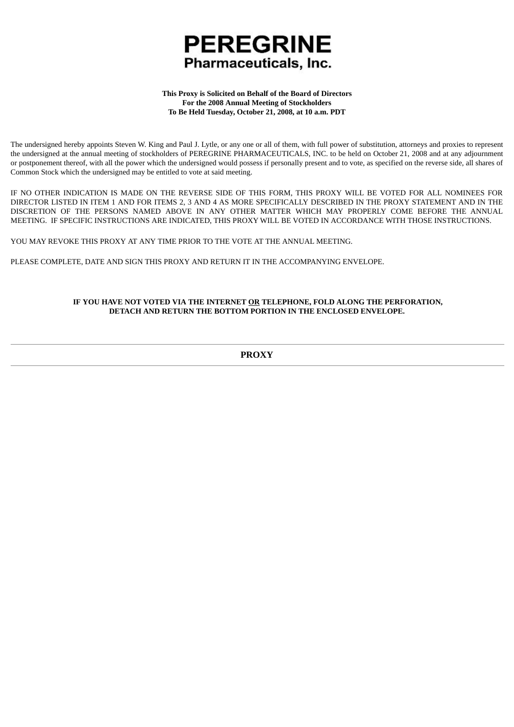# PEREGRINE
## Pharmaceuticals, Inc.

**This Proxy is Solicited on Behalf of the Board of Directors**
**For the 2008 Annual Meeting of Stockholders**
**To Be Held Tuesday, October 21, 2008, at 10 a.m. PDT**

The undersigned hereby appoints Steven W. King and Paul J. Lytle, or any one or all of them, with full power of substitution, attorneys and proxies to represent the undersigned at the annual meeting of stockholders of PEREGRINE PHARMACEUTICALS, INC. to be held on October 21, 2008 and at any adjournment or postponement thereof, with all the power which the undersigned would possess if personally present and to vote, as specified on the reverse side, all shares of Common Stock which the undersigned may be entitled to vote at said meeting.

IF NO OTHER INDICATION IS MADE ON THE REVERSE SIDE OF THIS FORM, THIS PROXY WILL BE VOTED FOR ALL NOMINEES FOR DIRECTOR LISTED IN ITEM 1 AND FOR ITEMS 2, 3 AND 4 AS MORE SPECIFICALLY DESCRIBED IN THE PROXY STATEMENT AND IN THE DISCRETION OF THE PERSONS NAMED ABOVE IN ANY OTHER MATTER WHICH MAY PROPERLY COME BEFORE THE ANNUAL MEETING. IF SPECIFIC INSTRUCTIONS ARE INDICATED, THIS PROXY WILL BE VOTED IN ACCORDANCE WITH THOSE INSTRUCTIONS.

YOU MAY REVOKE THIS PROXY AT ANY TIME PRIOR TO THE VOTE AT THE ANNUAL MEETING.

PLEASE COMPLETE, DATE AND SIGN THIS PROXY AND RETURN IT IN THE ACCOMPANYING ENVELOPE.

**IF YOU HAVE NOT VOTED VIA THE INTERNET OR TELEPHONE, FOLD ALONG THE PERFORATION, DETACH AND RETURN THE BOTTOM PORTION IN THE ENCLOSED ENVELOPE.**

---

**PROXY**

---